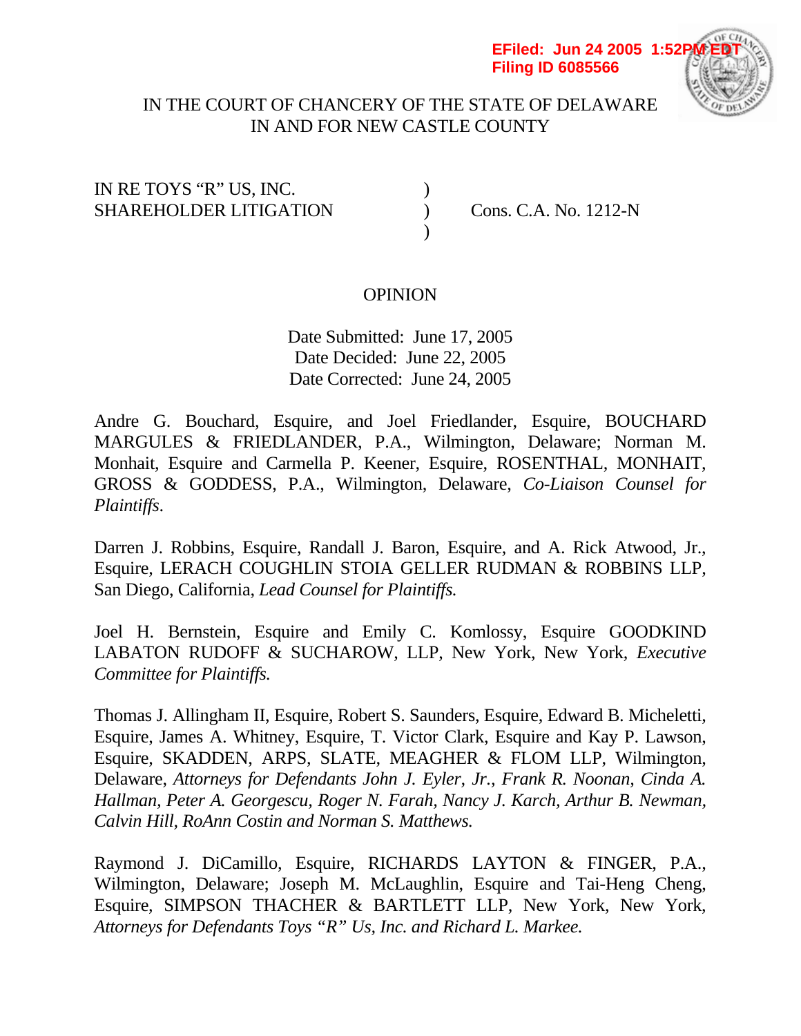EFiled: Jun 24 2005 1:52PM EDT
Filing ID 6085566

IN THE COURT OF CHANCERY OF THE STATE OF DELAWARE
IN AND FOR NEW CASTLE COUNTY

IN RE TOYS "R" US, INC. )
SHAREHOLDER LITIGATION ) Cons. C.A. No. 1212-N
)

OPINION

Date Submitted: June 17, 2005
Date Decided: June 22, 2005
Date Corrected: June 24, 2005

Andre G. Bouchard, Esquire, and Joel Friedlander, Esquire, BOUCHARD MARGULES & FRIEDLANDER, P.A., Wilmington, Delaware; Norman M. Monhait, Esquire and Carmella P. Keener, Esquire, ROSENTHAL, MONHAIT, GROSS & GODDESS, P.A., Wilmington, Delaware, *Co-Liaison Counsel for Plaintiffs.*

Darren J. Robbins, Esquire, Randall J. Baron, Esquire, and A. Rick Atwood, Jr., Esquire, LERACH COUGHLIN STOIA GELLER RUDMAN & ROBBINS LLP, San Diego, California, *Lead Counsel for Plaintiffs.*

Joel H. Bernstein, Esquire and Emily C. Komlossy, Esquire GOODKIND LABATON RUDOFF & SUCHAROW, LLP, New York, New York, *Executive Committee for Plaintiffs.*

Thomas J. Allingham II, Esquire, Robert S. Saunders, Esquire, Edward B. Micheletti, Esquire, James A. Whitney, Esquire, T. Victor Clark, Esquire and Kay P. Lawson, Esquire, SKADDEN, ARPS, SLATE, MEAGHER & FLOM LLP, Wilmington, Delaware, *Attorneys for Defendants John J. Eyler, Jr., Frank R. Noonan, Cinda A. Hallman, Peter A. Georgescu, Roger N. Farah, Nancy J. Karch, Arthur B. Newman, Calvin Hill, RoAnn Costin and Norman S. Matthews.*

Raymond J. DiCamillo, Esquire, RICHARDS LAYTON & FINGER, P.A., Wilmington, Delaware; Joseph M. McLaughlin, Esquire and Tai-Heng Cheng, Esquire, SIMPSON THACHER & BARTLETT LLP, New York, New York, *Attorneys for Defendants Toys "R" Us, Inc. and Richard L. Markee.*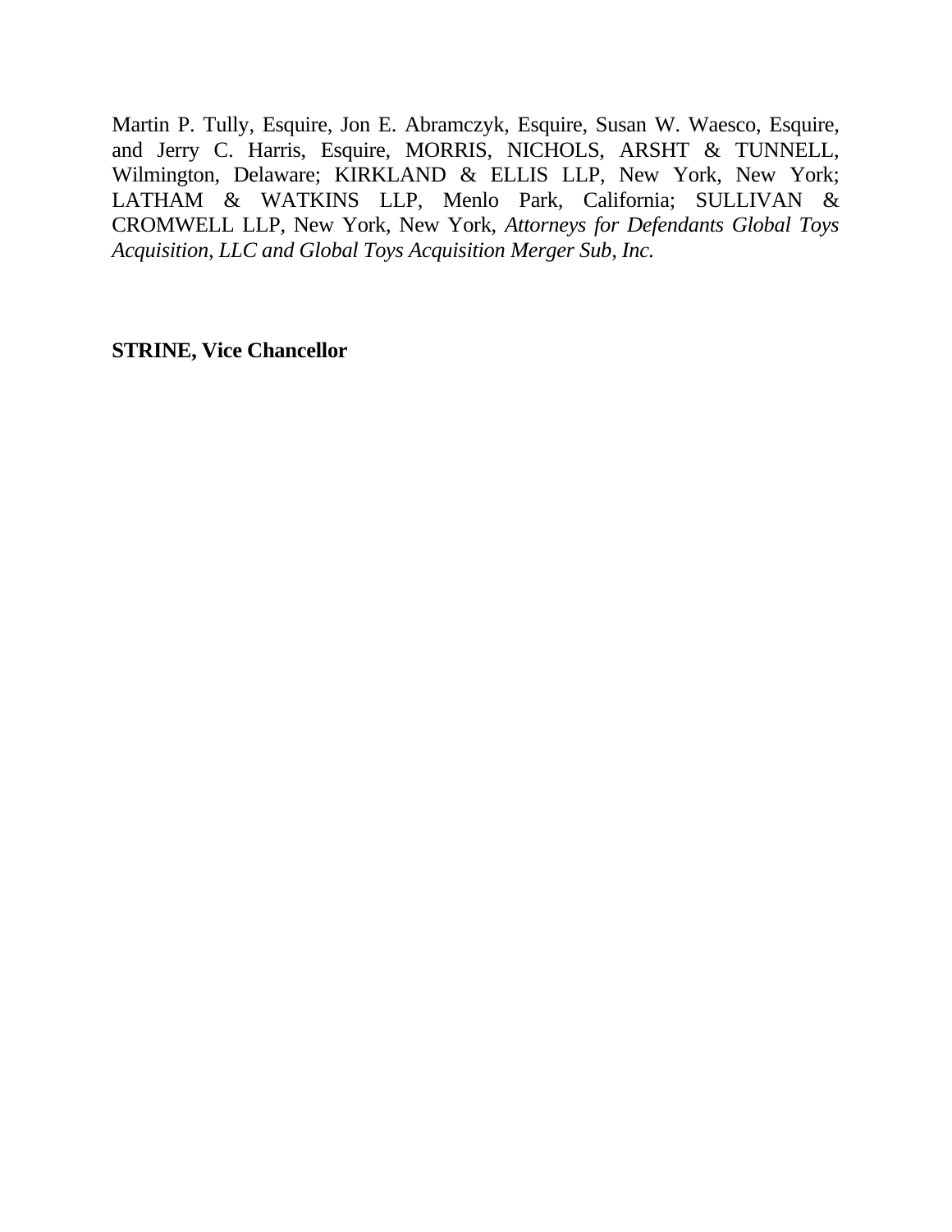Martin P. Tully, Esquire, Jon E. Abramczyk, Esquire, Susan W. Waesco, Esquire, and Jerry C. Harris, Esquire, MORRIS, NICHOLS, ARSHT & TUNNELL, Wilmington, Delaware; KIRKLAND & ELLIS LLP, New York, New York; LATHAM & WATKINS LLP, Menlo Park, California; SULLIVAN & CROMWELL LLP, New York, New York, *Attorneys for Defendants Global Toys Acquisition, LLC and Global Toys Acquisition Merger Sub, Inc.*

**STRINE, Vice Chancellor**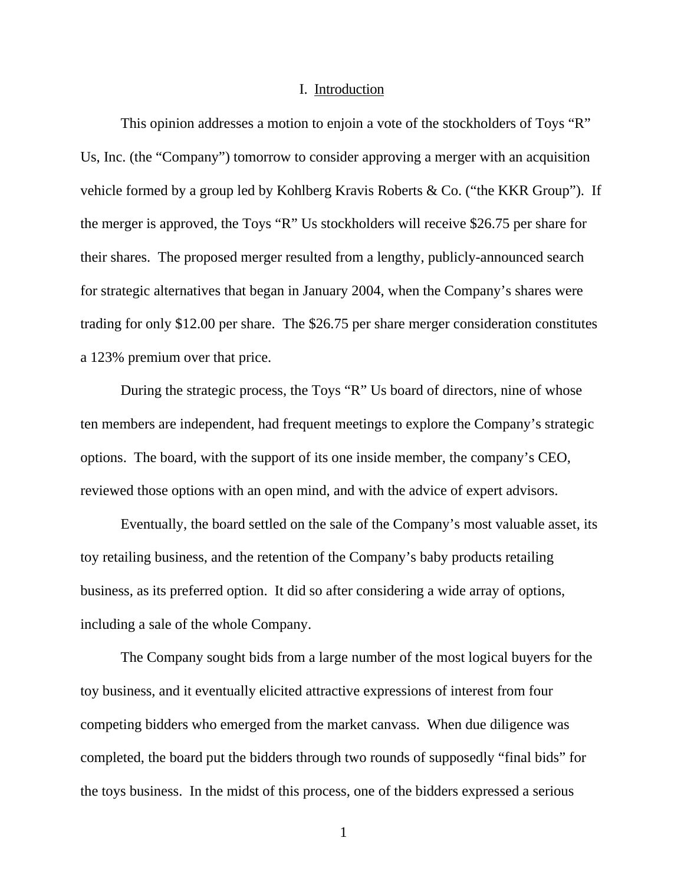# I. Introduction

This opinion addresses a motion to enjoin a vote of the stockholders of Toys "R" Us, Inc. (the "Company") tomorrow to consider approving a merger with an acquisition vehicle formed by a group led by Kohlberg Kravis Roberts & Co. ("the KKR Group"). If the merger is approved, the Toys "R" Us stockholders will receive $26.75 per share for their shares. The proposed merger resulted from a lengthy, publicly-announced search for strategic alternatives that began in January 2004, when the Company's shares were trading for only $12.00 per share. The $26.75 per share merger consideration constitutes a 123% premium over that price.

During the strategic process, the Toys "R" Us board of directors, nine of whose ten members are independent, had frequent meetings to explore the Company's strategic options. The board, with the support of its one inside member, the company's CEO, reviewed those options with an open mind, and with the advice of expert advisors.

Eventually, the board settled on the sale of the Company's most valuable asset, its toy retailing business, and the retention of the Company's baby products retailing business, as its preferred option. It did so after considering a wide array of options, including a sale of the whole Company.

The Company sought bids from a large number of the most logical buyers for the toy business, and it eventually elicited attractive expressions of interest from four competing bidders who emerged from the market canvass. When due diligence was completed, the board put the bidders through two rounds of supposedly "final bids" for the toys business. In the midst of this process, one of the bidders expressed a serious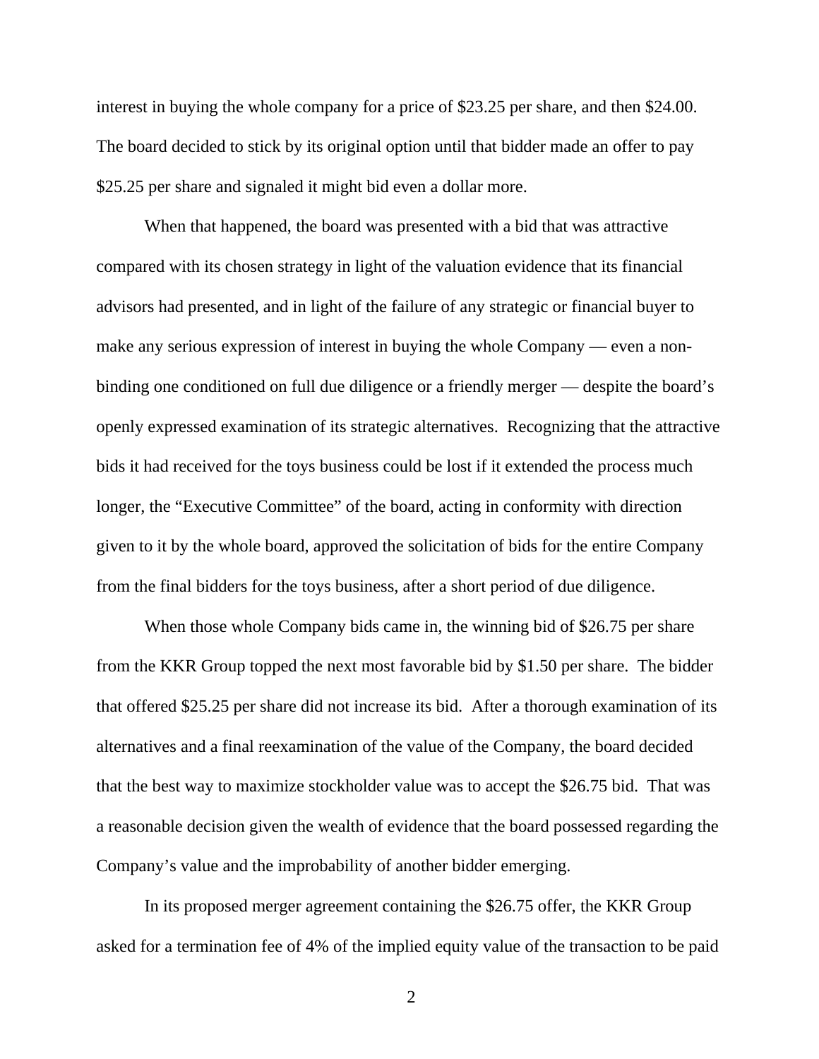interest in buying the whole company for a price of $23.25 per share, and then $24.00. The board decided to stick by its original option until that bidder made an offer to pay $25.25 per share and signaled it might bid even a dollar more.

When that happened, the board was presented with a bid that was attractive compared with its chosen strategy in light of the valuation evidence that its financial advisors had presented, and in light of the failure of any strategic or financial buyer to make any serious expression of interest in buying the whole Company — even a non-binding one conditioned on full due diligence or a friendly merger — despite the board's openly expressed examination of its strategic alternatives. Recognizing that the attractive bids it had received for the toys business could be lost if it extended the process much longer, the "Executive Committee" of the board, acting in conformity with direction given to it by the whole board, approved the solicitation of bids for the entire Company from the final bidders for the toys business, after a short period of due diligence.

When those whole Company bids came in, the winning bid of $26.75 per share from the KKR Group topped the next most favorable bid by $1.50 per share. The bidder that offered $25.25 per share did not increase its bid. After a thorough examination of its alternatives and a final reexamination of the value of the Company, the board decided that the best way to maximize stockholder value was to accept the $26.75 bid. That was a reasonable decision given the wealth of evidence that the board possessed regarding the Company's value and the improbability of another bidder emerging.

In its proposed merger agreement containing the $26.75 offer, the KKR Group asked for a termination fee of 4% of the implied equity value of the transaction to be paid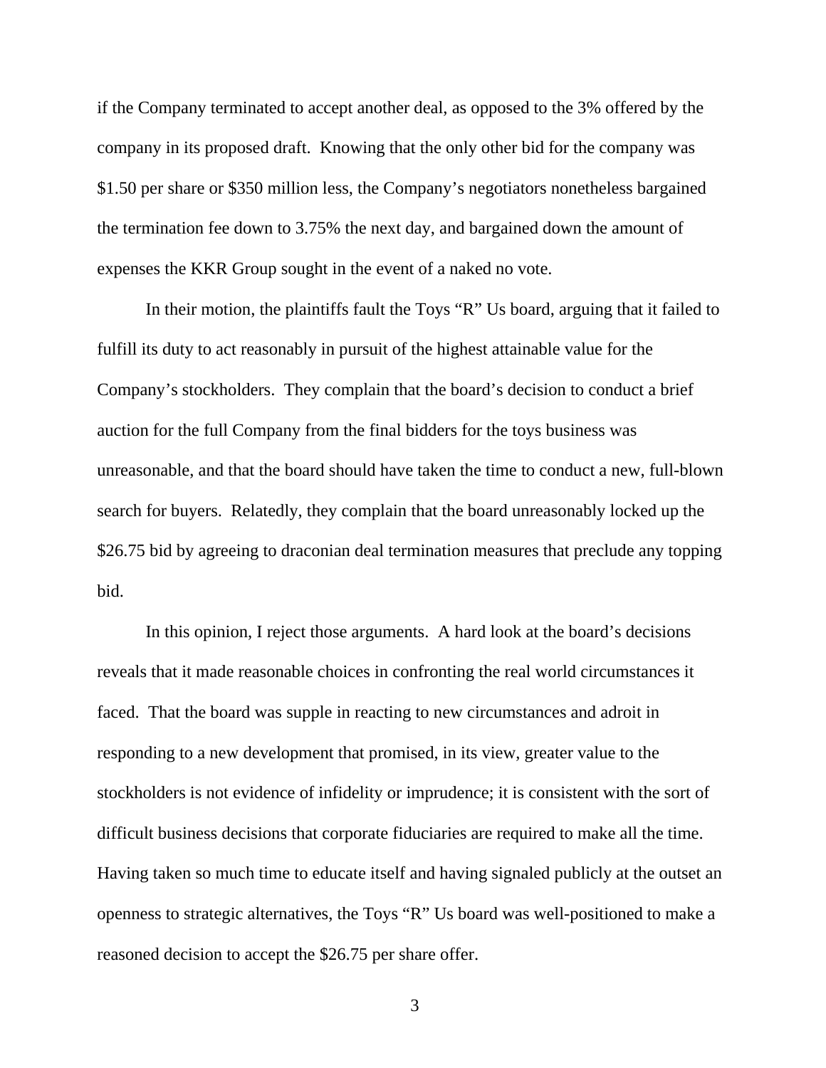if the Company terminated to accept another deal, as opposed to the 3% offered by the company in its proposed draft. Knowing that the only other bid for the company was $1.50 per share or $350 million less, the Company's negotiators nonetheless bargained the termination fee down to 3.75% the next day, and bargained down the amount of expenses the KKR Group sought in the event of a naked no vote.

In their motion, the plaintiffs fault the Toys "R" Us board, arguing that it failed to fulfill its duty to act reasonably in pursuit of the highest attainable value for the Company's stockholders. They complain that the board's decision to conduct a brief auction for the full Company from the final bidders for the toys business was unreasonable, and that the board should have taken the time to conduct a new, full-blown search for buyers. Relatedly, they complain that the board unreasonably locked up the $26.75 bid by agreeing to draconian deal termination measures that preclude any topping bid.

In this opinion, I reject those arguments. A hard look at the board's decisions reveals that it made reasonable choices in confronting the real world circumstances it faced. That the board was supple in reacting to new circumstances and adroit in responding to a new development that promised, in its view, greater value to the stockholders is not evidence of infidelity or imprudence; it is consistent with the sort of difficult business decisions that corporate fiduciaries are required to make all the time. Having taken so much time to educate itself and having signaled publicly at the outset an openness to strategic alternatives, the Toys "R" Us board was well-positioned to make a reasoned decision to accept the $26.75 per share offer.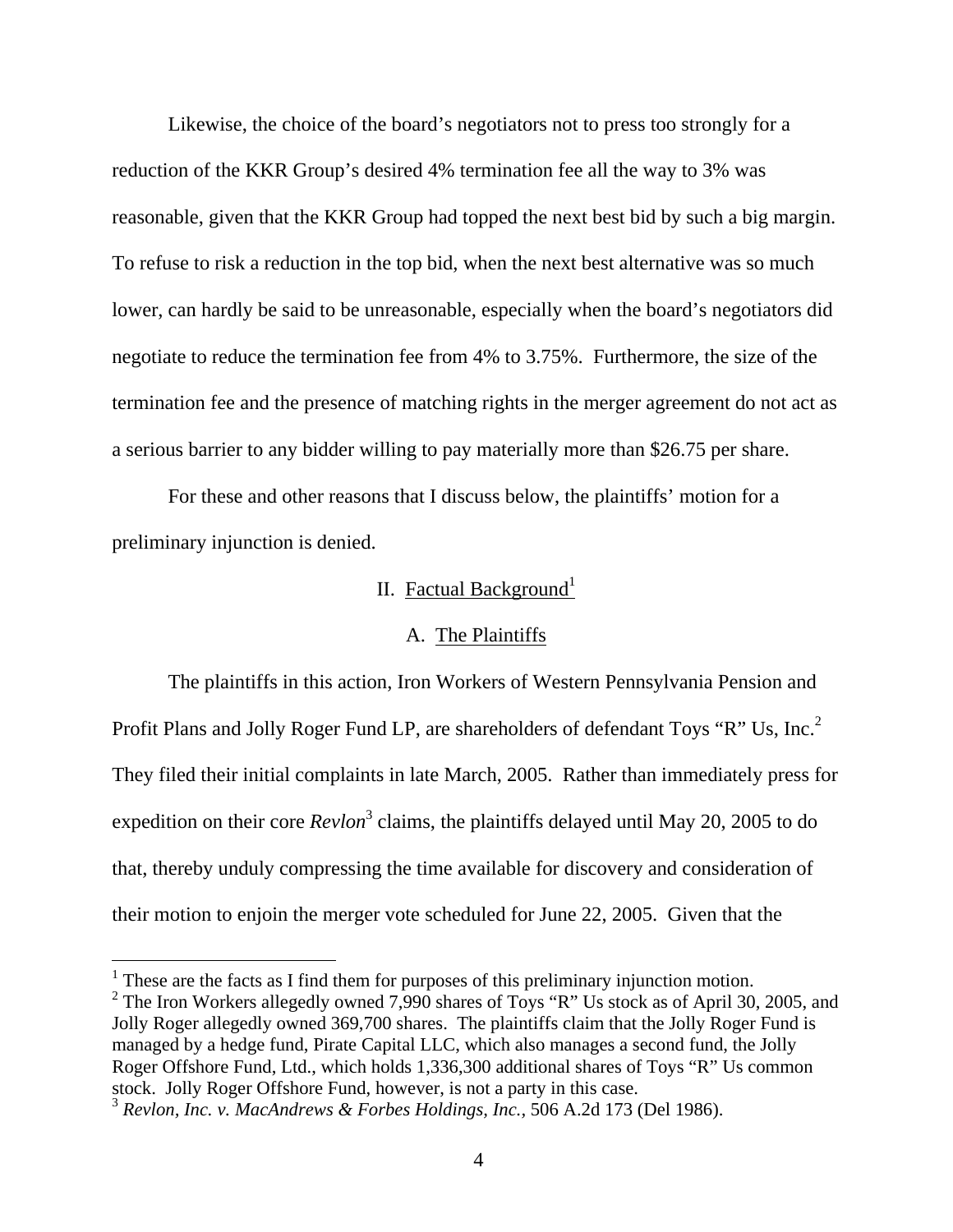Likewise, the choice of the board's negotiators not to press too strongly for a reduction of the KKR Group's desired 4% termination fee all the way to 3% was reasonable, given that the KKR Group had topped the next best bid by such a big margin. To refuse to risk a reduction in the top bid, when the next best alternative was so much lower, can hardly be said to be unreasonable, especially when the board's negotiators did negotiate to reduce the termination fee from 4% to 3.75%. Furthermore, the size of the termination fee and the presence of matching rights in the merger agreement do not act as a serious barrier to any bidder willing to pay materially more than $26.75 per share.

For these and other reasons that I discuss below, the plaintiffs' motion for a preliminary injunction is denied.

## II. Factual Background[1]

### A. The Plaintiffs

The plaintiffs in this action, Iron Workers of Western Pennsylvania Pension and Profit Plans and Jolly Roger Fund LP, are shareholders of defendant Toys "R" Us, Inc.[2] They filed their initial complaints in late March, 2005. Rather than immediately press for expedition on their core *Revlon*[3] claims, the plaintiffs delayed until May 20, 2005 to do that, thereby unduly compressing the time available for discovery and consideration of their motion to enjoin the merger vote scheduled for June 22, 2005. Given that the

---

[1] These are the facts as I find them for purposes of this preliminary injunction motion.

[2] The Iron Workers allegedly owned 7,990 shares of Toys "R" Us stock as of April 30, 2005, and Jolly Roger allegedly owned 369,700 shares. The plaintiffs claim that the Jolly Roger Fund is managed by a hedge fund, Pirate Capital LLC, which also manages a second fund, the Jolly Roger Offshore Fund, Ltd., which holds 1,336,300 additional shares of Toys "R" Us common stock. Jolly Roger Offshore Fund, however, is not a party in this case.

[3] *Revlon, Inc. v. MacAndrews & Forbes Holdings, Inc.*, 506 A.2d 173 (Del 1986).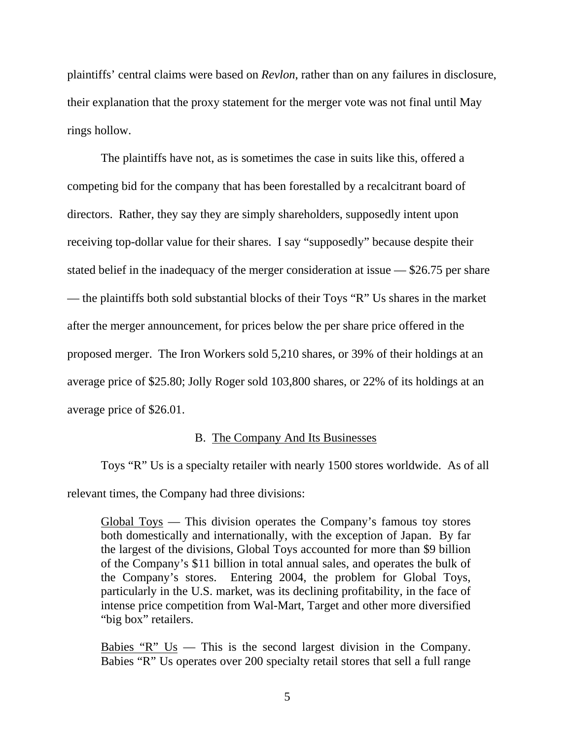plaintiffs' central claims were based on *Revlon*, rather than on any failures in disclosure, their explanation that the proxy statement for the merger vote was not final until May rings hollow.

The plaintiffs have not, as is sometimes the case in suits like this, offered a competing bid for the company that has been forestalled by a recalcitrant board of directors. Rather, they say they are simply shareholders, supposedly intent upon receiving top-dollar value for their shares. I say "supposedly" because despite their stated belief in the inadequacy of the merger consideration at issue — $26.75 per share — the plaintiffs both sold substantial blocks of their Toys "R" Us shares in the market after the merger announcement, for prices below the per share price offered in the proposed merger. The Iron Workers sold 5,210 shares, or 39% of their holdings at an average price of $25.80; Jolly Roger sold 103,800 shares, or 22% of its holdings at an average price of $26.01.

### B. The Company And Its Businesses

Toys "R" Us is a specialty retailer with nearly 1500 stores worldwide. As of all relevant times, the Company had three divisions:

> Global Toys — This division operates the Company's famous toy stores both domestically and internationally, with the exception of Japan. By far the largest of the divisions, Global Toys accounted for more than $9 billion of the Company's $11 billion in total annual sales, and operates the bulk of the Company's stores. Entering 2004, the problem for Global Toys, particularly in the U.S. market, was its declining profitability, in the face of intense price competition from Wal-Mart, Target and other more diversified "big box" retailers.
>
> Babies "R" Us — This is the second largest division in the Company. Babies "R" Us operates over 200 specialty retail stores that sell a full range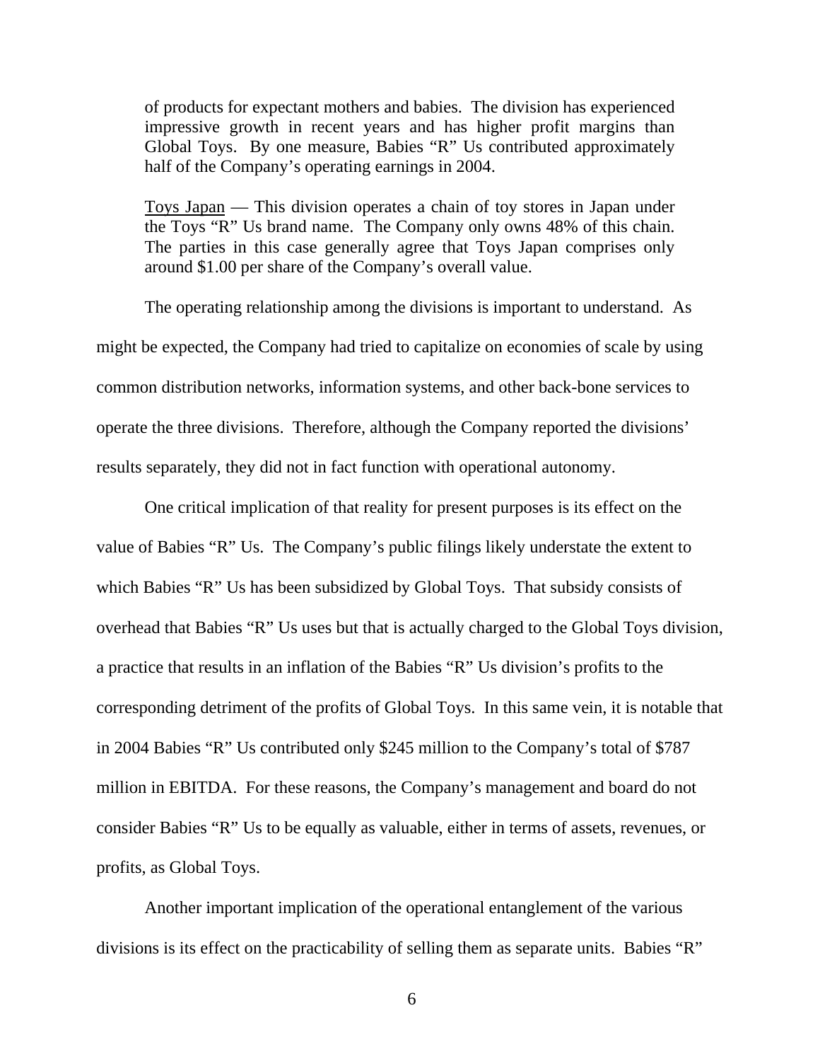of products for expectant mothers and babies. The division has experienced impressive growth in recent years and has higher profit margins than Global Toys. By one measure, Babies "R" Us contributed approximately half of the Company's operating earnings in 2004.

Toys Japan — This division operates a chain of toy stores in Japan under the Toys "R" Us brand name. The Company only owns 48% of this chain. The parties in this case generally agree that Toys Japan comprises only around $1.00 per share of the Company's overall value.

The operating relationship among the divisions is important to understand. As might be expected, the Company had tried to capitalize on economies of scale by using common distribution networks, information systems, and other back-bone services to operate the three divisions. Therefore, although the Company reported the divisions' results separately, they did not in fact function with operational autonomy.

One critical implication of that reality for present purposes is its effect on the value of Babies "R" Us. The Company's public filings likely understate the extent to which Babies "R" Us has been subsidized by Global Toys. That subsidy consists of overhead that Babies "R" Us uses but that is actually charged to the Global Toys division, a practice that results in an inflation of the Babies "R" Us division's profits to the corresponding detriment of the profits of Global Toys. In this same vein, it is notable that in 2004 Babies "R" Us contributed only $245 million to the Company's total of $787 million in EBITDA. For these reasons, the Company's management and board do not consider Babies "R" Us to be equally as valuable, either in terms of assets, revenues, or profits, as Global Toys.

Another important implication of the operational entanglement of the various divisions is its effect on the practicability of selling them as separate units. Babies "R"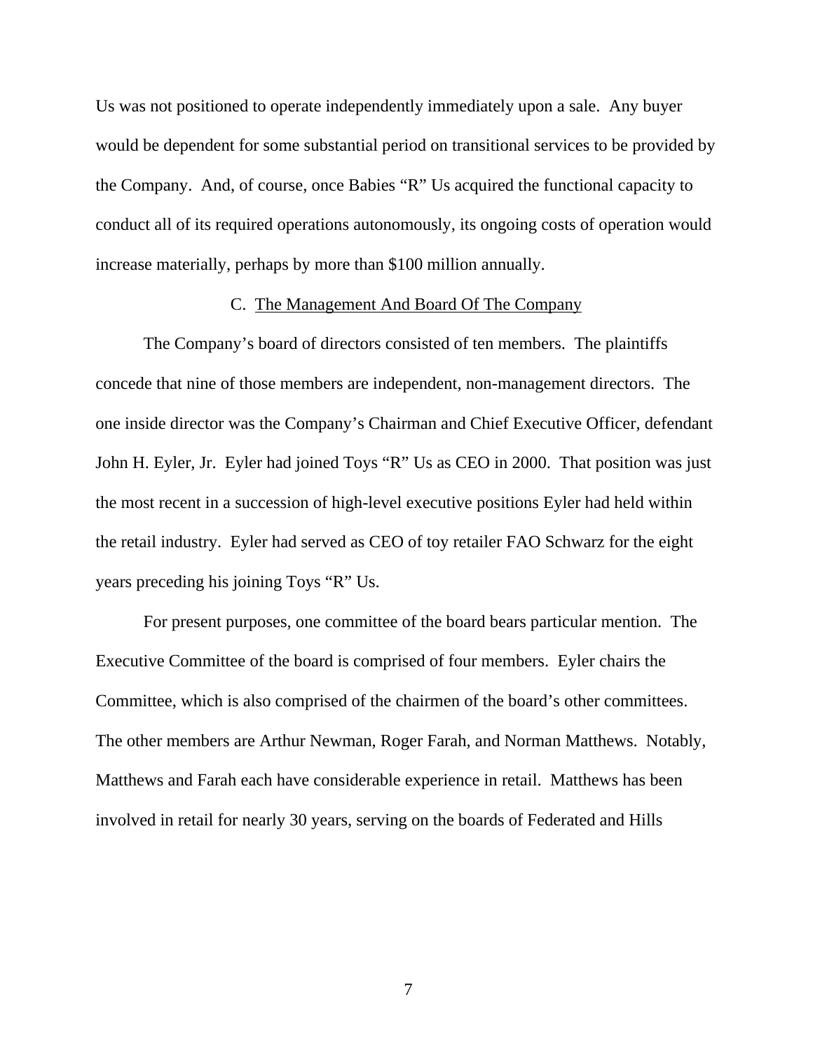Us was not positioned to operate independently immediately upon a sale. Any buyer would be dependent for some substantial period on transitional services to be provided by the Company. And, of course, once Babies "R" Us acquired the functional capacity to conduct all of its required operations autonomously, its ongoing costs of operation would increase materially, perhaps by more than $100 million annually.

### C. The Management And Board Of The Company

The Company's board of directors consisted of ten members. The plaintiffs concede that nine of those members are independent, non-management directors. The one inside director was the Company's Chairman and Chief Executive Officer, defendant John H. Eyler, Jr. Eyler had joined Toys "R" Us as CEO in 2000. That position was just the most recent in a succession of high-level executive positions Eyler had held within the retail industry. Eyler had served as CEO of toy retailer FAO Schwarz for the eight years preceding his joining Toys "R" Us.

For present purposes, one committee of the board bears particular mention. The Executive Committee of the board is comprised of four members. Eyler chairs the Committee, which is also comprised of the chairmen of the board's other committees. The other members are Arthur Newman, Roger Farah, and Norman Matthews. Notably, Matthews and Farah each have considerable experience in retail. Matthews has been involved in retail for nearly 30 years, serving on the boards of Federated and Hills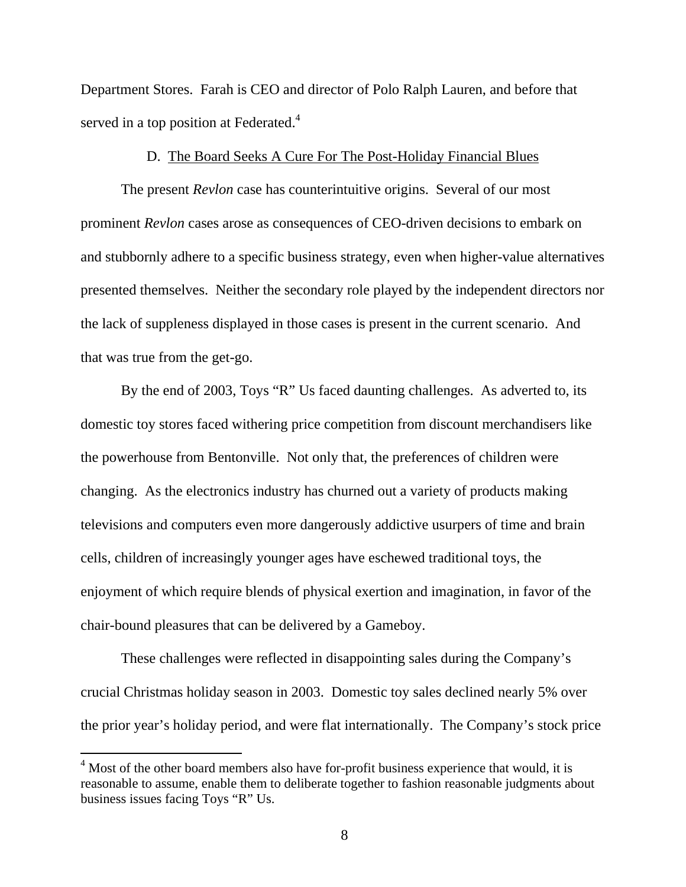Department Stores. Farah is CEO and director of Polo Ralph Lauren, and before that served in a top position at Federated.[4]

### D. The Board Seeks A Cure For The Post-Holiday Financial Blues

The present *Revlon* case has counterintuitive origins. Several of our most prominent *Revlon* cases arose as consequences of CEO-driven decisions to embark on and stubbornly adhere to a specific business strategy, even when higher-value alternatives presented themselves. Neither the secondary role played by the independent directors nor the lack of suppleness displayed in those cases is present in the current scenario. And that was true from the get-go.

By the end of 2003, Toys "R" Us faced daunting challenges. As adverted to, its domestic toy stores faced withering price competition from discount merchandisers like the powerhouse from Bentonville. Not only that, the preferences of children were changing. As the electronics industry has churned out a variety of products making televisions and computers even more dangerously addictive usurpers of time and brain cells, children of increasingly younger ages have eschewed traditional toys, the enjoyment of which require blends of physical exertion and imagination, in favor of the chair-bound pleasures that can be delivered by a Gameboy.

These challenges were reflected in disappointing sales during the Company's crucial Christmas holiday season in 2003. Domestic toy sales declined nearly 5% over the prior year's holiday period, and were flat internationally. The Company's stock price

[4] Most of the other board members also have for-profit business experience that would, it is reasonable to assume, enable them to deliberate together to fashion reasonable judgments about business issues facing Toys "R" Us.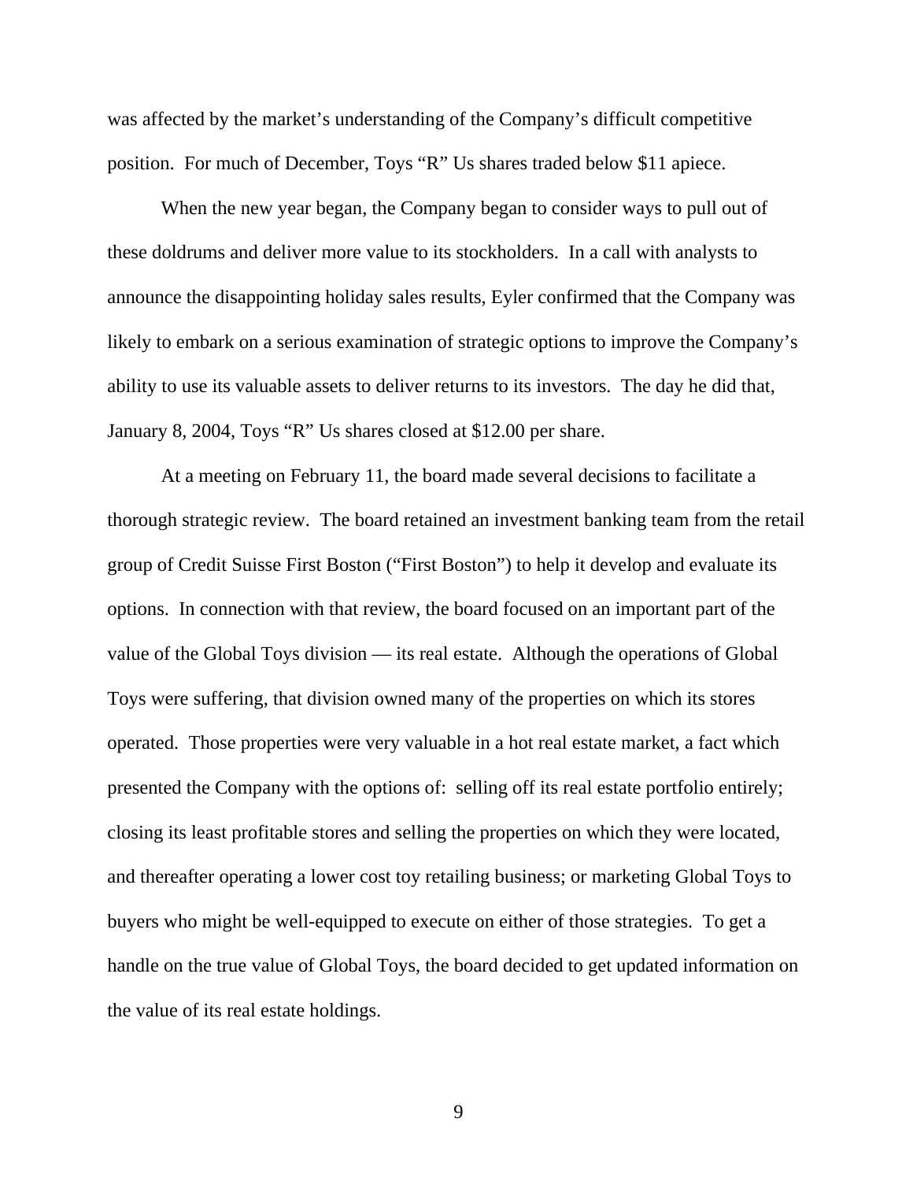was affected by the market's understanding of the Company's difficult competitive position. For much of December, Toys "R" Us shares traded below $11 apiece.

When the new year began, the Company began to consider ways to pull out of these doldrums and deliver more value to its stockholders. In a call with analysts to announce the disappointing holiday sales results, Eyler confirmed that the Company was likely to embark on a serious examination of strategic options to improve the Company's ability to use its valuable assets to deliver returns to its investors. The day he did that, January 8, 2004, Toys "R" Us shares closed at $12.00 per share.

At a meeting on February 11, the board made several decisions to facilitate a thorough strategic review. The board retained an investment banking team from the retail group of Credit Suisse First Boston ("First Boston") to help it develop and evaluate its options. In connection with that review, the board focused on an important part of the value of the Global Toys division — its real estate. Although the operations of Global Toys were suffering, that division owned many of the properties on which its stores operated. Those properties were very valuable in a hot real estate market, a fact which presented the Company with the options of: selling off its real estate portfolio entirely; closing its least profitable stores and selling the properties on which they were located, and thereafter operating a lower cost toy retailing business; or marketing Global Toys to buyers who might be well-equipped to execute on either of those strategies. To get a handle on the true value of Global Toys, the board decided to get updated information on the value of its real estate holdings.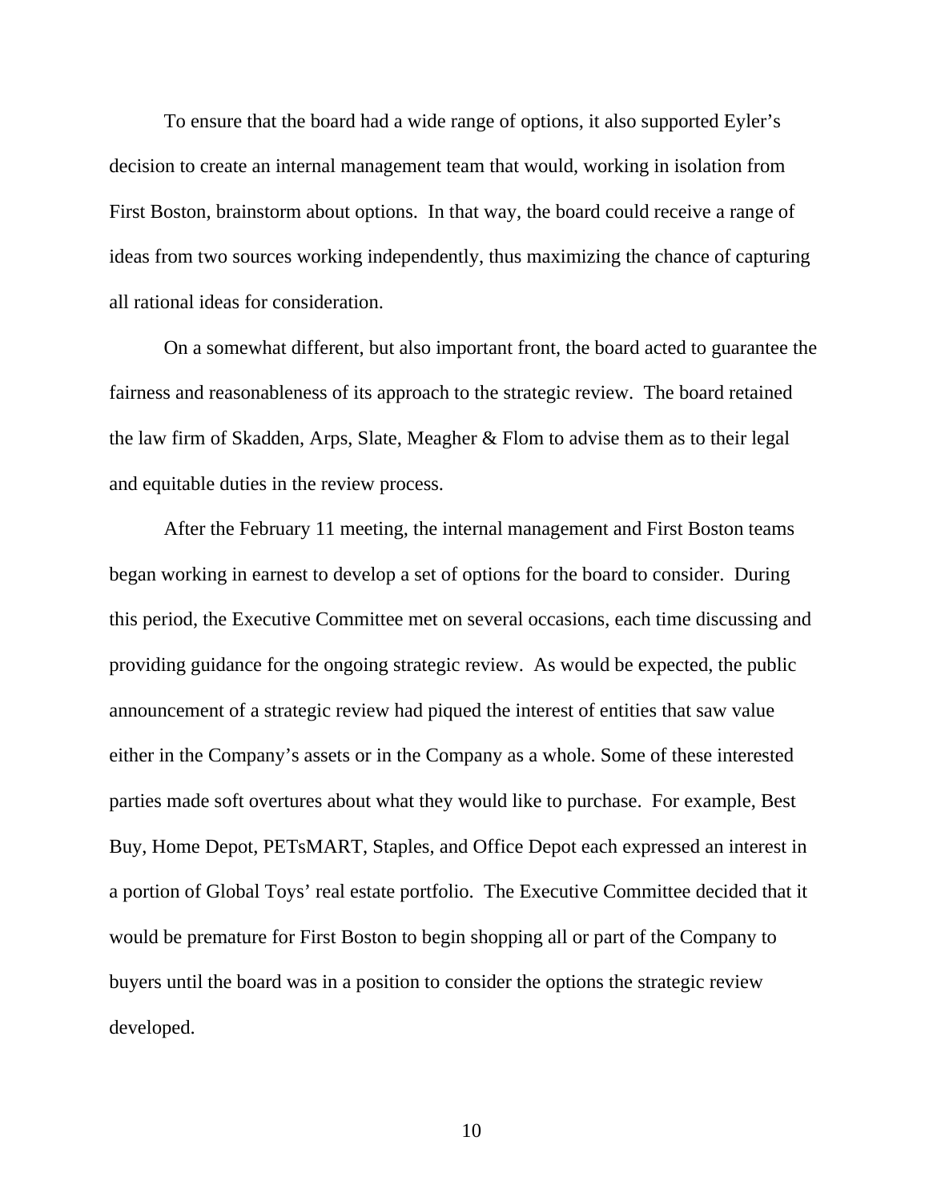To ensure that the board had a wide range of options, it also supported Eyler's decision to create an internal management team that would, working in isolation from First Boston, brainstorm about options. In that way, the board could receive a range of ideas from two sources working independently, thus maximizing the chance of capturing all rational ideas for consideration.

On a somewhat different, but also important front, the board acted to guarantee the fairness and reasonableness of its approach to the strategic review. The board retained the law firm of Skadden, Arps, Slate, Meagher & Flom to advise them as to their legal and equitable duties in the review process.

After the February 11 meeting, the internal management and First Boston teams began working in earnest to develop a set of options for the board to consider. During this period, the Executive Committee met on several occasions, each time discussing and providing guidance for the ongoing strategic review. As would be expected, the public announcement of a strategic review had piqued the interest of entities that saw value either in the Company's assets or in the Company as a whole. Some of these interested parties made soft overtures about what they would like to purchase. For example, Best Buy, Home Depot, PETsMART, Staples, and Office Depot each expressed an interest in a portion of Global Toys' real estate portfolio. The Executive Committee decided that it would be premature for First Boston to begin shopping all or part of the Company to buyers until the board was in a position to consider the options the strategic review developed.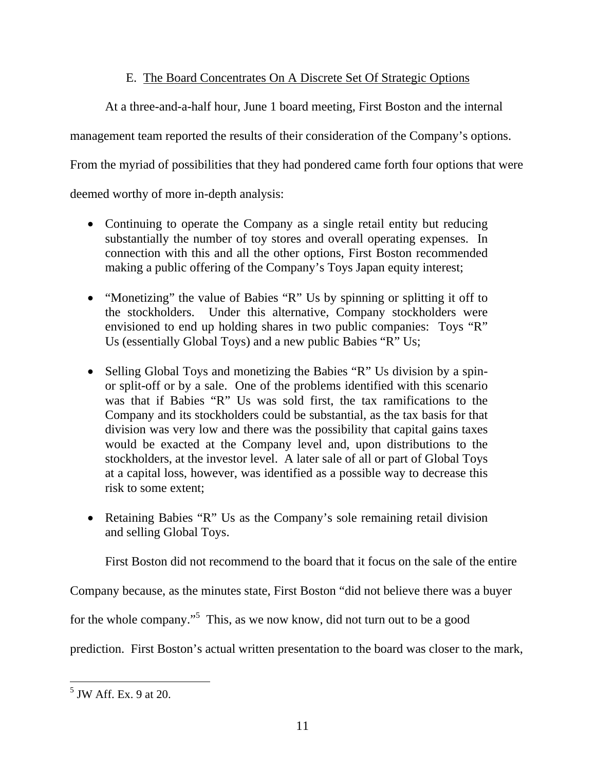### E. The Board Concentrates On A Discrete Set Of Strategic Options

At a three-and-a-half hour, June 1 board meeting, First Boston and the internal management team reported the results of their consideration of the Company's options. From the myriad of possibilities that they had pondered came forth four options that were deemed worthy of more in-depth analysis:

- Continuing to operate the Company as a single retail entity but reducing substantially the number of toy stores and overall operating expenses. In connection with this and all the other options, First Boston recommended making a public offering of the Company's Toys Japan equity interest;

- "Monetizing" the value of Babies "R" Us by spinning or splitting it off to the stockholders. Under this alternative, Company stockholders were envisioned to end up holding shares in two public companies: Toys "R" Us (essentially Global Toys) and a new public Babies "R" Us;

- Selling Global Toys and monetizing the Babies "R" Us division by a spin- or split-off or by a sale. One of the problems identified with this scenario was that if Babies "R" Us was sold first, the tax ramifications to the Company and its stockholders could be substantial, as the tax basis for that division was very low and there was the possibility that capital gains taxes would be exacted at the Company level and, upon distributions to the stockholders, at the investor level. A later sale of all or part of Global Toys at a capital loss, however, was identified as a possible way to decrease this risk to some extent;

- Retaining Babies "R" Us as the Company's sole remaining retail division and selling Global Toys.

First Boston did not recommend to the board that it focus on the sale of the entire Company because, as the minutes state, First Boston "did not believe there was a buyer for the whole company."[5] This, as we now know, did not turn out to be a good prediction. First Boston's actual written presentation to the board was closer to the mark,

---

[5] JW Aff. Ex. 9 at 20.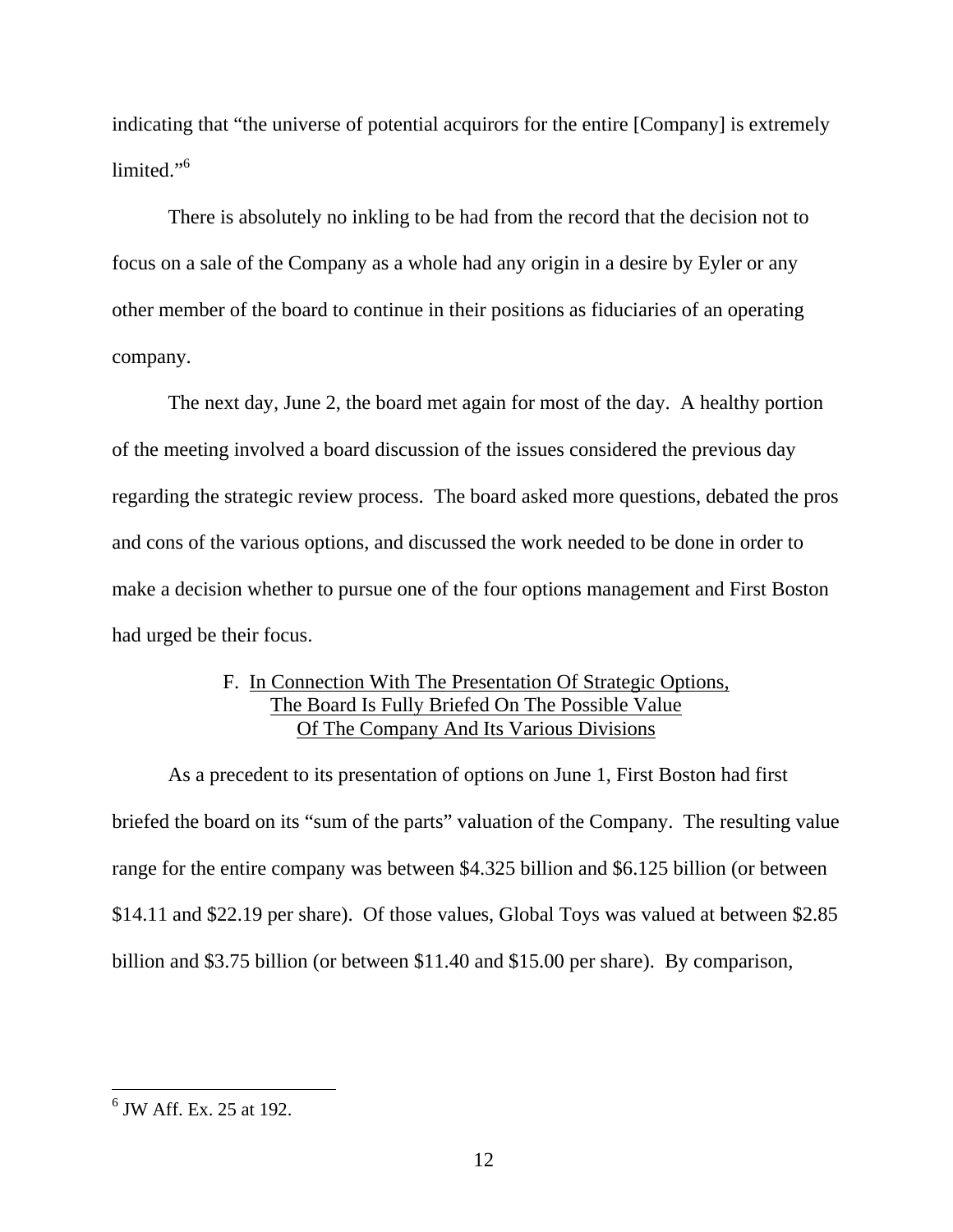indicating that "the universe of potential acquirors for the entire [Company] is extremely limited."[6]

There is absolutely no inkling to be had from the record that the decision not to focus on a sale of the Company as a whole had any origin in a desire by Eyler or any other member of the board to continue in their positions as fiduciaries of an operating company.

The next day, June 2, the board met again for most of the day. A healthy portion of the meeting involved a board discussion of the issues considered the previous day regarding the strategic review process. The board asked more questions, debated the pros and cons of the various options, and discussed the work needed to be done in order to make a decision whether to pursue one of the four options management and First Boston had urged be their focus.

### F. In Connection With The Presentation Of Strategic Options, The Board Is Fully Briefed On The Possible Value Of The Company And Its Various Divisions

As a precedent to its presentation of options on June 1, First Boston had first briefed the board on its "sum of the parts" valuation of the Company. The resulting value range for the entire company was between \$4.325 billion and \$6.125 billion (or between \$14.11 and \$22.19 per share). Of those values, Global Toys was valued at between \$2.85 billion and \$3.75 billion (or between \$11.40 and \$15.00 per share). By comparison,

---

[6] JW Aff. Ex. 25 at 192.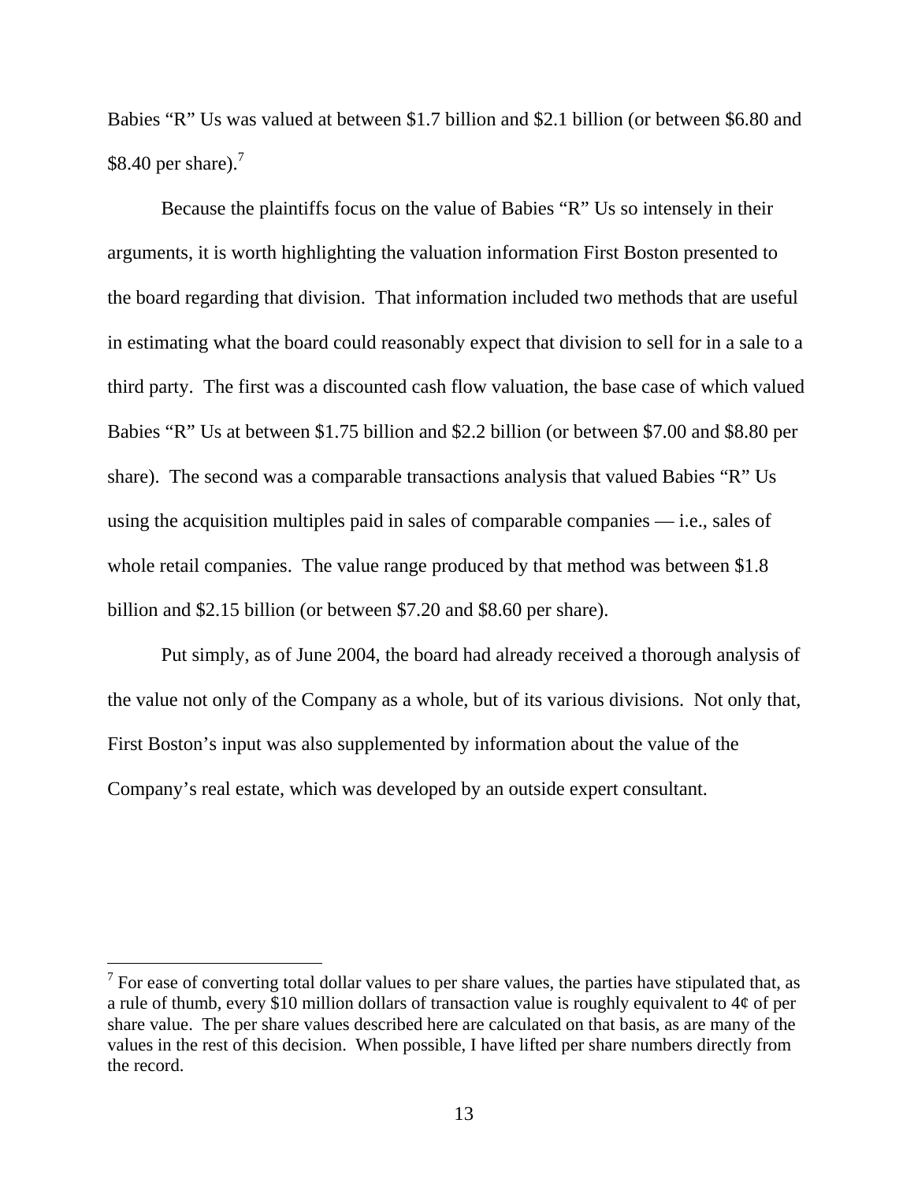Babies "R" Us was valued at between $1.7 billion and $2.1 billion (or between $6.80 and $8.40 per share).[7]

Because the plaintiffs focus on the value of Babies "R" Us so intensely in their arguments, it is worth highlighting the valuation information First Boston presented to the board regarding that division. That information included two methods that are useful in estimating what the board could reasonably expect that division to sell for in a sale to a third party. The first was a discounted cash flow valuation, the base case of which valued Babies "R" Us at between $1.75 billion and $2.2 billion (or between $7.00 and $8.80 per share). The second was a comparable transactions analysis that valued Babies "R" Us using the acquisition multiples paid in sales of comparable companies — i.e., sales of whole retail companies. The value range produced by that method was between $1.8 billion and $2.15 billion (or between $7.20 and $8.60 per share).

Put simply, as of June 2004, the board had already received a thorough analysis of the value not only of the Company as a whole, but of its various divisions. Not only that, First Boston's input was also supplemented by information about the value of the Company's real estate, which was developed by an outside expert consultant.

---

[7] For ease of converting total dollar values to per share values, the parties have stipulated that, as a rule of thumb, every $10 million dollars of transaction value is roughly equivalent to 4¢ of per share value. The per share values described here are calculated on that basis, as are many of the values in the rest of this decision. When possible, I have lifted per share numbers directly from the record.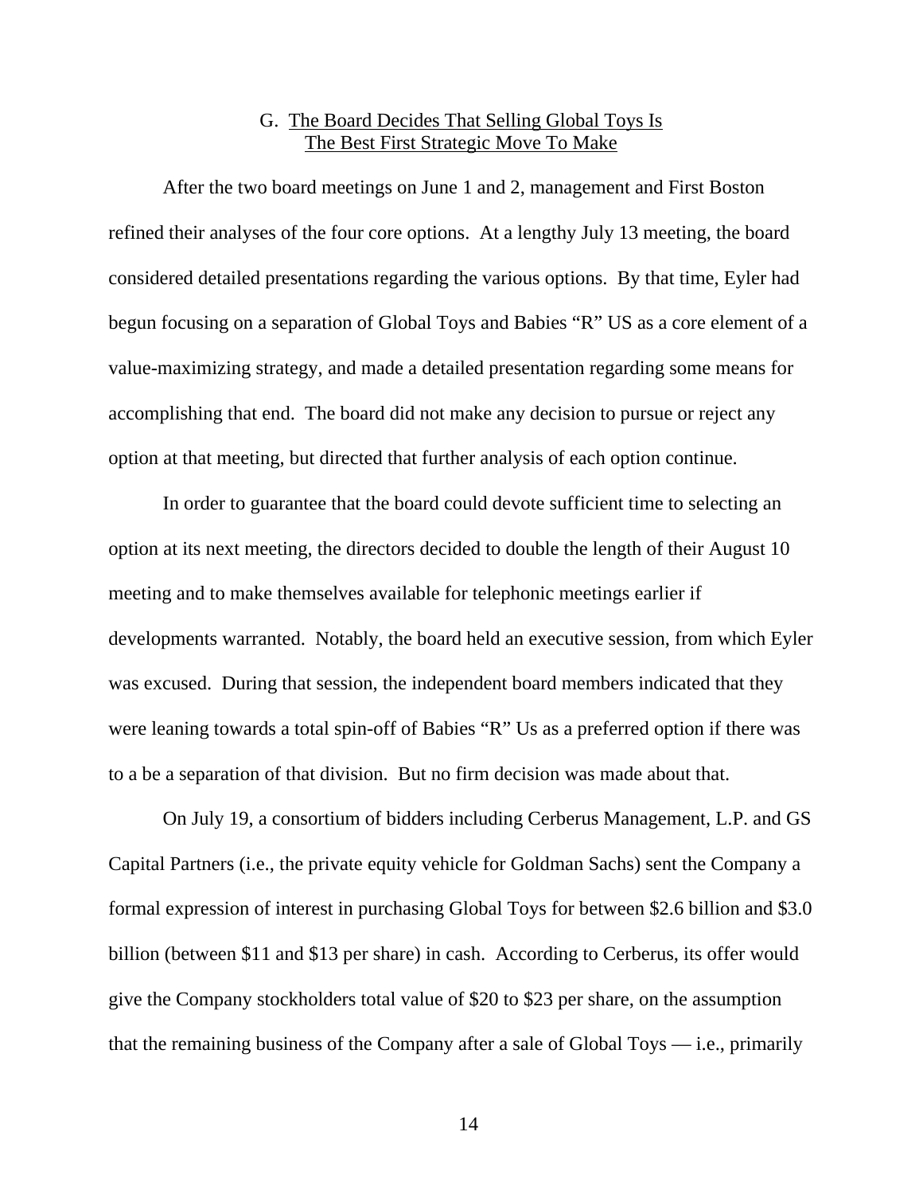### G. The Board Decides That Selling Global Toys Is The Best First Strategic Move To Make

After the two board meetings on June 1 and 2, management and First Boston refined their analyses of the four core options. At a lengthy July 13 meeting, the board considered detailed presentations regarding the various options. By that time, Eyler had begun focusing on a separation of Global Toys and Babies "R" US as a core element of a value-maximizing strategy, and made a detailed presentation regarding some means for accomplishing that end. The board did not make any decision to pursue or reject any option at that meeting, but directed that further analysis of each option continue.

In order to guarantee that the board could devote sufficient time to selecting an option at its next meeting, the directors decided to double the length of their August 10 meeting and to make themselves available for telephonic meetings earlier if developments warranted. Notably, the board held an executive session, from which Eyler was excused. During that session, the independent board members indicated that they were leaning towards a total spin-off of Babies "R" Us as a preferred option if there was to a be a separation of that division. But no firm decision was made about that.

On July 19, a consortium of bidders including Cerberus Management, L.P. and GS Capital Partners (i.e., the private equity vehicle for Goldman Sachs) sent the Company a formal expression of interest in purchasing Global Toys for between $2.6 billion and $3.0 billion (between $11 and $13 per share) in cash. According to Cerberus, its offer would give the Company stockholders total value of $20 to $23 per share, on the assumption that the remaining business of the Company after a sale of Global Toys — i.e., primarily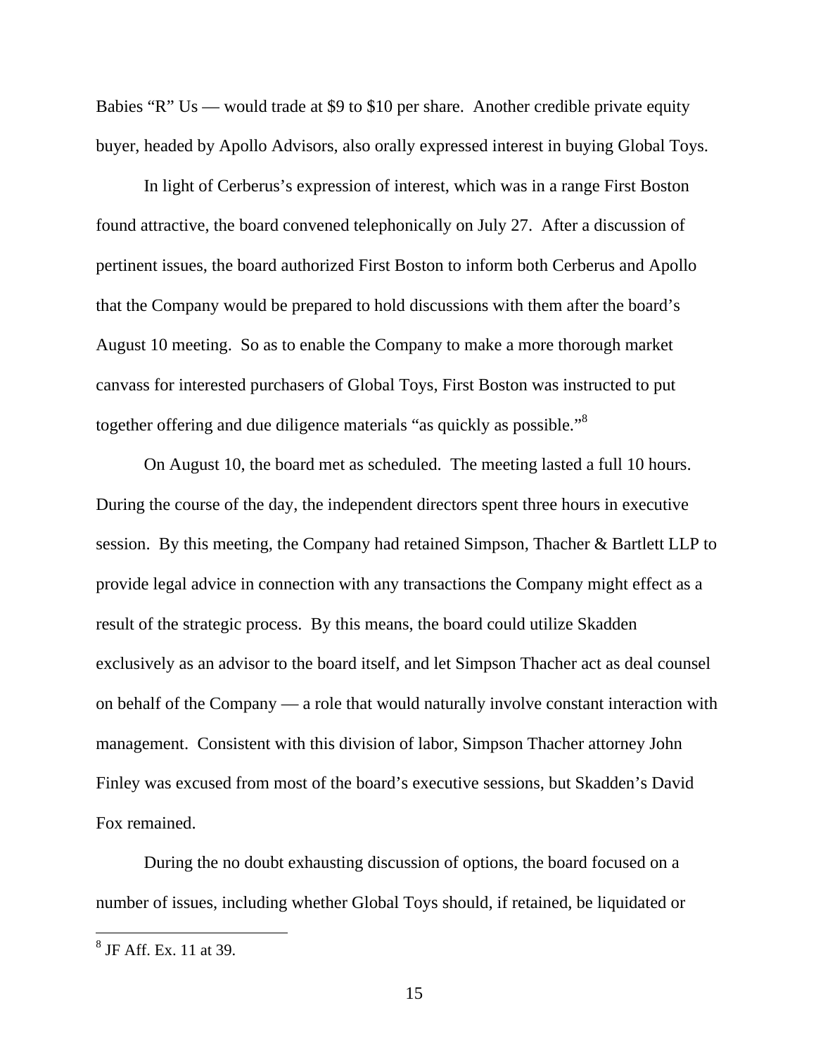Babies "R" Us — would trade at $9 to $10 per share. Another credible private equity buyer, headed by Apollo Advisors, also orally expressed interest in buying Global Toys.

In light of Cerberus's expression of interest, which was in a range First Boston found attractive, the board convened telephonically on July 27. After a discussion of pertinent issues, the board authorized First Boston to inform both Cerberus and Apollo that the Company would be prepared to hold discussions with them after the board's August 10 meeting. So as to enable the Company to make a more thorough market canvass for interested purchasers of Global Toys, First Boston was instructed to put together offering and due diligence materials "as quickly as possible."[8]

On August 10, the board met as scheduled. The meeting lasted a full 10 hours. During the course of the day, the independent directors spent three hours in executive session. By this meeting, the Company had retained Simpson, Thacher & Bartlett LLP to provide legal advice in connection with any transactions the Company might effect as a result of the strategic process. By this means, the board could utilize Skadden exclusively as an advisor to the board itself, and let Simpson Thacher act as deal counsel on behalf of the Company — a role that would naturally involve constant interaction with management. Consistent with this division of labor, Simpson Thacher attorney John Finley was excused from most of the board's executive sessions, but Skadden's David Fox remained.

During the no doubt exhausting discussion of options, the board focused on a number of issues, including whether Global Toys should, if retained, be liquidated or

[8] JF Aff. Ex. 11 at 39.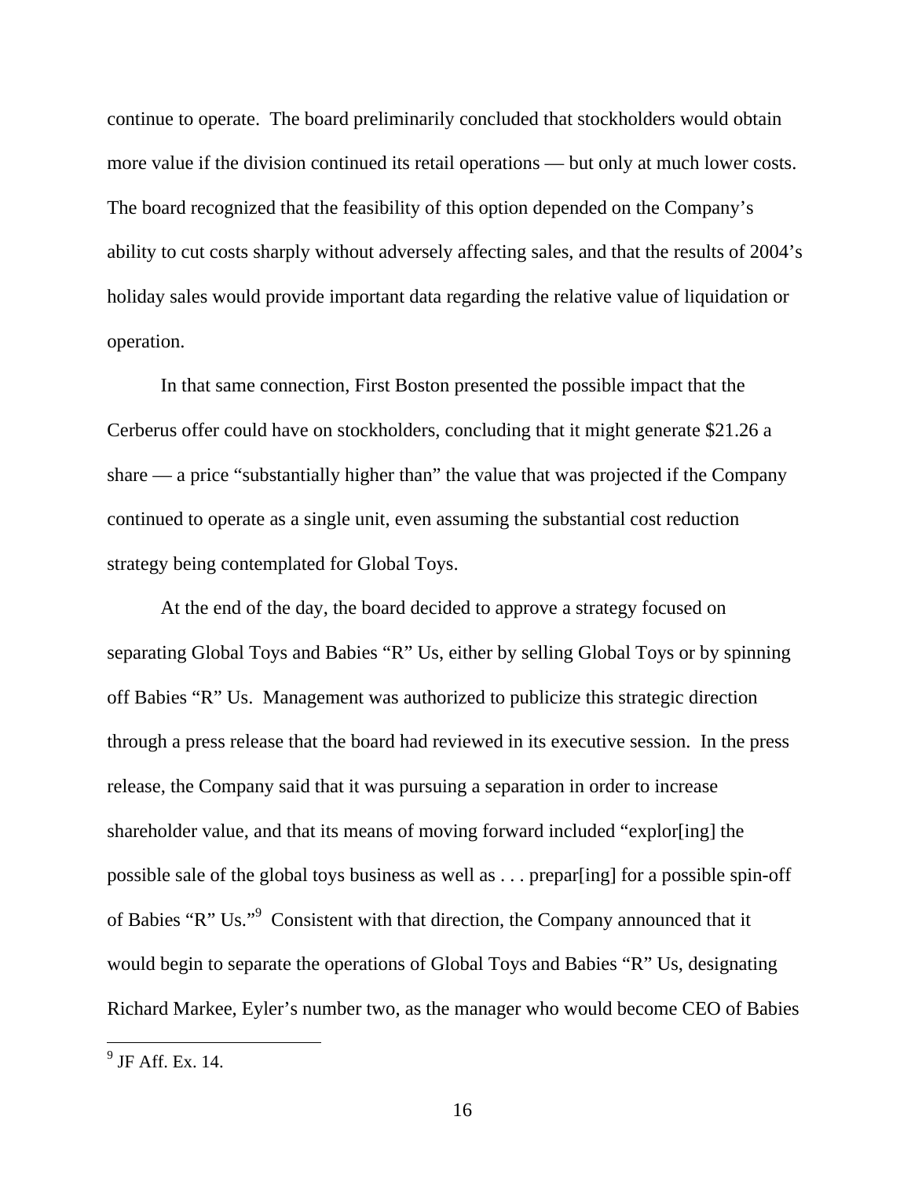continue to operate. The board preliminarily concluded that stockholders would obtain more value if the division continued its retail operations — but only at much lower costs. The board recognized that the feasibility of this option depended on the Company's ability to cut costs sharply without adversely affecting sales, and that the results of 2004's holiday sales would provide important data regarding the relative value of liquidation or operation.

In that same connection, First Boston presented the possible impact that the Cerberus offer could have on stockholders, concluding that it might generate $21.26 a share — a price "substantially higher than" the value that was projected if the Company continued to operate as a single unit, even assuming the substantial cost reduction strategy being contemplated for Global Toys.

At the end of the day, the board decided to approve a strategy focused on separating Global Toys and Babies "R" Us, either by selling Global Toys or by spinning off Babies "R" Us. Management was authorized to publicize this strategic direction through a press release that the board had reviewed in its executive session. In the press release, the Company said that it was pursuing a separation in order to increase shareholder value, and that its means of moving forward included "explor[ing] the possible sale of the global toys business as well as . . . prepar[ing] for a possible spin-off of Babies "R" Us."[9] Consistent with that direction, the Company announced that it would begin to separate the operations of Global Toys and Babies "R" Us, designating Richard Markee, Eyler's number two, as the manager who would become CEO of Babies

[9] JF Aff. Ex. 14.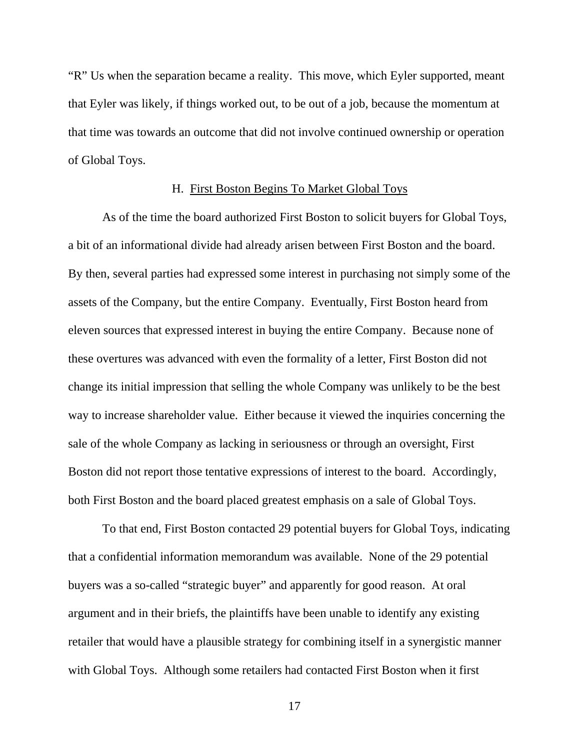"R" Us when the separation became a reality. This move, which Eyler supported, meant that Eyler was likely, if things worked out, to be out of a job, because the momentum at that time was towards an outcome that did not involve continued ownership or operation of Global Toys.

### H. First Boston Begins To Market Global Toys

As of the time the board authorized First Boston to solicit buyers for Global Toys, a bit of an informational divide had already arisen between First Boston and the board. By then, several parties had expressed some interest in purchasing not simply some of the assets of the Company, but the entire Company. Eventually, First Boston heard from eleven sources that expressed interest in buying the entire Company. Because none of these overtures was advanced with even the formality of a letter, First Boston did not change its initial impression that selling the whole Company was unlikely to be the best way to increase shareholder value. Either because it viewed the inquiries concerning the sale of the whole Company as lacking in seriousness or through an oversight, First Boston did not report those tentative expressions of interest to the board. Accordingly, both First Boston and the board placed greatest emphasis on a sale of Global Toys.

To that end, First Boston contacted 29 potential buyers for Global Toys, indicating that a confidential information memorandum was available. None of the 29 potential buyers was a so-called "strategic buyer" and apparently for good reason. At oral argument and in their briefs, the plaintiffs have been unable to identify any existing retailer that would have a plausible strategy for combining itself in a synergistic manner with Global Toys. Although some retailers had contacted First Boston when it first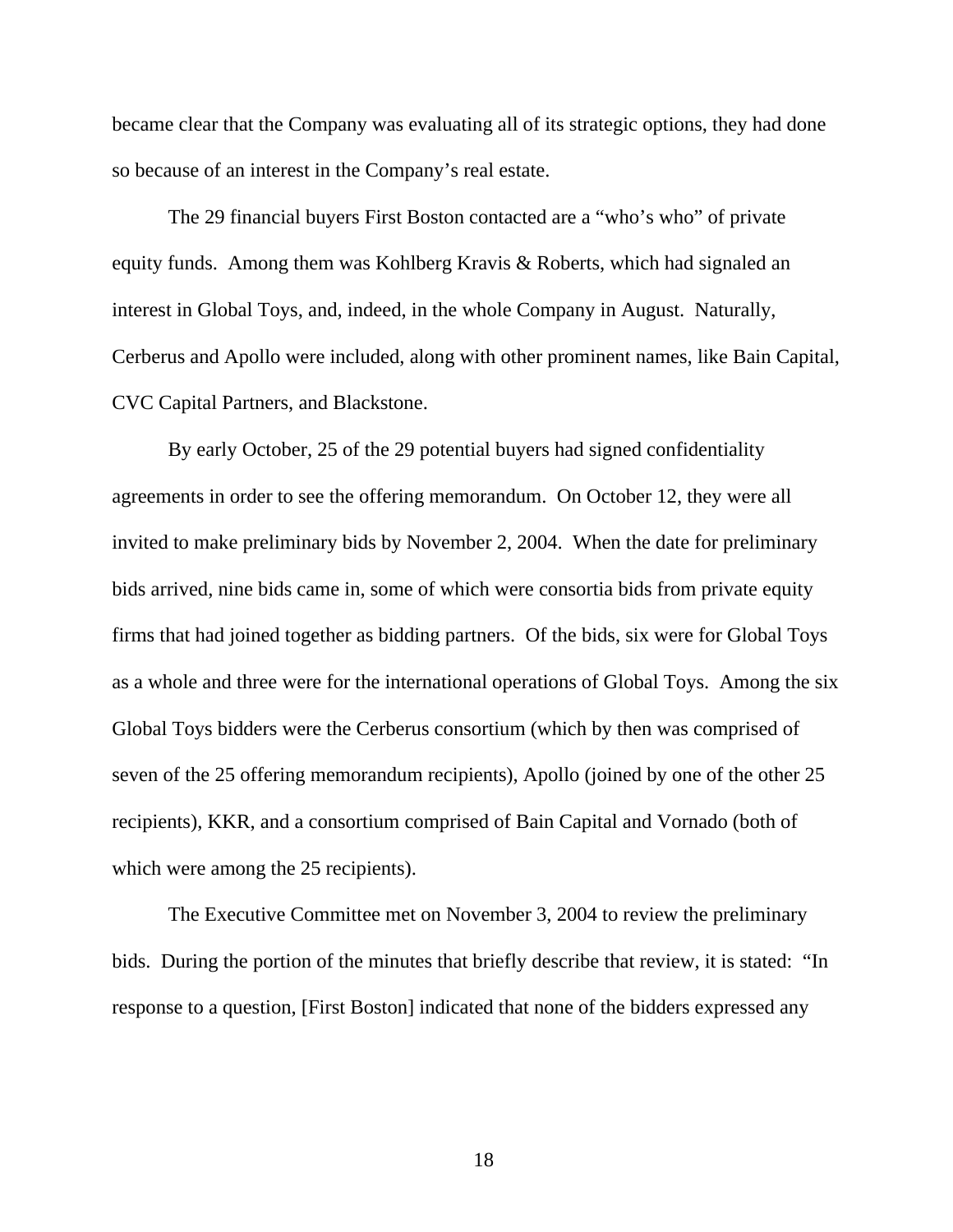became clear that the Company was evaluating all of its strategic options, they had done so because of an interest in the Company's real estate.

The 29 financial buyers First Boston contacted are a "who's who" of private equity funds. Among them was Kohlberg Kravis & Roberts, which had signaled an interest in Global Toys, and, indeed, in the whole Company in August. Naturally, Cerberus and Apollo were included, along with other prominent names, like Bain Capital, CVC Capital Partners, and Blackstone.

By early October, 25 of the 29 potential buyers had signed confidentiality agreements in order to see the offering memorandum. On October 12, they were all invited to make preliminary bids by November 2, 2004. When the date for preliminary bids arrived, nine bids came in, some of which were consortia bids from private equity firms that had joined together as bidding partners. Of the bids, six were for Global Toys as a whole and three were for the international operations of Global Toys. Among the six Global Toys bidders were the Cerberus consortium (which by then was comprised of seven of the 25 offering memorandum recipients), Apollo (joined by one of the other 25 recipients), KKR, and a consortium comprised of Bain Capital and Vornado (both of which were among the 25 recipients).

The Executive Committee met on November 3, 2004 to review the preliminary bids. During the portion of the minutes that briefly describe that review, it is stated: "In response to a question, [First Boston] indicated that none of the bidders expressed any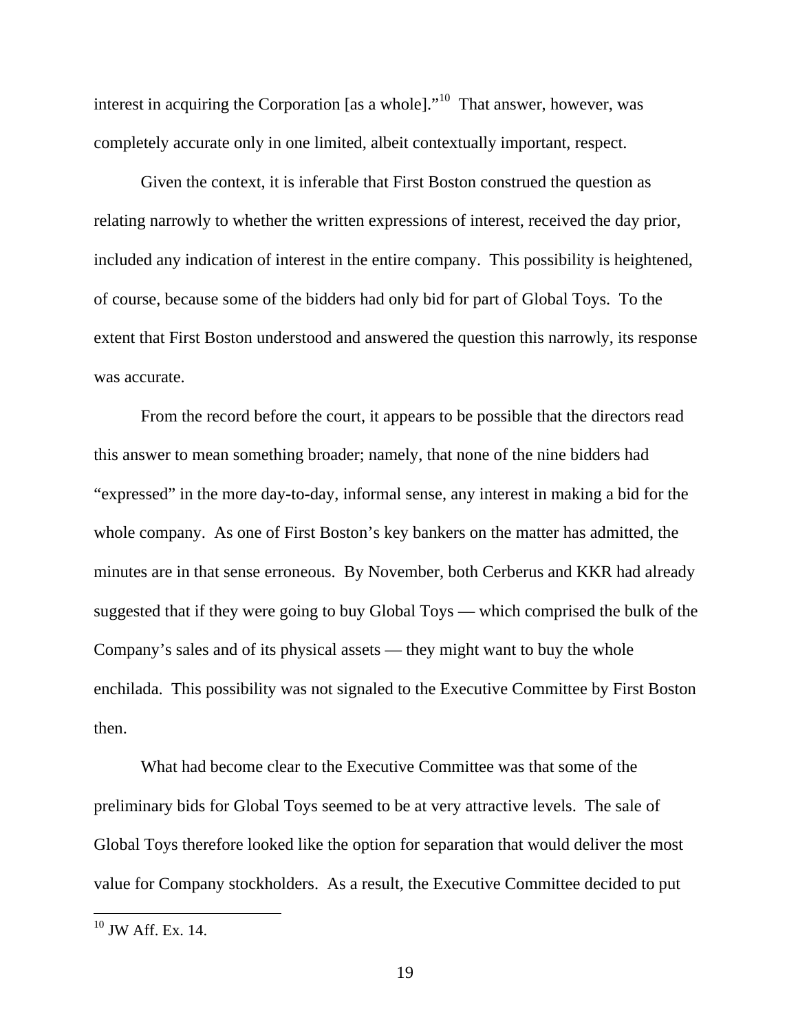interest in acquiring the Corporation [as a whole]."[10] That answer, however, was completely accurate only in one limited, albeit contextually important, respect.

Given the context, it is inferable that First Boston construed the question as relating narrowly to whether the written expressions of interest, received the day prior, included any indication of interest in the entire company. This possibility is heightened, of course, because some of the bidders had only bid for part of Global Toys. To the extent that First Boston understood and answered the question this narrowly, its response was accurate.

From the record before the court, it appears to be possible that the directors read this answer to mean something broader; namely, that none of the nine bidders had "expressed" in the more day-to-day, informal sense, any interest in making a bid for the whole company. As one of First Boston's key bankers on the matter has admitted, the minutes are in that sense erroneous. By November, both Cerberus and KKR had already suggested that if they were going to buy Global Toys — which comprised the bulk of the Company's sales and of its physical assets — they might want to buy the whole enchilada. This possibility was not signaled to the Executive Committee by First Boston then.

What had become clear to the Executive Committee was that some of the preliminary bids for Global Toys seemed to be at very attractive levels. The sale of Global Toys therefore looked like the option for separation that would deliver the most value for Company stockholders. As a result, the Executive Committee decided to put

[10] JW Aff. Ex. 14.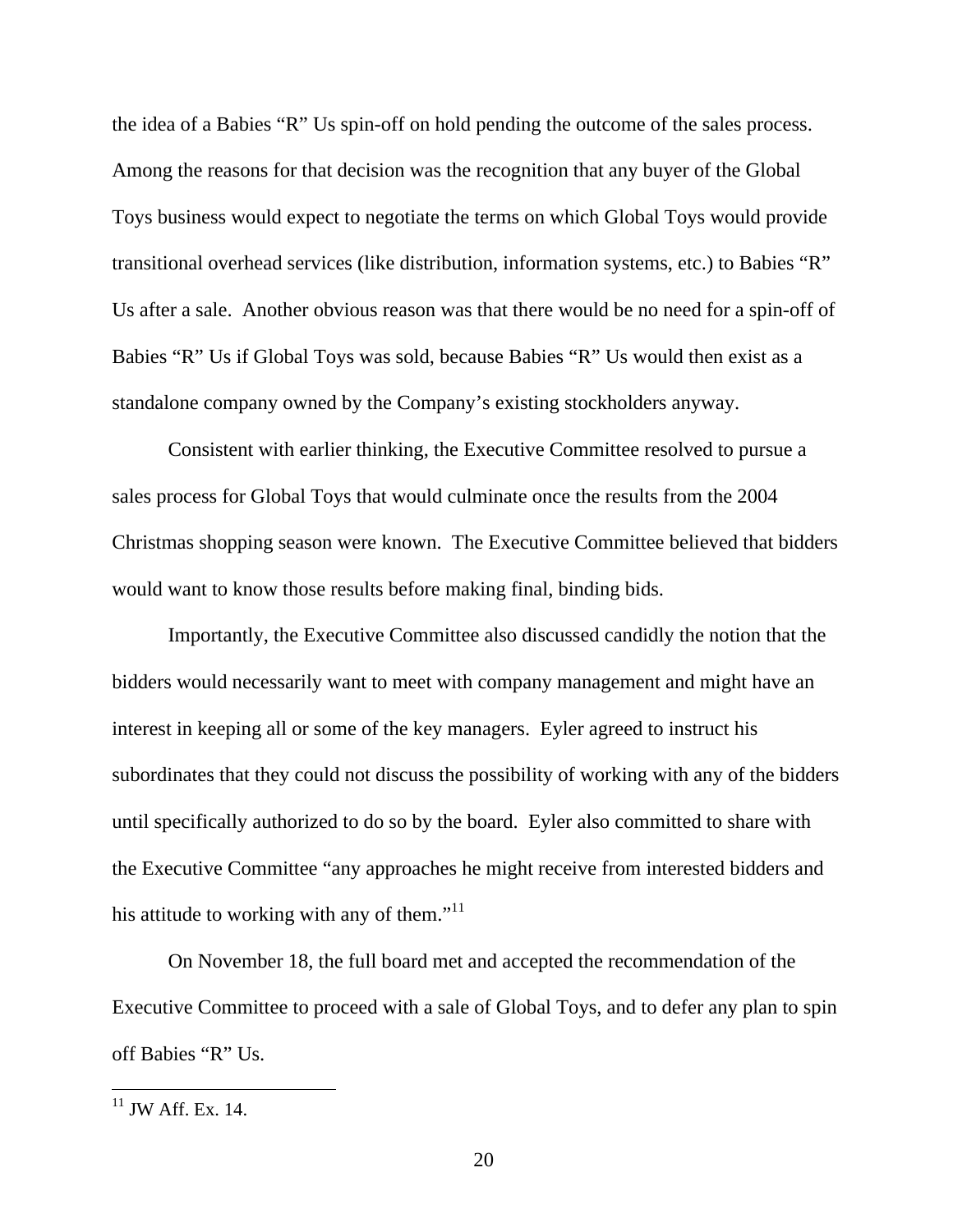the idea of a Babies "R" Us spin-off on hold pending the outcome of the sales process. Among the reasons for that decision was the recognition that any buyer of the Global Toys business would expect to negotiate the terms on which Global Toys would provide transitional overhead services (like distribution, information systems, etc.) to Babies "R" Us after a sale. Another obvious reason was that there would be no need for a spin-off of Babies "R" Us if Global Toys was sold, because Babies "R" Us would then exist as a standalone company owned by the Company's existing stockholders anyway.

Consistent with earlier thinking, the Executive Committee resolved to pursue a sales process for Global Toys that would culminate once the results from the 2004 Christmas shopping season were known. The Executive Committee believed that bidders would want to know those results before making final, binding bids.

Importantly, the Executive Committee also discussed candidly the notion that the bidders would necessarily want to meet with company management and might have an interest in keeping all or some of the key managers. Eyler agreed to instruct his subordinates that they could not discuss the possibility of working with any of the bidders until specifically authorized to do so by the board. Eyler also committed to share with the Executive Committee "any approaches he might receive from interested bidders and his attitude to working with any of them."[11]

On November 18, the full board met and accepted the recommendation of the Executive Committee to proceed with a sale of Global Toys, and to defer any plan to spin off Babies "R" Us.

[11] JW Aff. Ex. 14.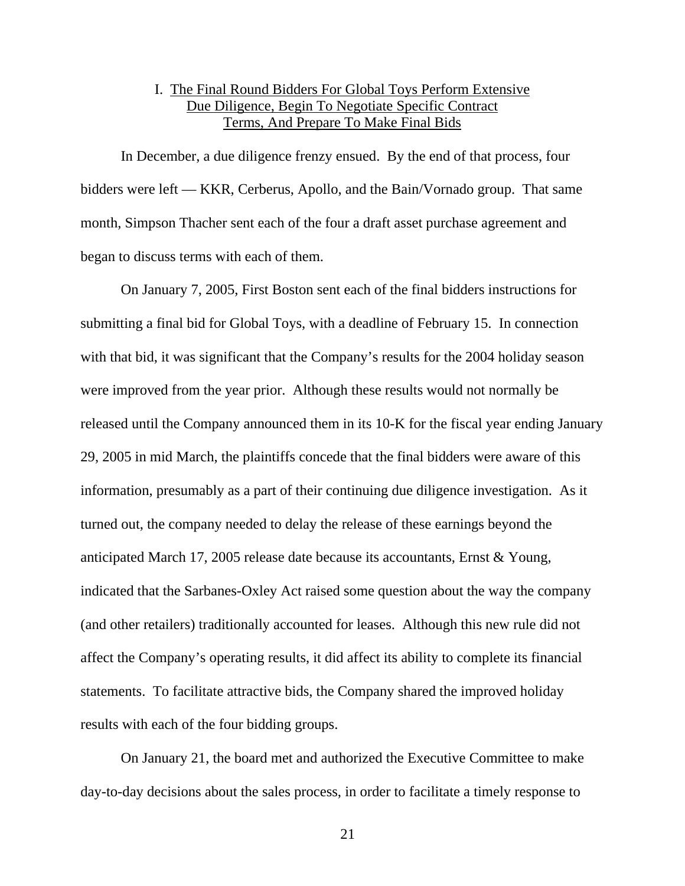## I. The Final Round Bidders For Global Toys Perform Extensive Due Diligence, Begin To Negotiate Specific Contract Terms, And Prepare To Make Final Bids

In December, a due diligence frenzy ensued. By the end of that process, four bidders were left — KKR, Cerberus, Apollo, and the Bain/Vornado group. That same month, Simpson Thacher sent each of the four a draft asset purchase agreement and began to discuss terms with each of them.

On January 7, 2005, First Boston sent each of the final bidders instructions for submitting a final bid for Global Toys, with a deadline of February 15. In connection with that bid, it was significant that the Company's results for the 2004 holiday season were improved from the year prior. Although these results would not normally be released until the Company announced them in its 10-K for the fiscal year ending January 29, 2005 in mid March, the plaintiffs concede that the final bidders were aware of this information, presumably as a part of their continuing due diligence investigation. As it turned out, the company needed to delay the release of these earnings beyond the anticipated March 17, 2005 release date because its accountants, Ernst & Young, indicated that the Sarbanes-Oxley Act raised some question about the way the company (and other retailers) traditionally accounted for leases. Although this new rule did not affect the Company's operating results, it did affect its ability to complete its financial statements. To facilitate attractive bids, the Company shared the improved holiday results with each of the four bidding groups.

On January 21, the board met and authorized the Executive Committee to make day-to-day decisions about the sales process, in order to facilitate a timely response to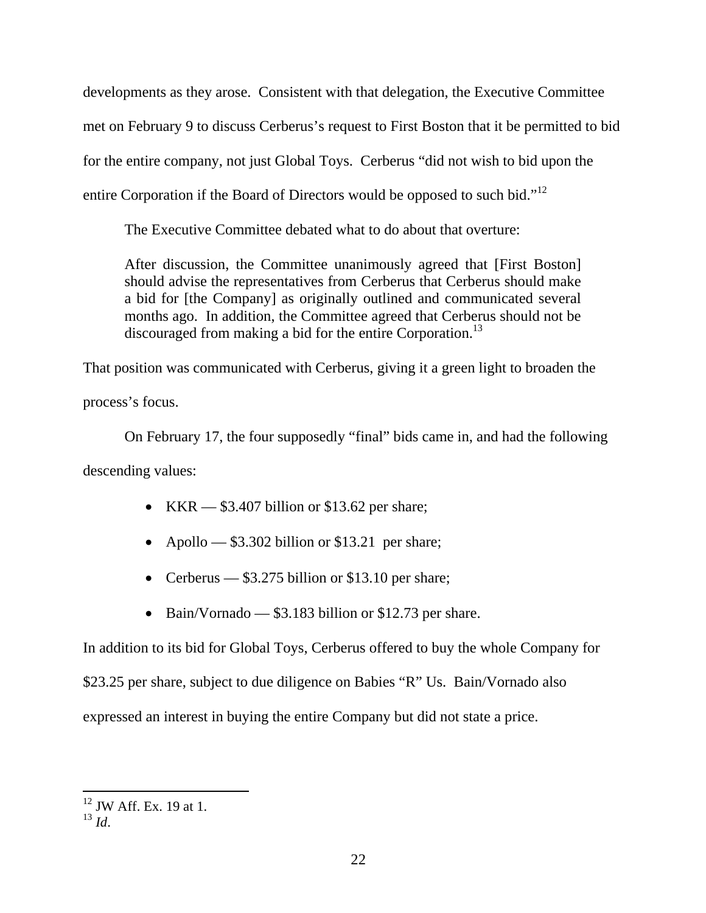developments as they arose. Consistent with that delegation, the Executive Committee met on February 9 to discuss Cerberus's request to First Boston that it be permitted to bid for the entire company, not just Global Toys. Cerberus "did not wish to bid upon the entire Corporation if the Board of Directors would be opposed to such bid."[12]

The Executive Committee debated what to do about that overture:

> After discussion, the Committee unanimously agreed that [First Boston] should advise the representatives from Cerberus that Cerberus should make a bid for [the Company] as originally outlined and communicated several months ago. In addition, the Committee agreed that Cerberus should not be discouraged from making a bid for the entire Corporation.[13]

That position was communicated with Cerberus, giving it a green light to broaden the process's focus.

On February 17, the four supposedly "final" bids came in, and had the following descending values:

- KKR — \$3.407 billion or \$13.62 per share;
- Apollo — \$3.302 billion or \$13.21 per share;
- Cerberus — \$3.275 billion or \$13.10 per share;
- Bain/Vornado — \$3.183 billion or \$12.73 per share.

In addition to its bid for Global Toys, Cerberus offered to buy the whole Company for \$23.25 per share, subject to due diligence on Babies "R" Us. Bain/Vornado also expressed an interest in buying the entire Company but did not state a price.

---

[12] JW Aff. Ex. 19 at 1.
[13] *Id*.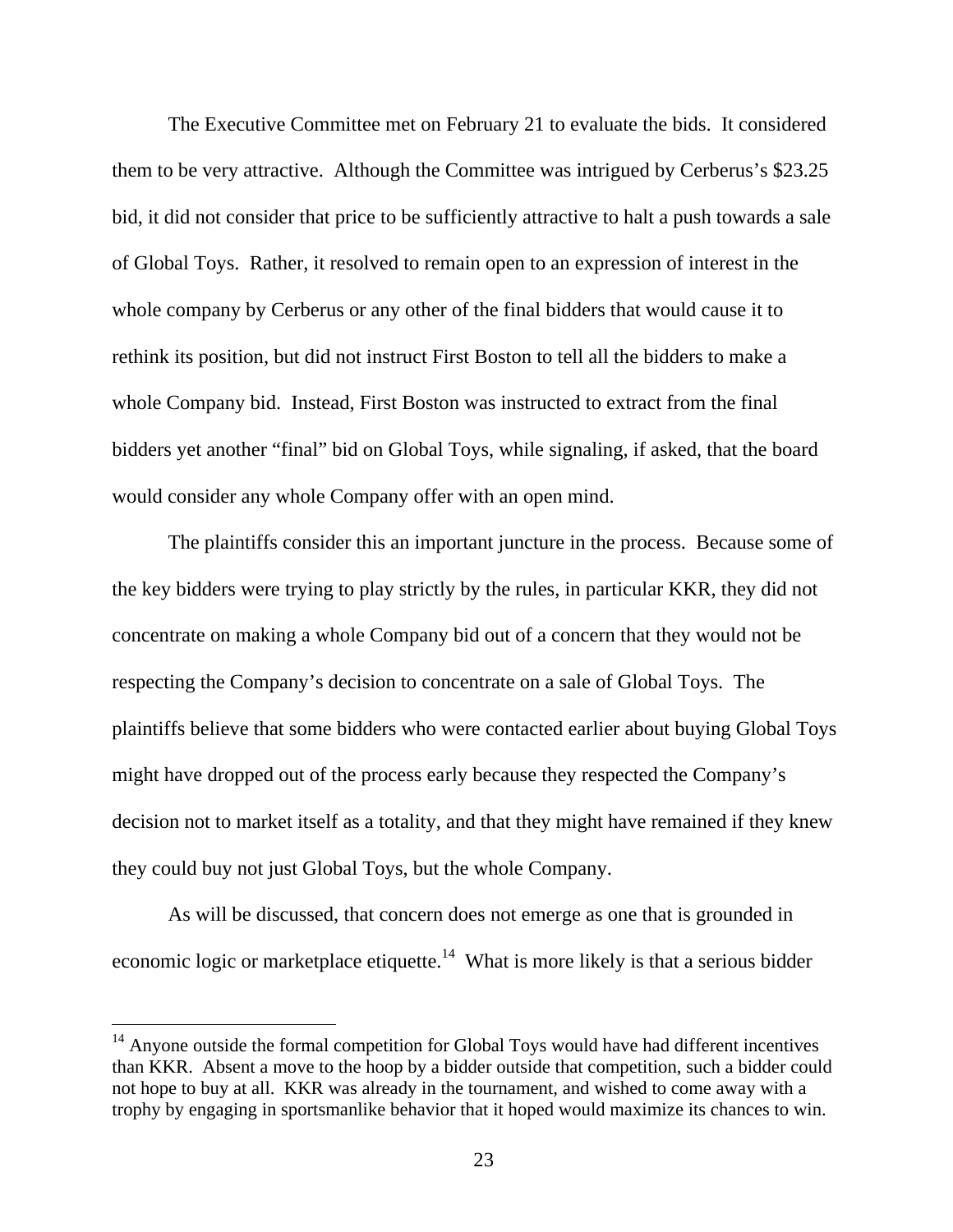The Executive Committee met on February 21 to evaluate the bids. It considered them to be very attractive. Although the Committee was intrigued by Cerberus's $23.25 bid, it did not consider that price to be sufficiently attractive to halt a push towards a sale of Global Toys. Rather, it resolved to remain open to an expression of interest in the whole company by Cerberus or any other of the final bidders that would cause it to rethink its position, but did not instruct First Boston to tell all the bidders to make a whole Company bid. Instead, First Boston was instructed to extract from the final bidders yet another "final" bid on Global Toys, while signaling, if asked, that the board would consider any whole Company offer with an open mind.

The plaintiffs consider this an important juncture in the process. Because some of the key bidders were trying to play strictly by the rules, in particular KKR, they did not concentrate on making a whole Company bid out of a concern that they would not be respecting the Company's decision to concentrate on a sale of Global Toys. The plaintiffs believe that some bidders who were contacted earlier about buying Global Toys might have dropped out of the process early because they respected the Company's decision not to market itself as a totality, and that they might have remained if they knew they could buy not just Global Toys, but the whole Company.

As will be discussed, that concern does not emerge as one that is grounded in economic logic or marketplace etiquette.[14] What is more likely is that a serious bidder

[14] Anyone outside the formal competition for Global Toys would have had different incentives than KKR. Absent a move to the hoop by a bidder outside that competition, such a bidder could not hope to buy at all. KKR was already in the tournament, and wished to come away with a trophy by engaging in sportsmanlike behavior that it hoped would maximize its chances to win.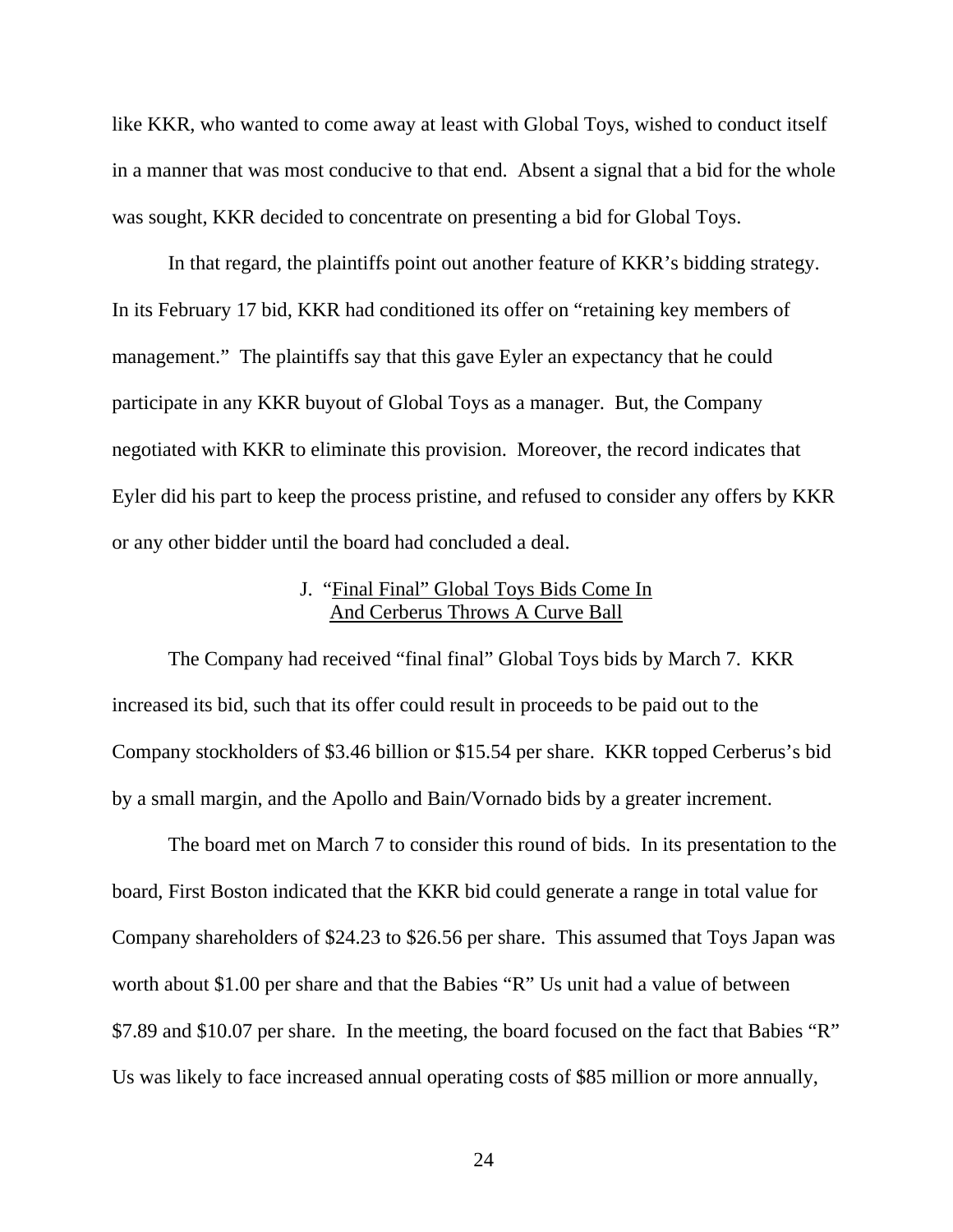like KKR, who wanted to come away at least with Global Toys, wished to conduct itself in a manner that was most conducive to that end. Absent a signal that a bid for the whole was sought, KKR decided to concentrate on presenting a bid for Global Toys.

In that regard, the plaintiffs point out another feature of KKR's bidding strategy. In its February 17 bid, KKR had conditioned its offer on "retaining key members of management." The plaintiffs say that this gave Eyler an expectancy that he could participate in any KKR buyout of Global Toys as a manager. But, the Company negotiated with KKR to eliminate this provision. Moreover, the record indicates that Eyler did his part to keep the process pristine, and refused to consider any offers by KKR or any other bidder until the board had concluded a deal.

### J. "Final Final" Global Toys Bids Come In And Cerberus Throws A Curve Ball

The Company had received "final final" Global Toys bids by March 7. KKR increased its bid, such that its offer could result in proceeds to be paid out to the Company stockholders of \$3.46 billion or \$15.54 per share. KKR topped Cerberus's bid by a small margin, and the Apollo and Bain/Vornado bids by a greater increment.

The board met on March 7 to consider this round of bids. In its presentation to the board, First Boston indicated that the KKR bid could generate a range in total value for Company shareholders of \$24.23 to \$26.56 per share. This assumed that Toys Japan was worth about \$1.00 per share and that the Babies "R" Us unit had a value of between \$7.89 and \$10.07 per share. In the meeting, the board focused on the fact that Babies "R" Us was likely to face increased annual operating costs of \$85 million or more annually,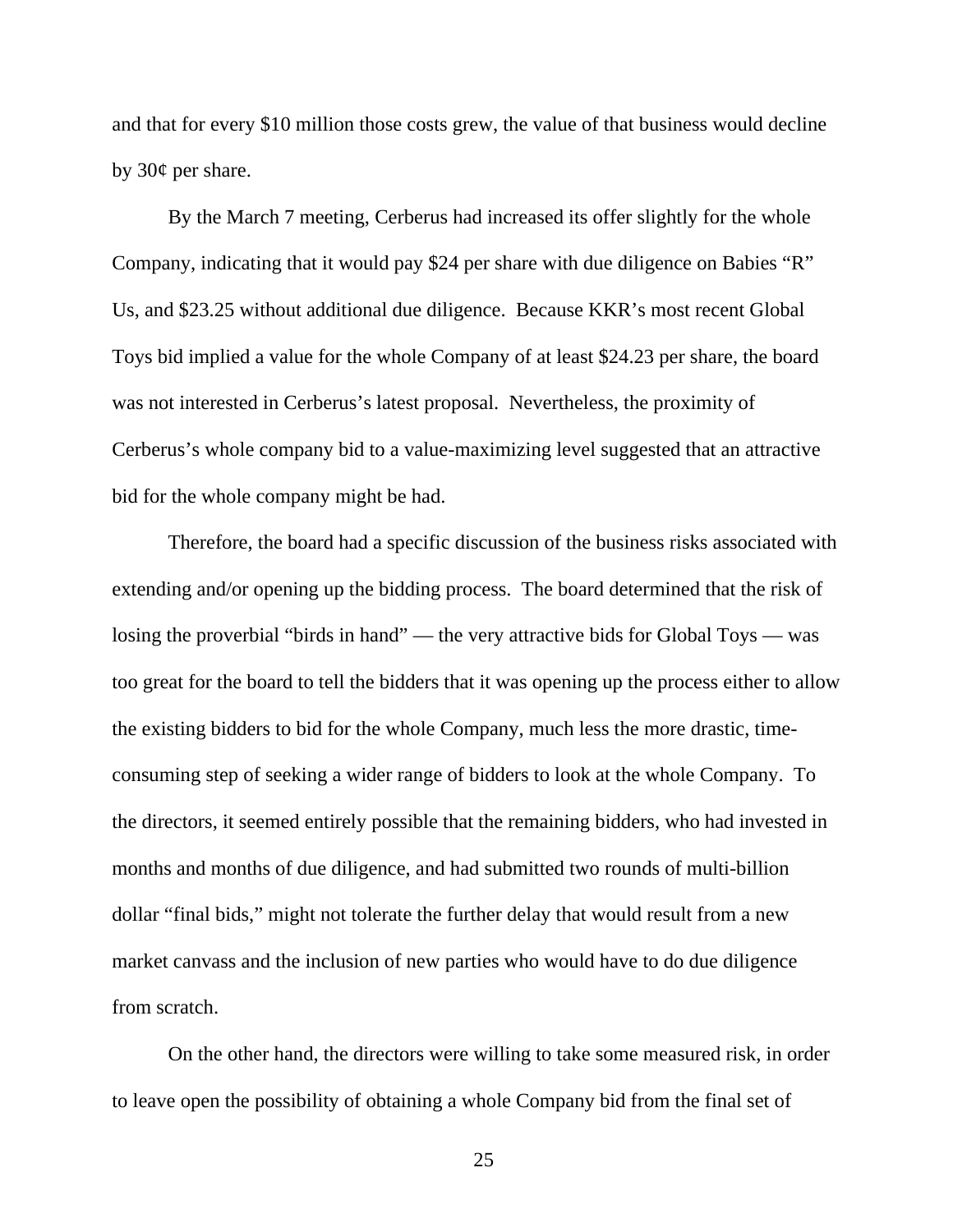and that for every $10 million those costs grew, the value of that business would decline by 30¢ per share.

By the March 7 meeting, Cerberus had increased its offer slightly for the whole Company, indicating that it would pay $24 per share with due diligence on Babies "R" Us, and $23.25 without additional due diligence. Because KKR's most recent Global Toys bid implied a value for the whole Company of at least $24.23 per share, the board was not interested in Cerberus's latest proposal. Nevertheless, the proximity of Cerberus's whole company bid to a value-maximizing level suggested that an attractive bid for the whole company might be had.

Therefore, the board had a specific discussion of the business risks associated with extending and/or opening up the bidding process. The board determined that the risk of losing the proverbial "birds in hand" — the very attractive bids for Global Toys — was too great for the board to tell the bidders that it was opening up the process either to allow the existing bidders to bid for the whole Company, much less the more drastic, time-consuming step of seeking a wider range of bidders to look at the whole Company. To the directors, it seemed entirely possible that the remaining bidders, who had invested in months and months of due diligence, and had submitted two rounds of multi-billion dollar "final bids," might not tolerate the further delay that would result from a new market canvass and the inclusion of new parties who would have to do due diligence from scratch.

On the other hand, the directors were willing to take some measured risk, in order to leave open the possibility of obtaining a whole Company bid from the final set of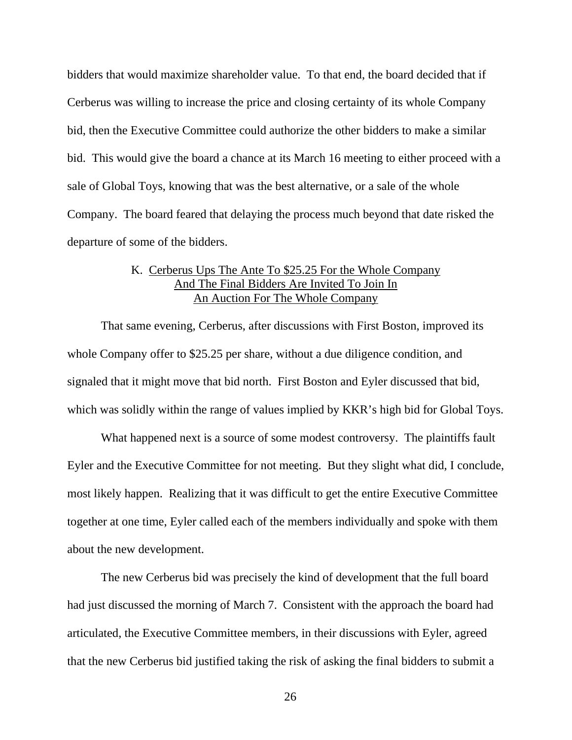bidders that would maximize shareholder value. To that end, the board decided that if Cerberus was willing to increase the price and closing certainty of its whole Company bid, then the Executive Committee could authorize the other bidders to make a similar bid. This would give the board a chance at its March 16 meeting to either proceed with a sale of Global Toys, knowing that was the best alternative, or a sale of the whole Company. The board feared that delaying the process much beyond that date risked the departure of some of the bidders.

### K. Cerberus Ups The Ante To $25.25 For the Whole Company And The Final Bidders Are Invited To Join In An Auction For The Whole Company

That same evening, Cerberus, after discussions with First Boston, improved its whole Company offer to $25.25 per share, without a due diligence condition, and signaled that it might move that bid north. First Boston and Eyler discussed that bid, which was solidly within the range of values implied by KKR's high bid for Global Toys.

What happened next is a source of some modest controversy. The plaintiffs fault Eyler and the Executive Committee for not meeting. But they slight what did, I conclude, most likely happen. Realizing that it was difficult to get the entire Executive Committee together at one time, Eyler called each of the members individually and spoke with them about the new development.

The new Cerberus bid was precisely the kind of development that the full board had just discussed the morning of March 7. Consistent with the approach the board had articulated, the Executive Committee members, in their discussions with Eyler, agreed that the new Cerberus bid justified taking the risk of asking the final bidders to submit a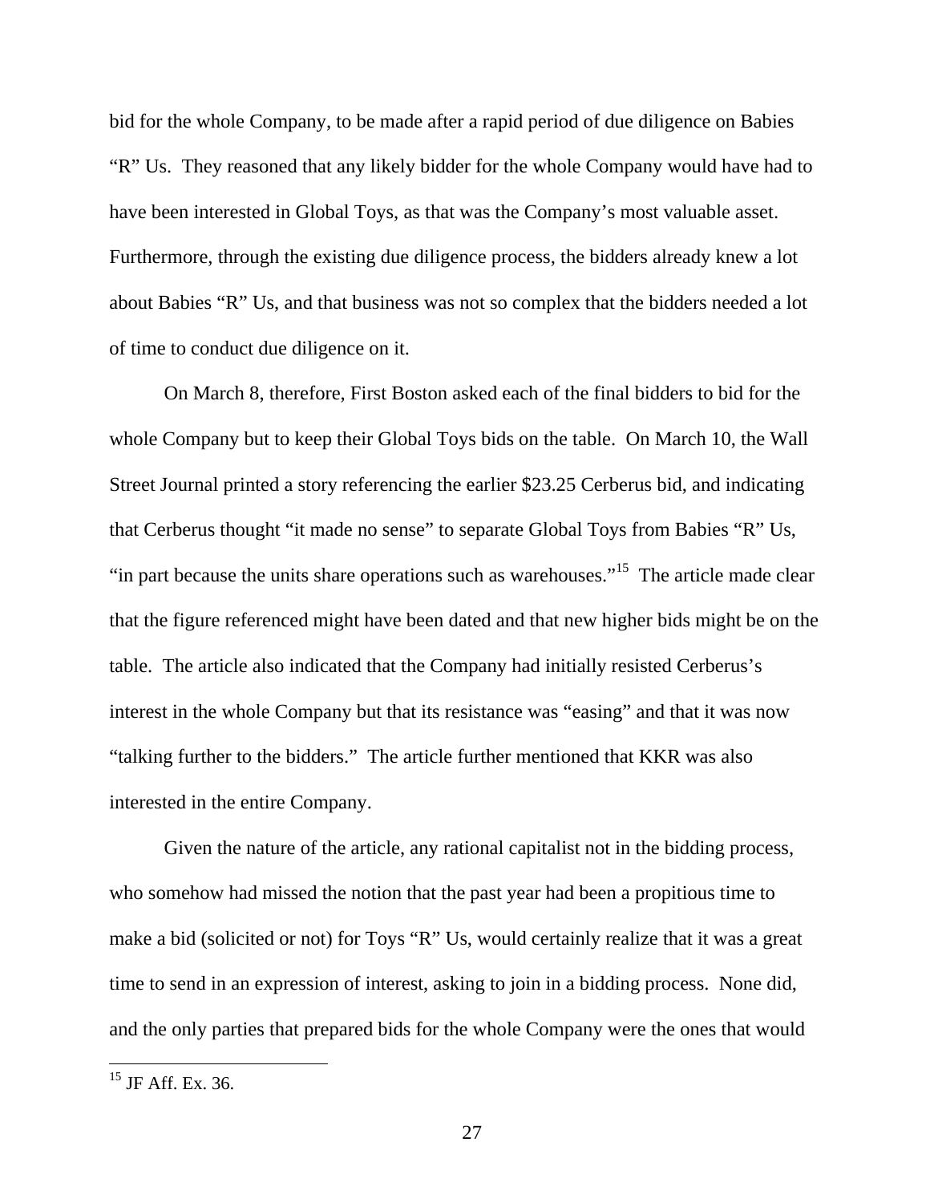bid for the whole Company, to be made after a rapid period of due diligence on Babies "R" Us. They reasoned that any likely bidder for the whole Company would have had to have been interested in Global Toys, as that was the Company's most valuable asset. Furthermore, through the existing due diligence process, the bidders already knew a lot about Babies "R" Us, and that business was not so complex that the bidders needed a lot of time to conduct due diligence on it.

On March 8, therefore, First Boston asked each of the final bidders to bid for the whole Company but to keep their Global Toys bids on the table. On March 10, the Wall Street Journal printed a story referencing the earlier $23.25 Cerberus bid, and indicating that Cerberus thought "it made no sense" to separate Global Toys from Babies "R" Us, "in part because the units share operations such as warehouses."[15] The article made clear that the figure referenced might have been dated and that new higher bids might be on the table. The article also indicated that the Company had initially resisted Cerberus's interest in the whole Company but that its resistance was "easing" and that it was now "talking further to the bidders." The article further mentioned that KKR was also interested in the entire Company.

Given the nature of the article, any rational capitalist not in the bidding process, who somehow had missed the notion that the past year had been a propitious time to make a bid (solicited or not) for Toys "R" Us, would certainly realize that it was a great time to send in an expression of interest, asking to join in a bidding process. None did, and the only parties that prepared bids for the whole Company were the ones that would

[15] JF Aff. Ex. 36.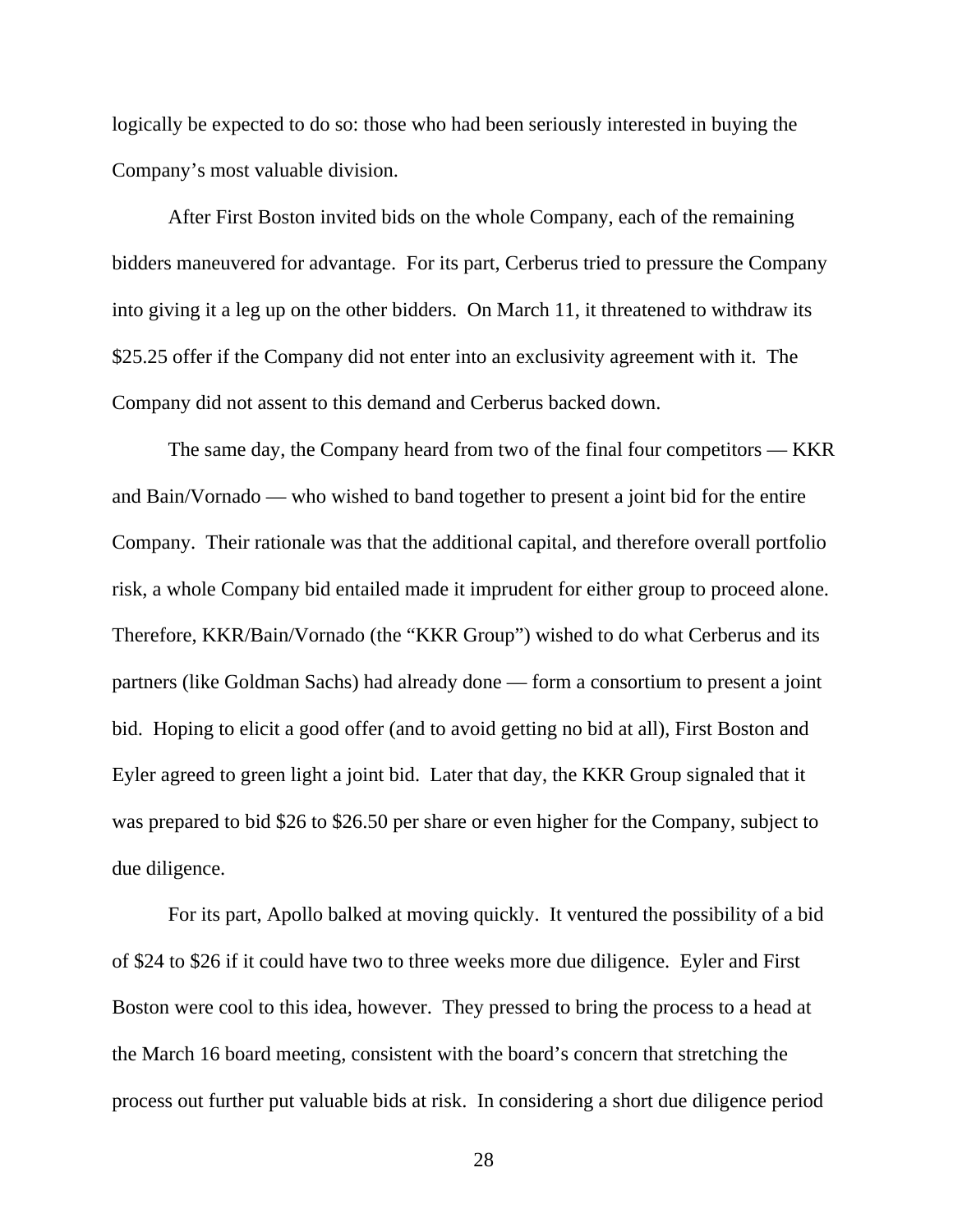logically be expected to do so: those who had been seriously interested in buying the Company's most valuable division.

After First Boston invited bids on the whole Company, each of the remaining bidders maneuvered for advantage. For its part, Cerberus tried to pressure the Company into giving it a leg up on the other bidders. On March 11, it threatened to withdraw its $25.25 offer if the Company did not enter into an exclusivity agreement with it. The Company did not assent to this demand and Cerberus backed down.

The same day, the Company heard from two of the final four competitors — KKR and Bain/Vornado — who wished to band together to present a joint bid for the entire Company. Their rationale was that the additional capital, and therefore overall portfolio risk, a whole Company bid entailed made it imprudent for either group to proceed alone. Therefore, KKR/Bain/Vornado (the "KKR Group") wished to do what Cerberus and its partners (like Goldman Sachs) had already done — form a consortium to present a joint bid. Hoping to elicit a good offer (and to avoid getting no bid at all), First Boston and Eyler agreed to green light a joint bid. Later that day, the KKR Group signaled that it was prepared to bid $26 to $26.50 per share or even higher for the Company, subject to due diligence.

For its part, Apollo balked at moving quickly. It ventured the possibility of a bid of $24 to $26 if it could have two to three weeks more due diligence. Eyler and First Boston were cool to this idea, however. They pressed to bring the process to a head at the March 16 board meeting, consistent with the board's concern that stretching the process out further put valuable bids at risk. In considering a short due diligence period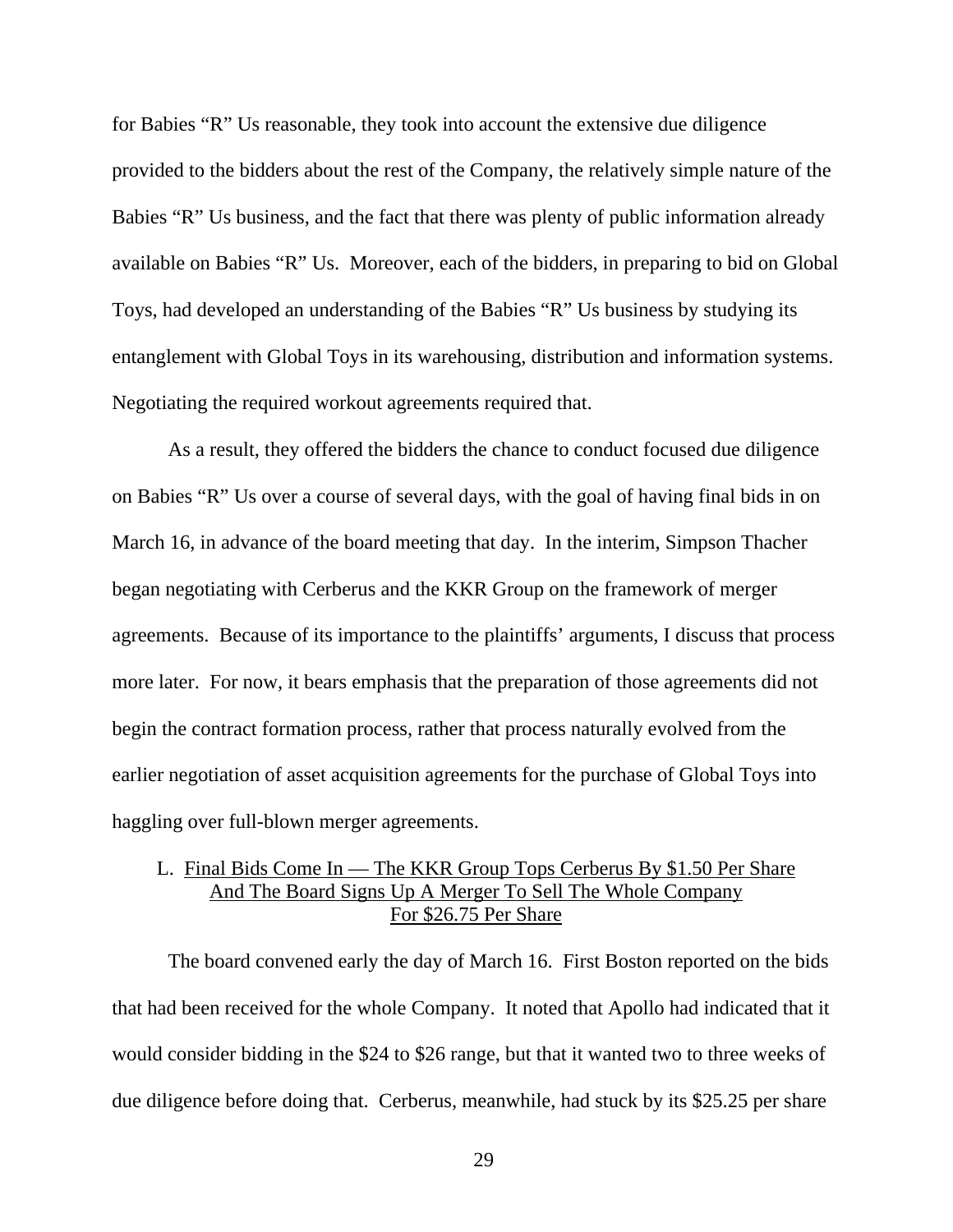for Babies "R" Us reasonable, they took into account the extensive due diligence provided to the bidders about the rest of the Company, the relatively simple nature of the Babies "R" Us business, and the fact that there was plenty of public information already available on Babies "R" Us. Moreover, each of the bidders, in preparing to bid on Global Toys, had developed an understanding of the Babies "R" Us business by studying its entanglement with Global Toys in its warehousing, distribution and information systems. Negotiating the required workout agreements required that.

As a result, they offered the bidders the chance to conduct focused due diligence on Babies "R" Us over a course of several days, with the goal of having final bids in on March 16, in advance of the board meeting that day. In the interim, Simpson Thacher began negotiating with Cerberus and the KKR Group on the framework of merger agreements. Because of its importance to the plaintiffs' arguments, I discuss that process more later. For now, it bears emphasis that the preparation of those agreements did not begin the contract formation process, rather that process naturally evolved from the earlier negotiation of asset acquisition agreements for the purchase of Global Toys into haggling over full-blown merger agreements.

### L. Final Bids Come In — The KKR Group Tops Cerberus By $1.50 Per Share And The Board Signs Up A Merger To Sell The Whole Company For $26.75 Per Share

The board convened early the day of March 16. First Boston reported on the bids that had been received for the whole Company. It noted that Apollo had indicated that it would consider bidding in the $24 to $26 range, but that it wanted two to three weeks of due diligence before doing that. Cerberus, meanwhile, had stuck by its $25.25 per share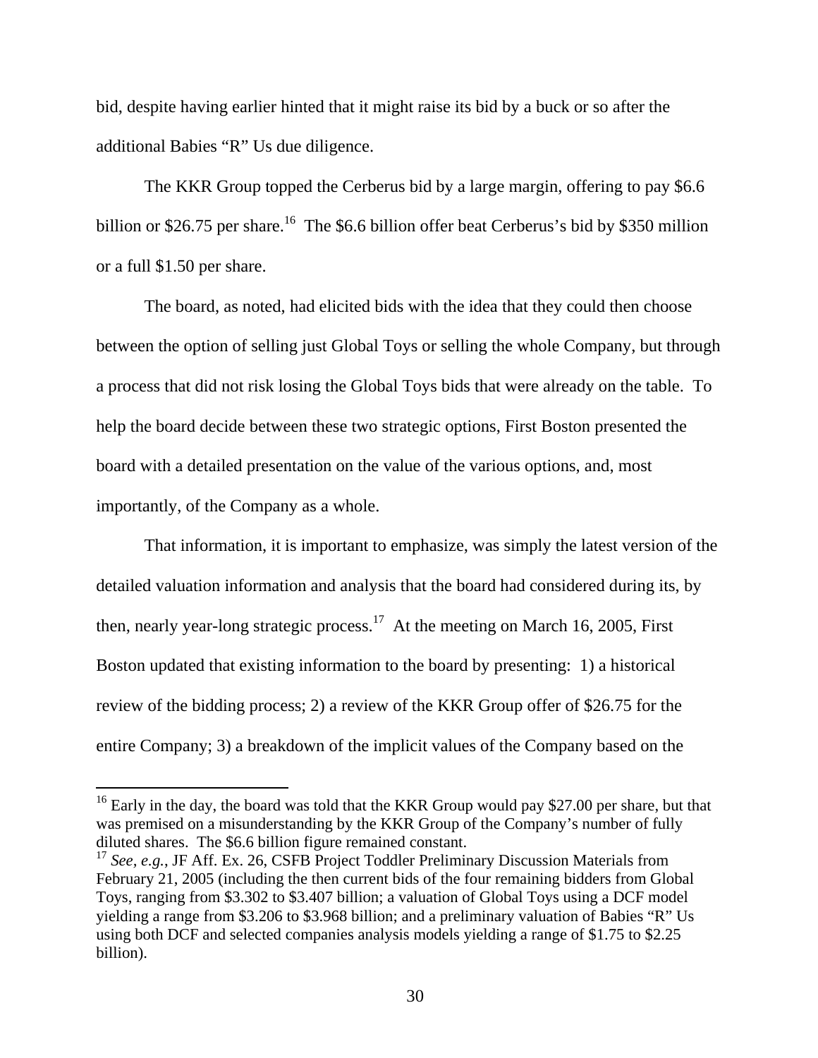bid, despite having earlier hinted that it might raise its bid by a buck or so after the additional Babies "R" Us due diligence.

The KKR Group topped the Cerberus bid by a large margin, offering to pay $6.6 billion or $26.75 per share.[16] The $6.6 billion offer beat Cerberus's bid by $350 million or a full $1.50 per share.

The board, as noted, had elicited bids with the idea that they could then choose between the option of selling just Global Toys or selling the whole Company, but through a process that did not risk losing the Global Toys bids that were already on the table. To help the board decide between these two strategic options, First Boston presented the board with a detailed presentation on the value of the various options, and, most importantly, of the Company as a whole.

That information, it is important to emphasize, was simply the latest version of the detailed valuation information and analysis that the board had considered during its, by then, nearly year-long strategic process.[17] At the meeting on March 16, 2005, First Boston updated that existing information to the board by presenting: 1) a historical review of the bidding process; 2) a review of the KKR Group offer of $26.75 for the entire Company; 3) a breakdown of the implicit values of the Company based on the

---

[16] Early in the day, the board was told that the KKR Group would pay $27.00 per share, but that was premised on a misunderstanding by the KKR Group of the Company's number of fully diluted shares. The $6.6 billion figure remained constant.

[17] *See, e.g.*, JF Aff. Ex. 26, CSFB Project Toddler Preliminary Discussion Materials from February 21, 2005 (including the then current bids of the four remaining bidders from Global Toys, ranging from $3.302 to $3.407 billion; a valuation of Global Toys using a DCF model yielding a range from $3.206 to $3.968 billion; and a preliminary valuation of Babies "R" Us using both DCF and selected companies analysis models yielding a range of $1.75 to $2.25 billion).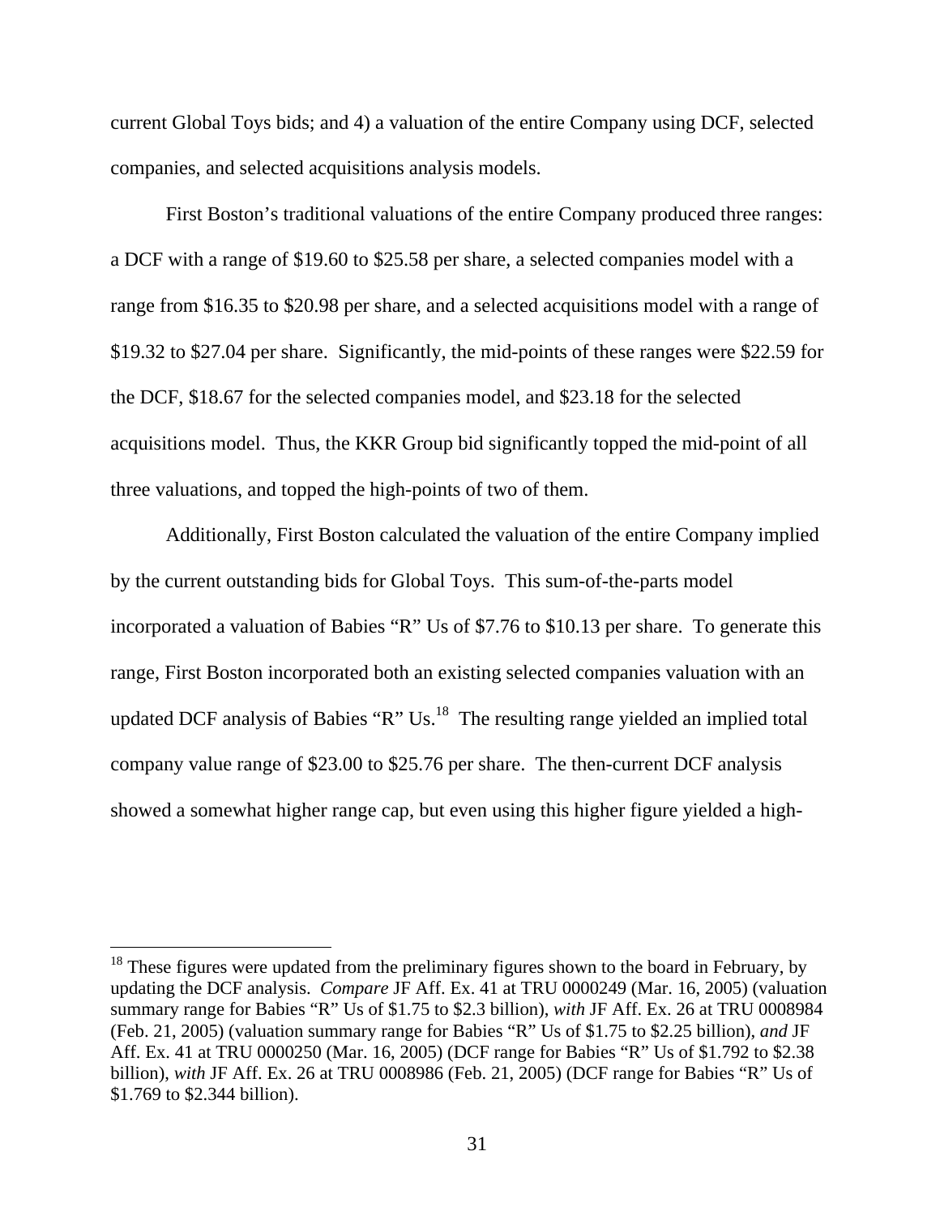current Global Toys bids; and 4) a valuation of the entire Company using DCF, selected companies, and selected acquisitions analysis models.

First Boston's traditional valuations of the entire Company produced three ranges: a DCF with a range of $19.60 to $25.58 per share, a selected companies model with a range from $16.35 to $20.98 per share, and a selected acquisitions model with a range of $19.32 to $27.04 per share. Significantly, the mid-points of these ranges were $22.59 for the DCF, $18.67 for the selected companies model, and $23.18 for the selected acquisitions model. Thus, the KKR Group bid significantly topped the mid-point of all three valuations, and topped the high-points of two of them.

Additionally, First Boston calculated the valuation of the entire Company implied by the current outstanding bids for Global Toys. This sum-of-the-parts model incorporated a valuation of Babies "R" Us of $7.76 to $10.13 per share. To generate this range, First Boston incorporated both an existing selected companies valuation with an updated DCF analysis of Babies "R" Us.[18] The resulting range yielded an implied total company value range of $23.00 to $25.76 per share. The then-current DCF analysis showed a somewhat higher range cap, but even using this higher figure yielded a high-

---

[18] These figures were updated from the preliminary figures shown to the board in February, by updating the DCF analysis. *Compare* JF Aff. Ex. 41 at TRU 0000249 (Mar. 16, 2005) (valuation summary range for Babies "R" Us of $1.75 to $2.3 billion), *with* JF Aff. Ex. 26 at TRU 0008984 (Feb. 21, 2005) (valuation summary range for Babies "R" Us of $1.75 to $2.25 billion), *and* JF Aff. Ex. 41 at TRU 0000250 (Mar. 16, 2005) (DCF range for Babies "R" Us of $1.792 to $2.38 billion), *with* JF Aff. Ex. 26 at TRU 0008986 (Feb. 21, 2005) (DCF range for Babies "R" Us of $1.769 to $2.344 billion).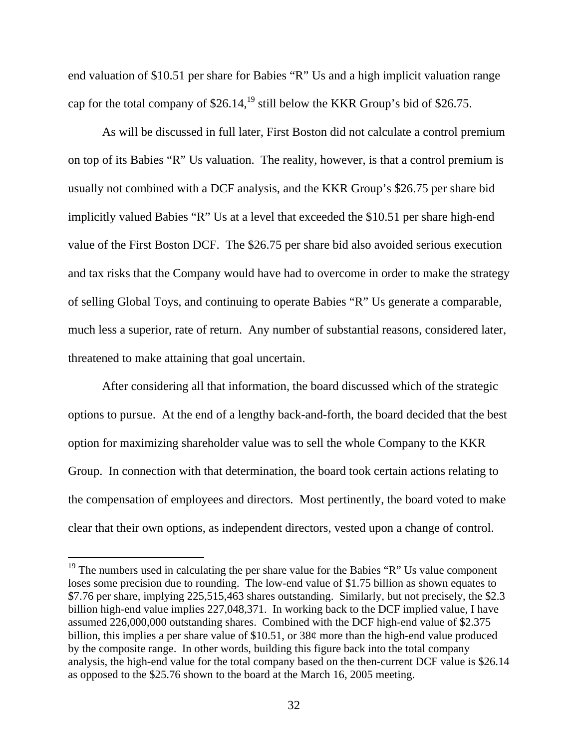end valuation of $10.51 per share for Babies "R" Us and a high implicit valuation range cap for the total company of $26.14,[19] still below the KKR Group's bid of $26.75.

As will be discussed in full later, First Boston did not calculate a control premium on top of its Babies "R" Us valuation. The reality, however, is that a control premium is usually not combined with a DCF analysis, and the KKR Group's $26.75 per share bid implicitly valued Babies "R" Us at a level that exceeded the $10.51 per share high-end value of the First Boston DCF. The $26.75 per share bid also avoided serious execution and tax risks that the Company would have had to overcome in order to make the strategy of selling Global Toys, and continuing to operate Babies "R" Us generate a comparable, much less a superior, rate of return. Any number of substantial reasons, considered later, threatened to make attaining that goal uncertain.

After considering all that information, the board discussed which of the strategic options to pursue. At the end of a lengthy back-and-forth, the board decided that the best option for maximizing shareholder value was to sell the whole Company to the KKR Group. In connection with that determination, the board took certain actions relating to the compensation of employees and directors. Most pertinently, the board voted to make clear that their own options, as independent directors, vested upon a change of control.

---

[19] The numbers used in calculating the per share value for the Babies "R" Us value component loses some precision due to rounding. The low-end value of $1.75 billion as shown equates to $7.76 per share, implying 225,515,463 shares outstanding. Similarly, but not precisely, the $2.3 billion high-end value implies 227,048,371. In working back to the DCF implied value, I have assumed 226,000,000 outstanding shares. Combined with the DCF high-end value of $2.375 billion, this implies a per share value of $10.51, or 38¢ more than the high-end value produced by the composite range. In other words, building this figure back into the total company analysis, the high-end value for the total company based on the then-current DCF value is $26.14 as opposed to the $25.76 shown to the board at the March 16, 2005 meeting.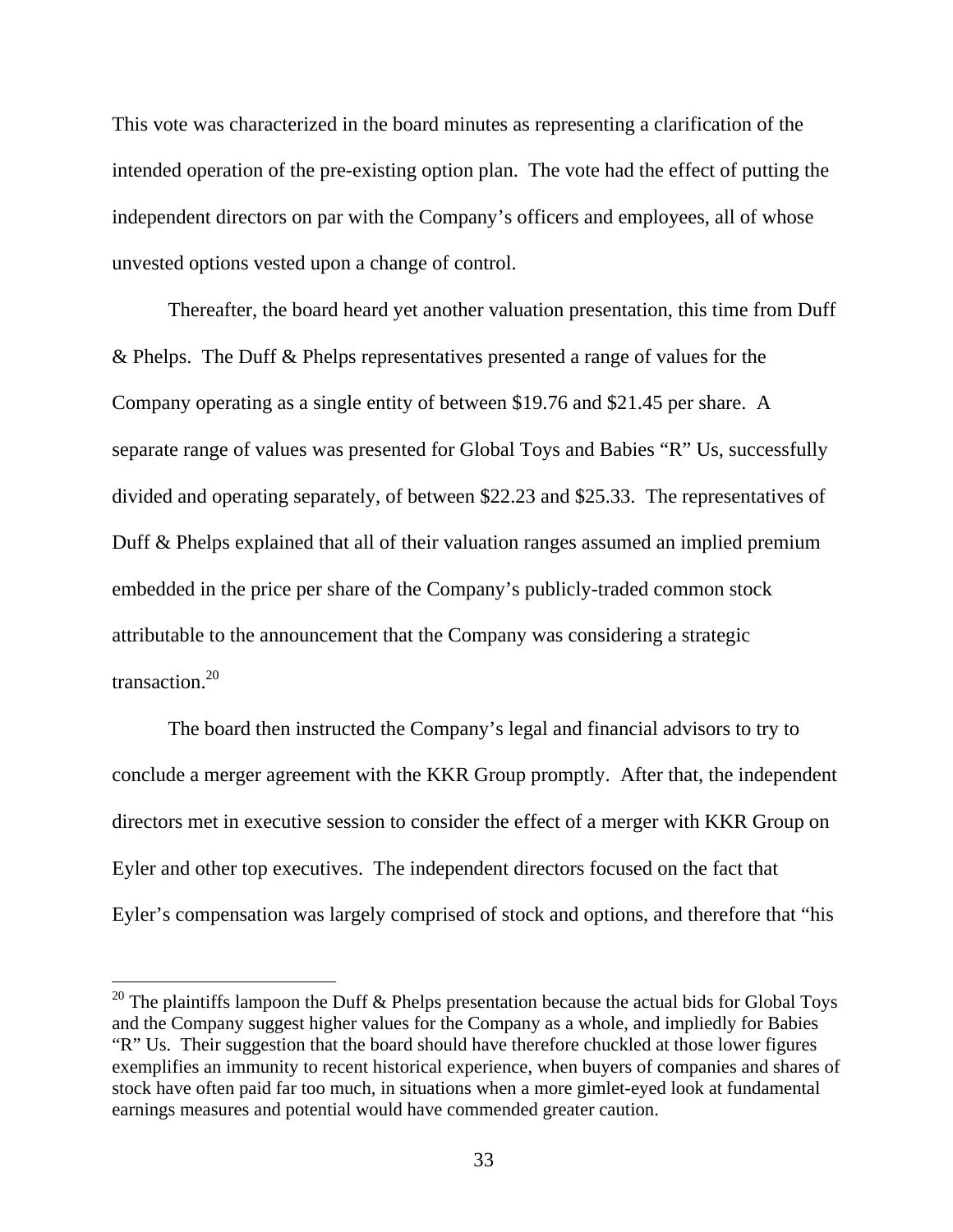This vote was characterized in the board minutes as representing a clarification of the intended operation of the pre-existing option plan. The vote had the effect of putting the independent directors on par with the Company's officers and employees, all of whose unvested options vested upon a change of control.

Thereafter, the board heard yet another valuation presentation, this time from Duff & Phelps. The Duff & Phelps representatives presented a range of values for the Company operating as a single entity of between \$19.76 and \$21.45 per share. A separate range of values was presented for Global Toys and Babies "R" Us, successfully divided and operating separately, of between \$22.23 and \$25.33. The representatives of Duff & Phelps explained that all of their valuation ranges assumed an implied premium embedded in the price per share of the Company's publicly-traded common stock attributable to the announcement that the Company was considering a strategic transaction.[20]

The board then instructed the Company's legal and financial advisors to try to conclude a merger agreement with the KKR Group promptly. After that, the independent directors met in executive session to consider the effect of a merger with KKR Group on Eyler and other top executives. The independent directors focused on the fact that Eyler's compensation was largely comprised of stock and options, and therefore that "his

---

[20] The plaintiffs lampoon the Duff & Phelps presentation because the actual bids for Global Toys and the Company suggest higher values for the Company as a whole, and impliedly for Babies "R" Us. Their suggestion that the board should have therefore chuckled at those lower figures exemplifies an immunity to recent historical experience, when buyers of companies and shares of stock have often paid far too much, in situations when a more gimlet-eyed look at fundamental earnings measures and potential would have commended greater caution.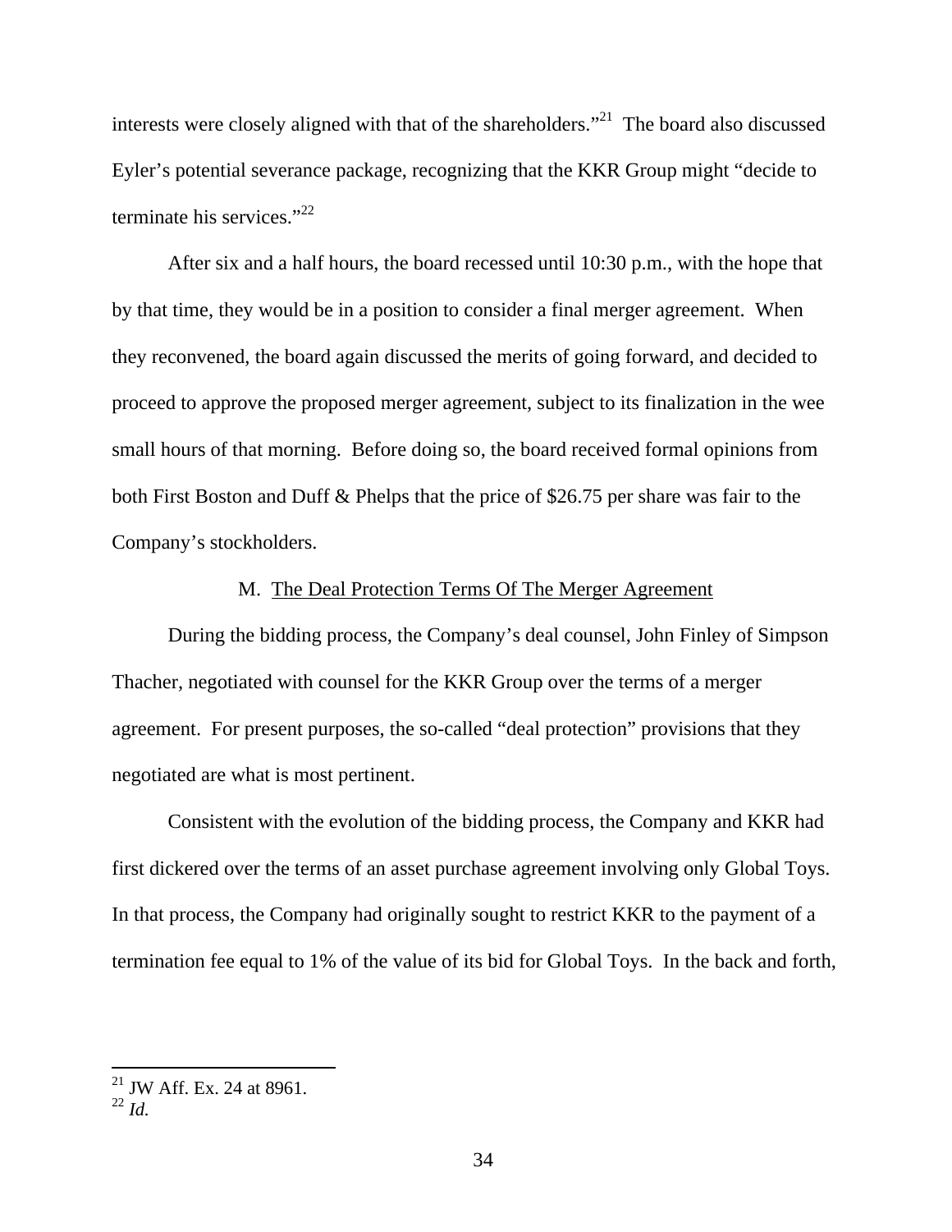interests were closely aligned with that of the shareholders."[21] The board also discussed Eyler's potential severance package, recognizing that the KKR Group might "decide to terminate his services."[22]

After six and a half hours, the board recessed until 10:30 p.m., with the hope that by that time, they would be in a position to consider a final merger agreement. When they reconvened, the board again discussed the merits of going forward, and decided to proceed to approve the proposed merger agreement, subject to its finalization in the wee small hours of that morning. Before doing so, the board received formal opinions from both First Boston and Duff & Phelps that the price of $26.75 per share was fair to the Company's stockholders.

### M. The Deal Protection Terms Of The Merger Agreement

During the bidding process, the Company's deal counsel, John Finley of Simpson Thacher, negotiated with counsel for the KKR Group over the terms of a merger agreement. For present purposes, the so-called "deal protection" provisions that they negotiated are what is most pertinent.

Consistent with the evolution of the bidding process, the Company and KKR had first dickered over the terms of an asset purchase agreement involving only Global Toys. In that process, the Company had originally sought to restrict KKR to the payment of a termination fee equal to 1% of the value of its bid for Global Toys. In the back and forth,

---

[21] JW Aff. Ex. 24 at 8961.
[22] *Id.*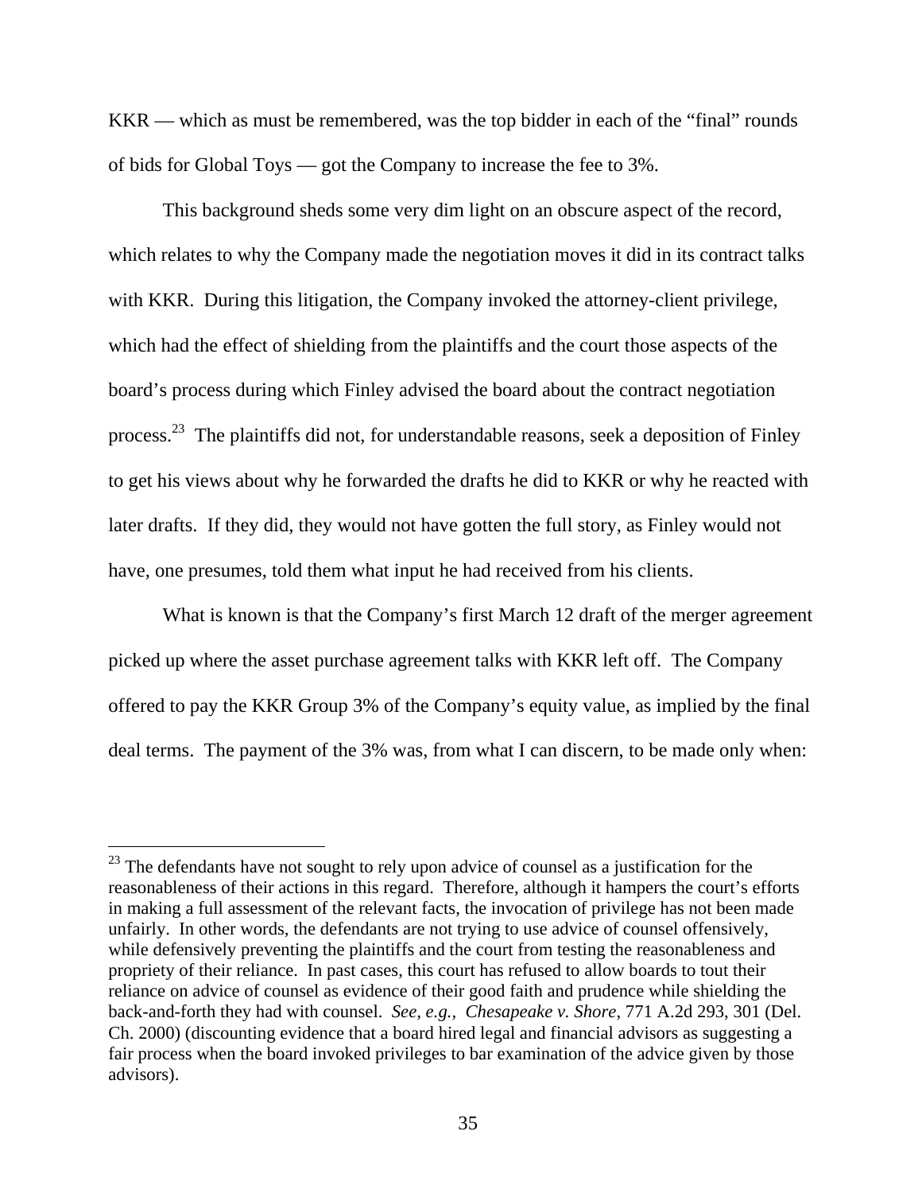KKR — which as must be remembered, was the top bidder in each of the "final" rounds of bids for Global Toys — got the Company to increase the fee to 3%.

This background sheds some very dim light on an obscure aspect of the record, which relates to why the Company made the negotiation moves it did in its contract talks with KKR. During this litigation, the Company invoked the attorney-client privilege, which had the effect of shielding from the plaintiffs and the court those aspects of the board's process during which Finley advised the board about the contract negotiation process.[23] The plaintiffs did not, for understandable reasons, seek a deposition of Finley to get his views about why he forwarded the drafts he did to KKR or why he reacted with later drafts. If they did, they would not have gotten the full story, as Finley would not have, one presumes, told them what input he had received from his clients.

What is known is that the Company's first March 12 draft of the merger agreement picked up where the asset purchase agreement talks with KKR left off. The Company offered to pay the KKR Group 3% of the Company's equity value, as implied by the final deal terms. The payment of the 3% was, from what I can discern, to be made only when:

[23] The defendants have not sought to rely upon advice of counsel as a justification for the reasonableness of their actions in this regard. Therefore, although it hampers the court's efforts in making a full assessment of the relevant facts, the invocation of privilege has not been made unfairly. In other words, the defendants are not trying to use advice of counsel offensively, while defensively preventing the plaintiffs and the court from testing the reasonableness and propriety of their reliance. In past cases, this court has refused to allow boards to tout their reliance on advice of counsel as evidence of their good faith and prudence while shielding the back-and-forth they had with counsel. *See, e.g., Chesapeake v. Shore*, 771 A.2d 293, 301 (Del. Ch. 2000) (discounting evidence that a board hired legal and financial advisors as suggesting a fair process when the board invoked privileges to bar examination of the advice given by those advisors).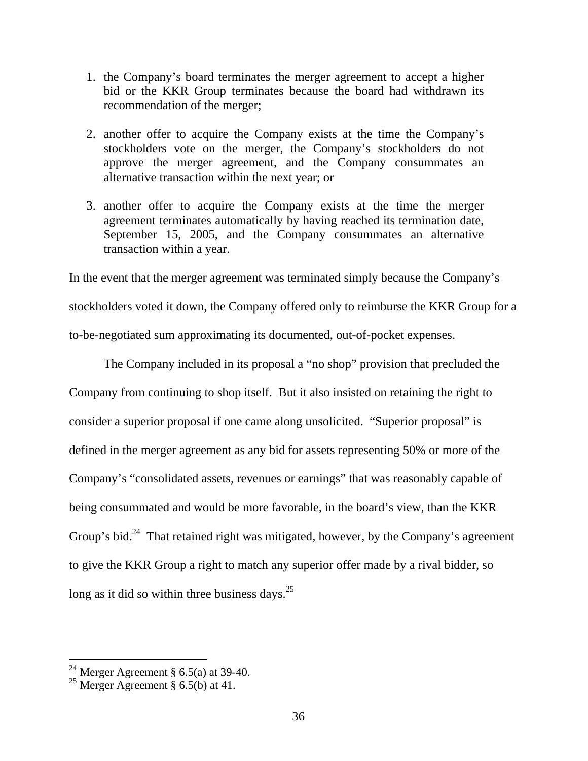1. the Company's board terminates the merger agreement to accept a higher bid or the KKR Group terminates because the board had withdrawn its recommendation of the merger;

2. another offer to acquire the Company exists at the time the Company's stockholders vote on the merger, the Company's stockholders do not approve the merger agreement, and the Company consummates an alternative transaction within the next year; or

3. another offer to acquire the Company exists at the time the merger agreement terminates automatically by having reached its termination date, September 15, 2005, and the Company consummates an alternative transaction within a year.

In the event that the merger agreement was terminated simply because the Company's stockholders voted it down, the Company offered only to reimburse the KKR Group for a to-be-negotiated sum approximating its documented, out-of-pocket expenses.

The Company included in its proposal a "no shop" provision that precluded the Company from continuing to shop itself. But it also insisted on retaining the right to consider a superior proposal if one came along unsolicited. "Superior proposal" is defined in the merger agreement as any bid for assets representing 50% or more of the Company's "consolidated assets, revenues or earnings" that was reasonably capable of being consummated and would be more favorable, in the board's view, than the KKR Group's bid.[24] That retained right was mitigated, however, by the Company's agreement to give the KKR Group a right to match any superior offer made by a rival bidder, so long as it did so within three business days.[25]

---

[24] Merger Agreement § 6.5(a) at 39-40.

[25] Merger Agreement § 6.5(b) at 41.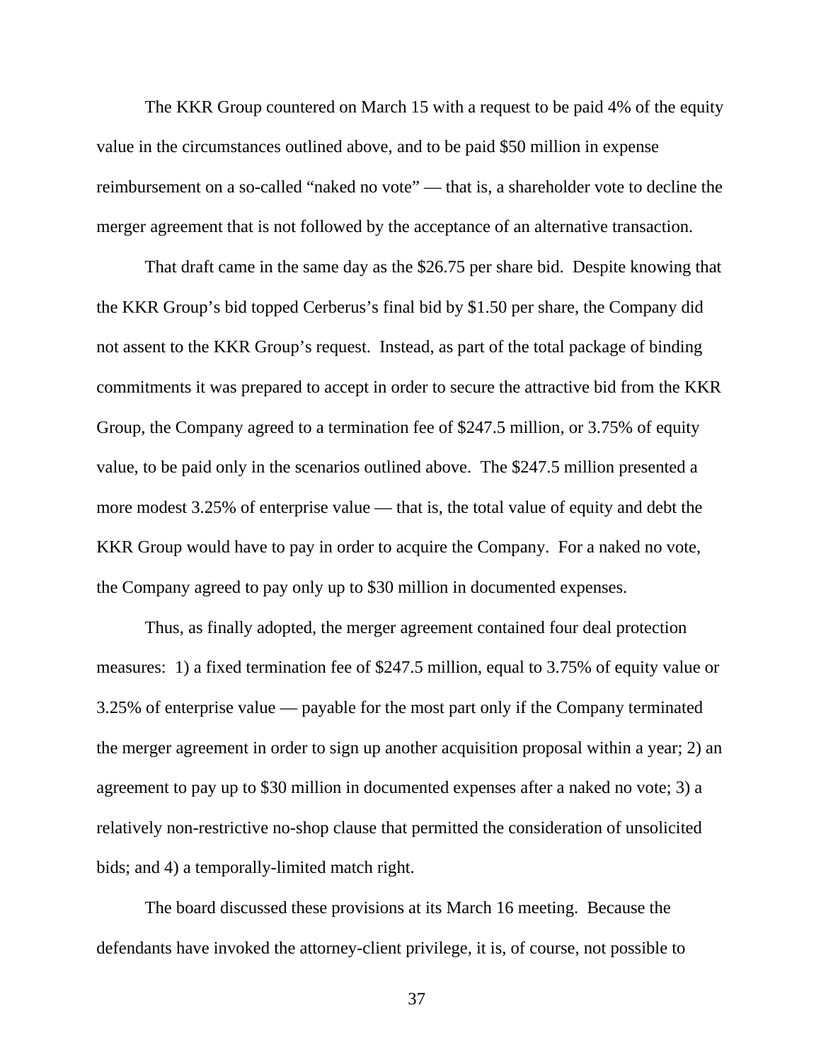The KKR Group countered on March 15 with a request to be paid 4% of the equity value in the circumstances outlined above, and to be paid $50 million in expense reimbursement on a so-called "naked no vote" — that is, a shareholder vote to decline the merger agreement that is not followed by the acceptance of an alternative transaction.

That draft came in the same day as the $26.75 per share bid. Despite knowing that the KKR Group's bid topped Cerberus's final bid by $1.50 per share, the Company did not assent to the KKR Group's request. Instead, as part of the total package of binding commitments it was prepared to accept in order to secure the attractive bid from the KKR Group, the Company agreed to a termination fee of $247.5 million, or 3.75% of equity value, to be paid only in the scenarios outlined above. The $247.5 million presented a more modest 3.25% of enterprise value — that is, the total value of equity and debt the KKR Group would have to pay in order to acquire the Company. For a naked no vote, the Company agreed to pay only up to $30 million in documented expenses.

Thus, as finally adopted, the merger agreement contained four deal protection measures: 1) a fixed termination fee of $247.5 million, equal to 3.75% of equity value or 3.25% of enterprise value — payable for the most part only if the Company terminated the merger agreement in order to sign up another acquisition proposal within a year; 2) an agreement to pay up to $30 million in documented expenses after a naked no vote; 3) a relatively non-restrictive no-shop clause that permitted the consideration of unsolicited bids; and 4) a temporally-limited match right.

The board discussed these provisions at its March 16 meeting. Because the defendants have invoked the attorney-client privilege, it is, of course, not possible to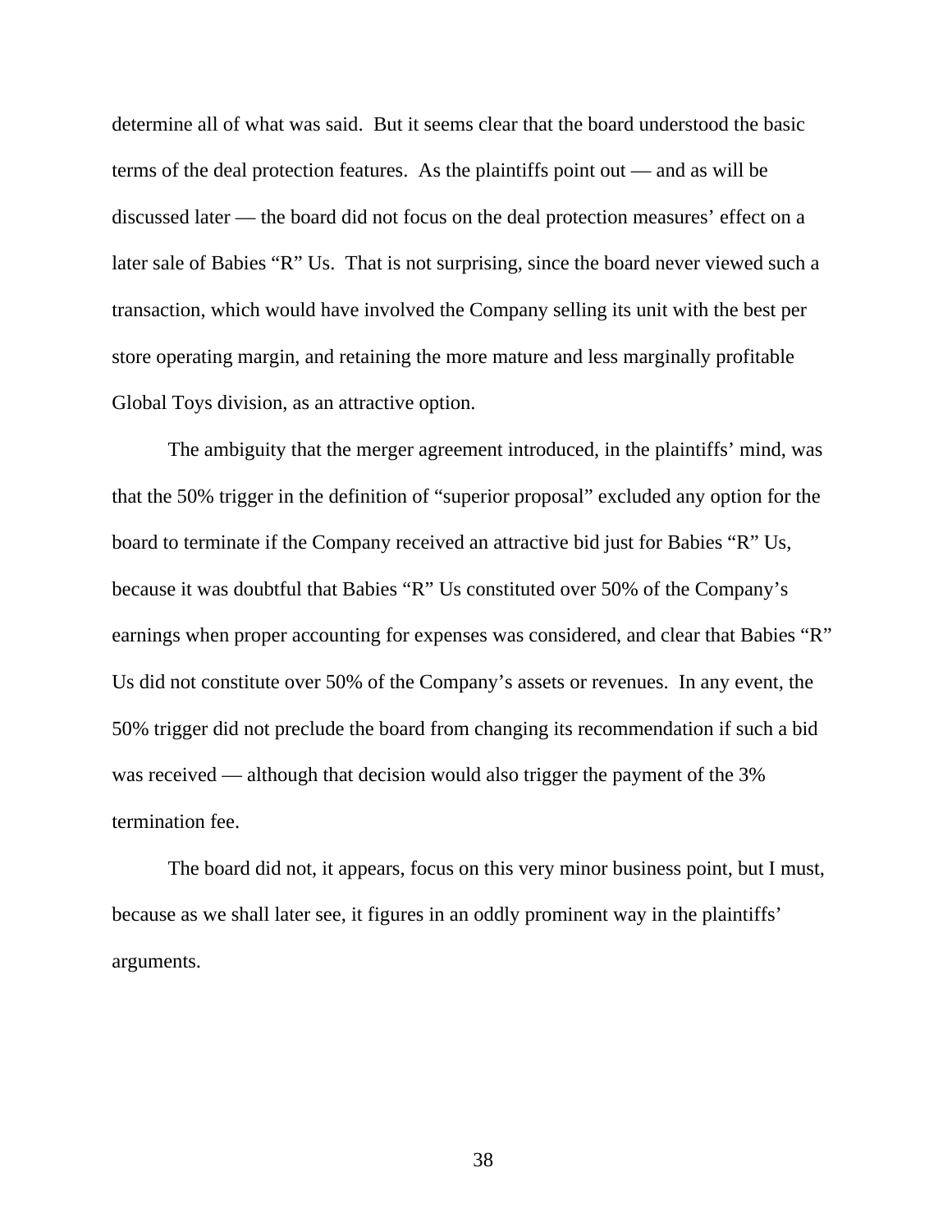determine all of what was said. But it seems clear that the board understood the basic terms of the deal protection features. As the plaintiffs point out — and as will be discussed later — the board did not focus on the deal protection measures' effect on a later sale of Babies "R" Us. That is not surprising, since the board never viewed such a transaction, which would have involved the Company selling its unit with the best per store operating margin, and retaining the more mature and less marginally profitable Global Toys division, as an attractive option.

The ambiguity that the merger agreement introduced, in the plaintiffs' mind, was that the 50% trigger in the definition of "superior proposal" excluded any option for the board to terminate if the Company received an attractive bid just for Babies "R" Us, because it was doubtful that Babies "R" Us constituted over 50% of the Company's earnings when proper accounting for expenses was considered, and clear that Babies "R" Us did not constitute over 50% of the Company's assets or revenues. In any event, the 50% trigger did not preclude the board from changing its recommendation if such a bid was received — although that decision would also trigger the payment of the 3% termination fee.

The board did not, it appears, focus on this very minor business point, but I must, because as we shall later see, it figures in an oddly prominent way in the plaintiffs' arguments.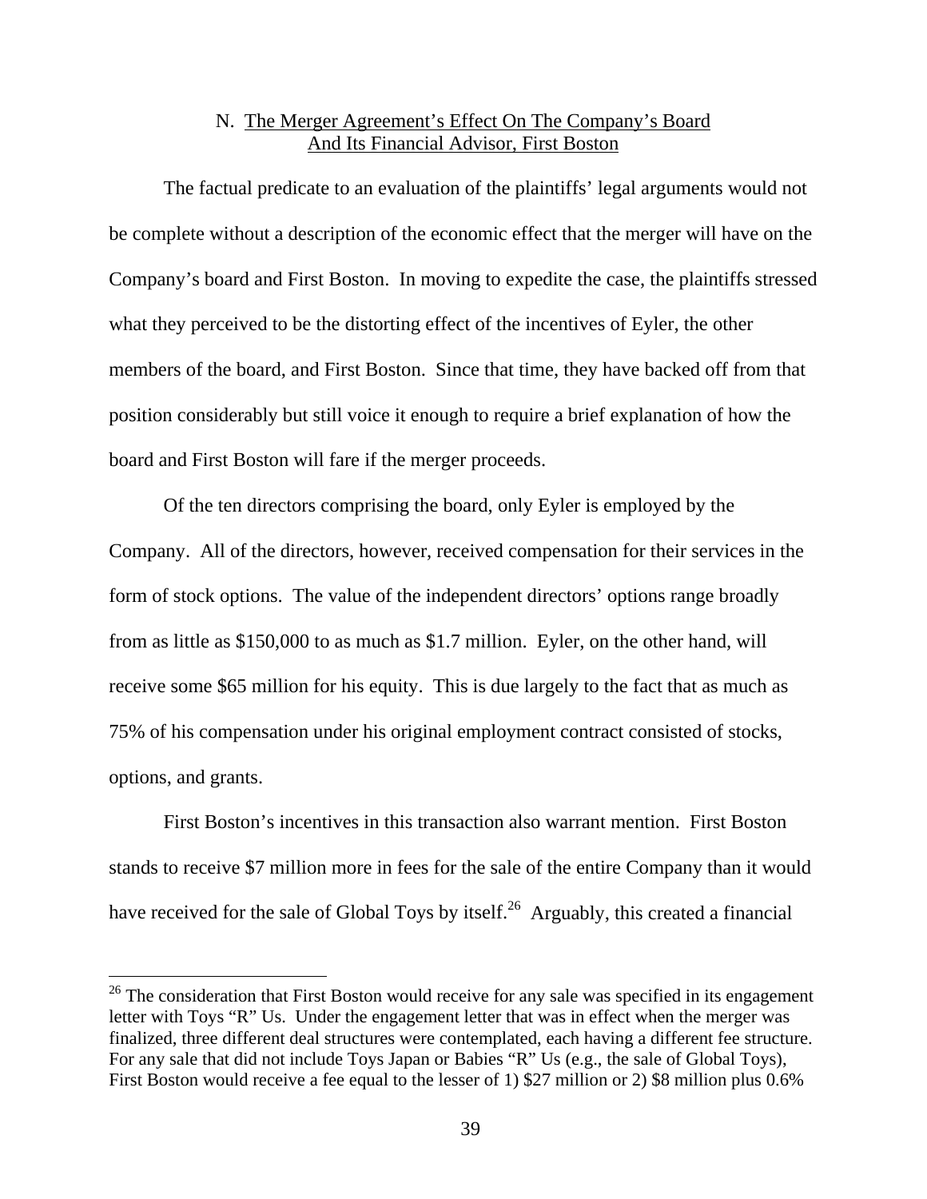## N. The Merger Agreement's Effect On The Company's Board And Its Financial Advisor, First Boston

The factual predicate to an evaluation of the plaintiffs' legal arguments would not be complete without a description of the economic effect that the merger will have on the Company's board and First Boston. In moving to expedite the case, the plaintiffs stressed what they perceived to be the distorting effect of the incentives of Eyler, the other members of the board, and First Boston. Since that time, they have backed off from that position considerably but still voice it enough to require a brief explanation of how the board and First Boston will fare if the merger proceeds.

Of the ten directors comprising the board, only Eyler is employed by the Company. All of the directors, however, received compensation for their services in the form of stock options. The value of the independent directors' options range broadly from as little as $150,000 to as much as $1.7 million. Eyler, on the other hand, will receive some $65 million for his equity. This is due largely to the fact that as much as 75% of his compensation under his original employment contract consisted of stocks, options, and grants.

First Boston's incentives in this transaction also warrant mention. First Boston stands to receive $7 million more in fees for the sale of the entire Company than it would have received for the sale of Global Toys by itself.[26] Arguably, this created a financial

[26] The consideration that First Boston would receive for any sale was specified in its engagement letter with Toys "R" Us. Under the engagement letter that was in effect when the merger was finalized, three different deal structures were contemplated, each having a different fee structure. For any sale that did not include Toys Japan or Babies "R" Us (e.g., the sale of Global Toys), First Boston would receive a fee equal to the lesser of 1) $27 million or 2) $8 million plus 0.6%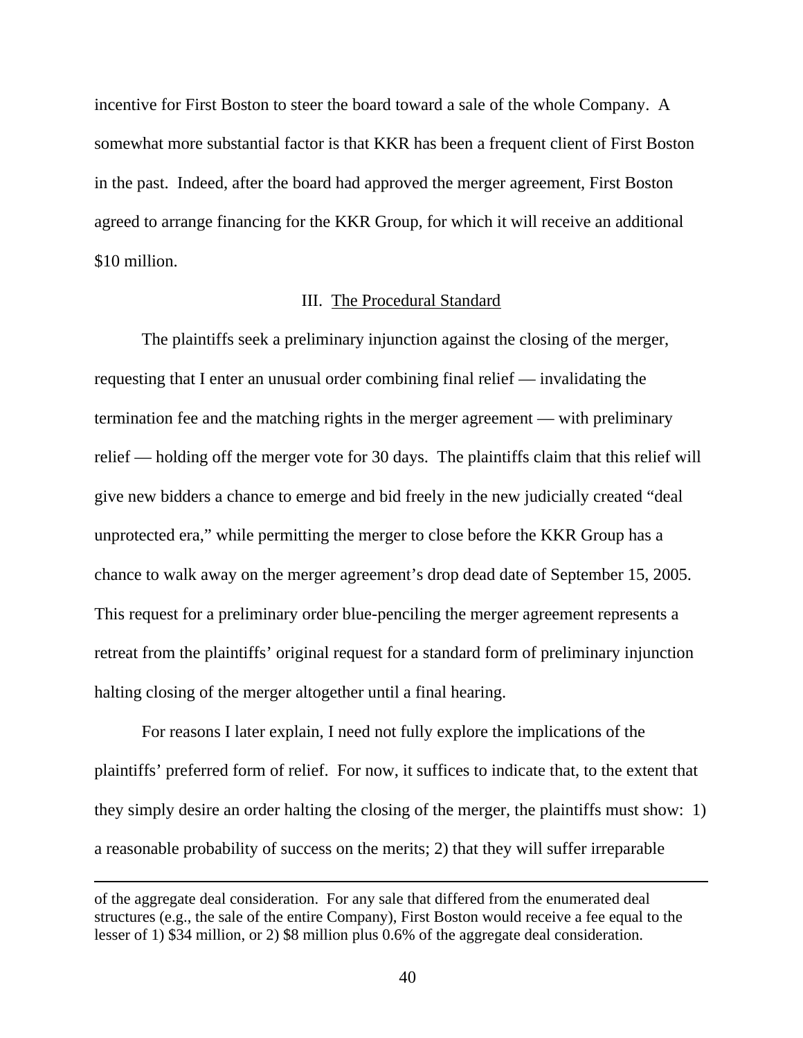incentive for First Boston to steer the board toward a sale of the whole Company. A somewhat more substantial factor is that KKR has been a frequent client of First Boston in the past. Indeed, after the board had approved the merger agreement, First Boston agreed to arrange financing for the KKR Group, for which it will receive an additional $10 million.

## III. The Procedural Standard

The plaintiffs seek a preliminary injunction against the closing of the merger, requesting that I enter an unusual order combining final relief — invalidating the termination fee and the matching rights in the merger agreement — with preliminary relief — holding off the merger vote for 30 days. The plaintiffs claim that this relief will give new bidders a chance to emerge and bid freely in the new judicially created "deal unprotected era," while permitting the merger to close before the KKR Group has a chance to walk away on the merger agreement's drop dead date of September 15, 2005. This request for a preliminary order blue-penciling the merger agreement represents a retreat from the plaintiffs' original request for a standard form of preliminary injunction halting closing of the merger altogether until a final hearing.

For reasons I later explain, I need not fully explore the implications of the plaintiffs' preferred form of relief. For now, it suffices to indicate that, to the extent that they simply desire an order halting the closing of the merger, the plaintiffs must show: 1) a reasonable probability of success on the merits; 2) that they will suffer irreparable

---

of the aggregate deal consideration. For any sale that differed from the enumerated deal structures (e.g., the sale of the entire Company), First Boston would receive a fee equal to the lesser of 1) $34 million, or 2) $8 million plus 0.6% of the aggregate deal consideration.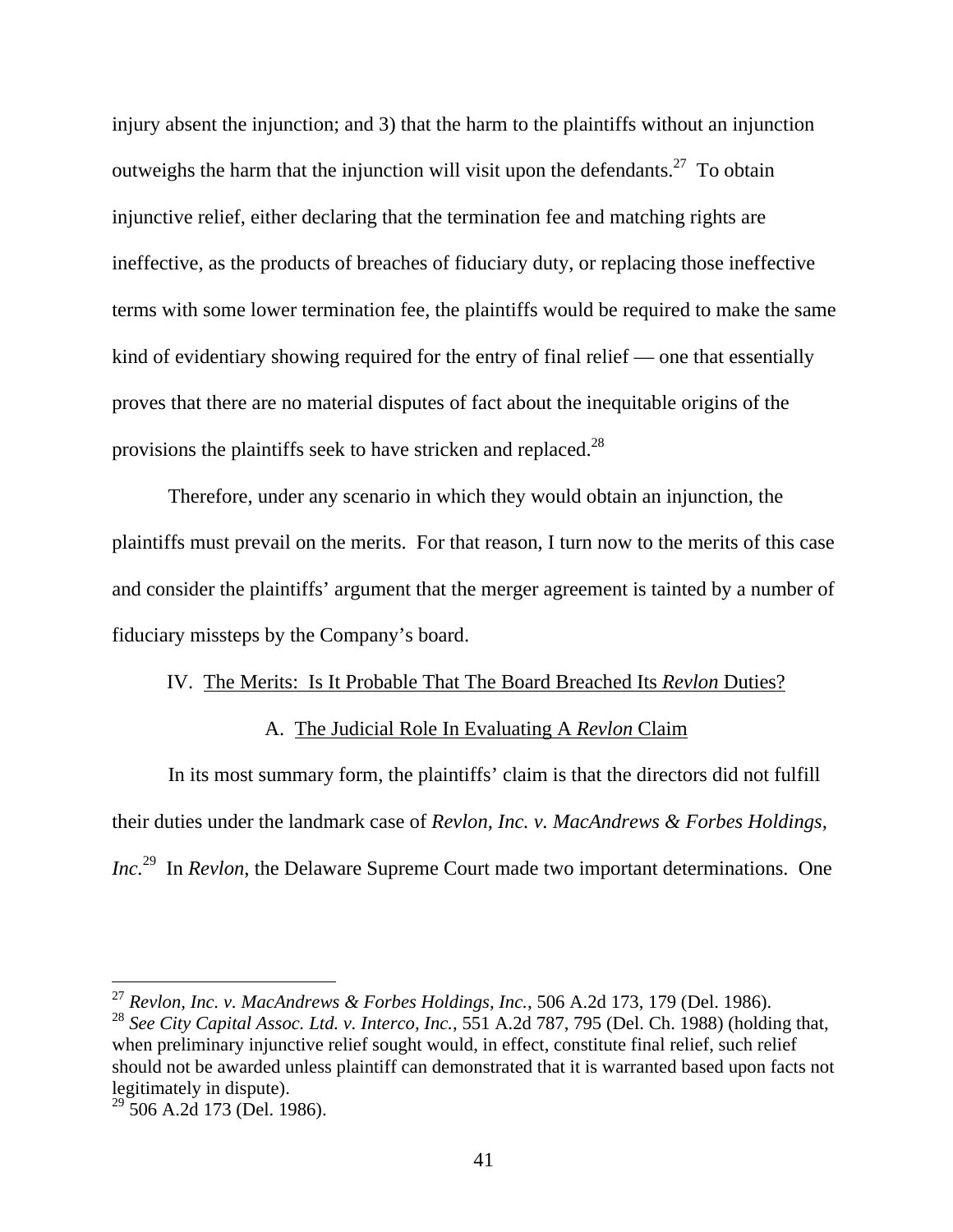injury absent the injunction; and 3) that the harm to the plaintiffs without an injunction outweighs the harm that the injunction will visit upon the defendants.[27] To obtain injunctive relief, either declaring that the termination fee and matching rights are ineffective, as the products of breaches of fiduciary duty, or replacing those ineffective terms with some lower termination fee, the plaintiffs would be required to make the same kind of evidentiary showing required for the entry of final relief — one that essentially proves that there are no material disputes of fact about the inequitable origins of the provisions the plaintiffs seek to have stricken and replaced.[28]

Therefore, under any scenario in which they would obtain an injunction, the plaintiffs must prevail on the merits. For that reason, I turn now to the merits of this case and consider the plaintiffs' argument that the merger agreement is tainted by a number of fiduciary missteps by the Company's board.

## IV. The Merits: Is It Probable That The Board Breached Its *Revlon* Duties?

### A. The Judicial Role In Evaluating A *Revlon* Claim

In its most summary form, the plaintiffs' claim is that the directors did not fulfill their duties under the landmark case of *Revlon, Inc. v. MacAndrews & Forbes Holdings, Inc.*[29] In *Revlon*, the Delaware Supreme Court made two important determinations. One

---

[27] *Revlon, Inc. v. MacAndrews & Forbes Holdings, Inc.*, 506 A.2d 173, 179 (Del. 1986).

[28] *See City Capital Assoc. Ltd. v. Interco, Inc.*, 551 A.2d 787, 795 (Del. Ch. 1988) (holding that, when preliminary injunctive relief sought would, in effect, constitute final relief, such relief should not be awarded unless plaintiff can demonstrated that it is warranted based upon facts not legitimately in dispute).

[29] 506 A.2d 173 (Del. 1986).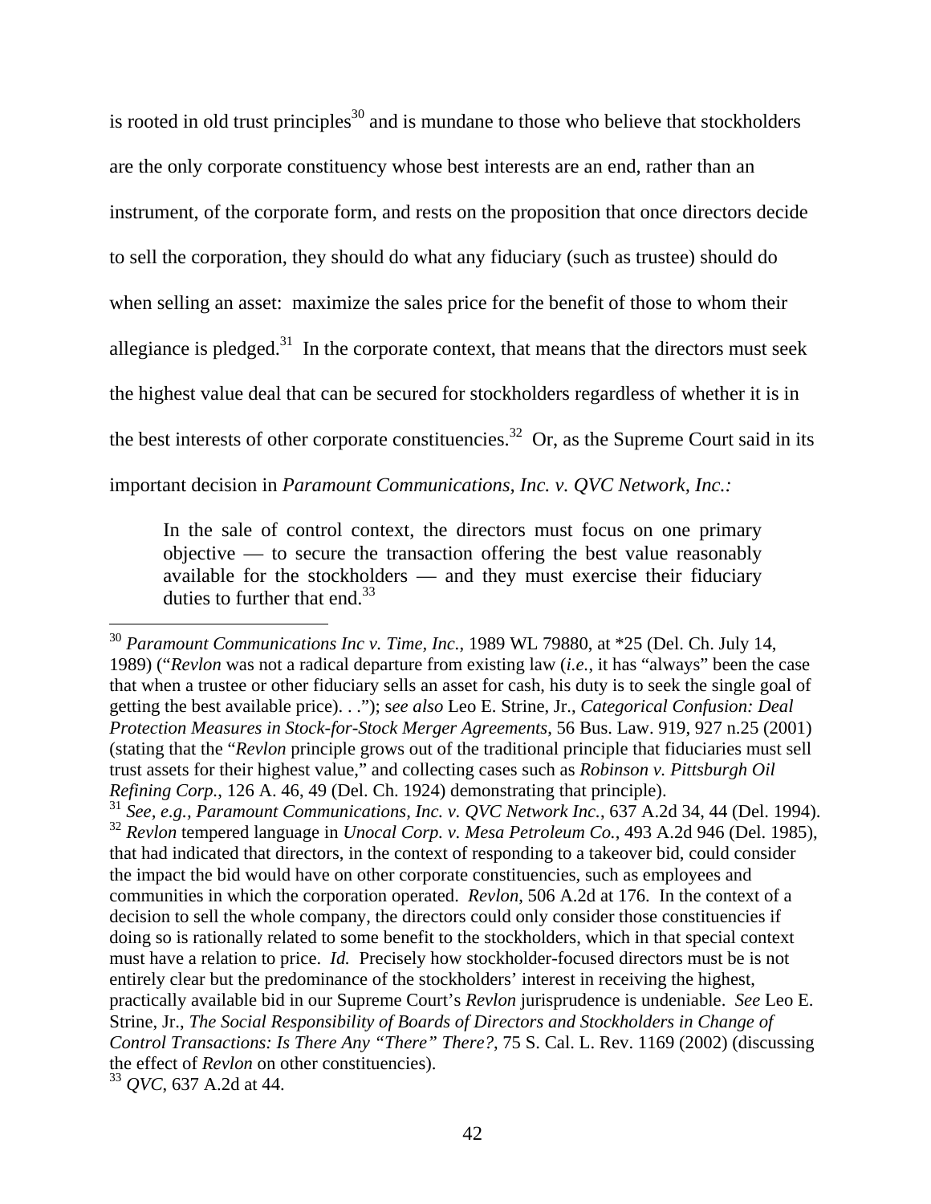is rooted in old trust principles[30] and is mundane to those who believe that stockholders are the only corporate constituency whose best interests are an end, rather than an instrument, of the corporate form, and rests on the proposition that once directors decide to sell the corporation, they should do what any fiduciary (such as trustee) should do when selling an asset: maximize the sales price for the benefit of those to whom their allegiance is pledged.[31] In the corporate context, that means that the directors must seek the highest value deal that can be secured for stockholders regardless of whether it is in the best interests of other corporate constituencies.[32] Or, as the Supreme Court said in its important decision in *Paramount Communications, Inc. v. QVC Network, Inc.:*

> In the sale of control context, the directors must focus on one primary objective — to secure the transaction offering the best value reasonably available for the stockholders — and they must exercise their fiduciary duties to further that end.[33]

---

[30] *Paramount Communications Inc v. Time, Inc.*, 1989 WL 79880, at *25 (Del. Ch. July 14, 1989) ("*Revlon* was not a radical departure from existing law (*i.e.*, it has "always" been the case that when a trustee or other fiduciary sells an asset for cash, his duty is to seek the single goal of getting the best available price). . ."); s*ee also* Leo E. Strine, Jr., *Categorical Confusion: Deal Protection Measures in Stock-for-Stock Merger Agreements*, 56 Bus. Law. 919, 927 n.25 (2001) (stating that the "*Revlon* principle grows out of the traditional principle that fiduciaries must sell trust assets for their highest value," and collecting cases such as *Robinson v. Pittsburgh Oil Refining Corp.*, 126 A. 46, 49 (Del. Ch. 1924) demonstrating that principle).

[31] *See, e.g., Paramount Communications, Inc. v. QVC Network Inc.*, 637 A.2d 34, 44 (Del. 1994).

[32] *Revlon* tempered language in *Unocal Corp. v. Mesa Petroleum Co.*, 493 A.2d 946 (Del. 1985), that had indicated that directors, in the context of responding to a takeover bid, could consider the impact the bid would have on other corporate constituencies, such as employees and communities in which the corporation operated. *Revlon*, 506 A.2d at 176. In the context of a decision to sell the whole company, the directors could only consider those constituencies if doing so is rationally related to some benefit to the stockholders, which in that special context must have a relation to price. *Id.* Precisely how stockholder-focused directors must be is not entirely clear but the predominance of the stockholders' interest in receiving the highest, practically available bid in our Supreme Court's *Revlon* jurisprudence is undeniable. *See* Leo E. Strine, Jr., *The Social Responsibility of Boards of Directors and Stockholders in Change of Control Transactions: Is There Any "There" There?*, 75 S. Cal. L. Rev. 1169 (2002) (discussing the effect of *Revlon* on other constituencies).

[33] *QVC*, 637 A.2d at 44.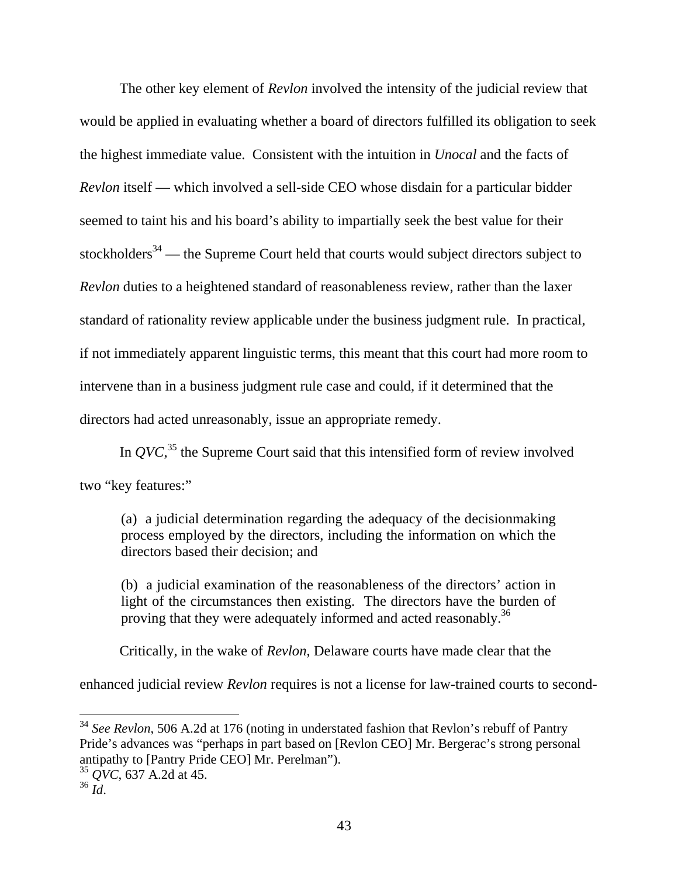The other key element of *Revlon* involved the intensity of the judicial review that would be applied in evaluating whether a board of directors fulfilled its obligation to seek the highest immediate value. Consistent with the intuition in *Unocal* and the facts of *Revlon* itself — which involved a sell-side CEO whose disdain for a particular bidder seemed to taint his and his board's ability to impartially seek the best value for their stockholders[34] — the Supreme Court held that courts would subject directors subject to *Revlon* duties to a heightened standard of reasonableness review, rather than the laxer standard of rationality review applicable under the business judgment rule. In practical, if not immediately apparent linguistic terms, this meant that this court had more room to intervene than in a business judgment rule case and could, if it determined that the directors had acted unreasonably, issue an appropriate remedy.

In *QVC*,[35] the Supreme Court said that this intensified form of review involved two "key features:"

> (a) a judicial determination regarding the adequacy of the decisionmaking process employed by the directors, including the information on which the directors based their decision; and
>
> (b) a judicial examination of the reasonableness of the directors' action in light of the circumstances then existing. The directors have the burden of proving that they were adequately informed and acted reasonably.[36]

Critically, in the wake of *Revlon*, Delaware courts have made clear that the enhanced judicial review *Revlon* requires is not a license for law-trained courts to second-

---

[34] *See Revlon*, 506 A.2d at 176 (noting in understated fashion that Revlon's rebuff of Pantry Pride's advances was "perhaps in part based on [Revlon CEO] Mr. Bergerac's strong personal antipathy to [Pantry Pride CEO] Mr. Perelman").

[35] *QVC*, 637 A.2d at 45.

[36] *Id*.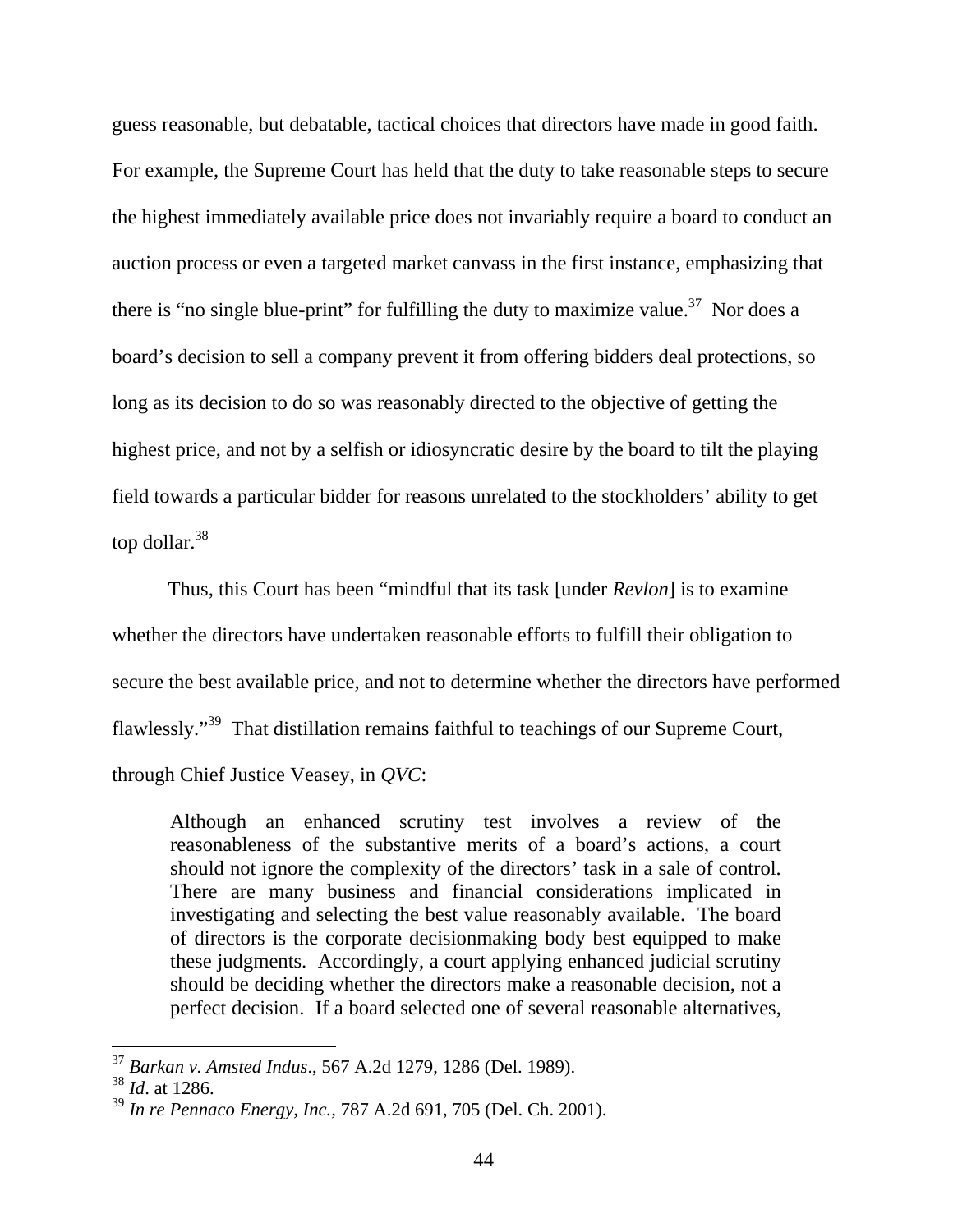guess reasonable, but debatable, tactical choices that directors have made in good faith. For example, the Supreme Court has held that the duty to take reasonable steps to secure the highest immediately available price does not invariably require a board to conduct an auction process or even a targeted market canvass in the first instance, emphasizing that there is "no single blue-print" for fulfilling the duty to maximize value.[37] Nor does a board's decision to sell a company prevent it from offering bidders deal protections, so long as its decision to do so was reasonably directed to the objective of getting the highest price, and not by a selfish or idiosyncratic desire by the board to tilt the playing field towards a particular bidder for reasons unrelated to the stockholders' ability to get top dollar.[38]

Thus, this Court has been "mindful that its task [under *Revlon*] is to examine whether the directors have undertaken reasonable efforts to fulfill their obligation to secure the best available price, and not to determine whether the directors have performed flawlessly."[39] That distillation remains faithful to teachings of our Supreme Court, through Chief Justice Veasey, in *QVC*:

> Although an enhanced scrutiny test involves a review of the reasonableness of the substantive merits of a board's actions, a court should not ignore the complexity of the directors' task in a sale of control. There are many business and financial considerations implicated in investigating and selecting the best value reasonably available. The board of directors is the corporate decisionmaking body best equipped to make these judgments. Accordingly, a court applying enhanced judicial scrutiny should be deciding whether the directors make a reasonable decision, not a perfect decision. If a board selected one of several reasonable alternatives,

---

[37] *Barkan v. Amsted Indus*., 567 A.2d 1279, 1286 (Del. 1989).
[38] *Id*. at 1286.
[39] *In re Pennaco Energy, Inc.*, 787 A.2d 691, 705 (Del. Ch. 2001).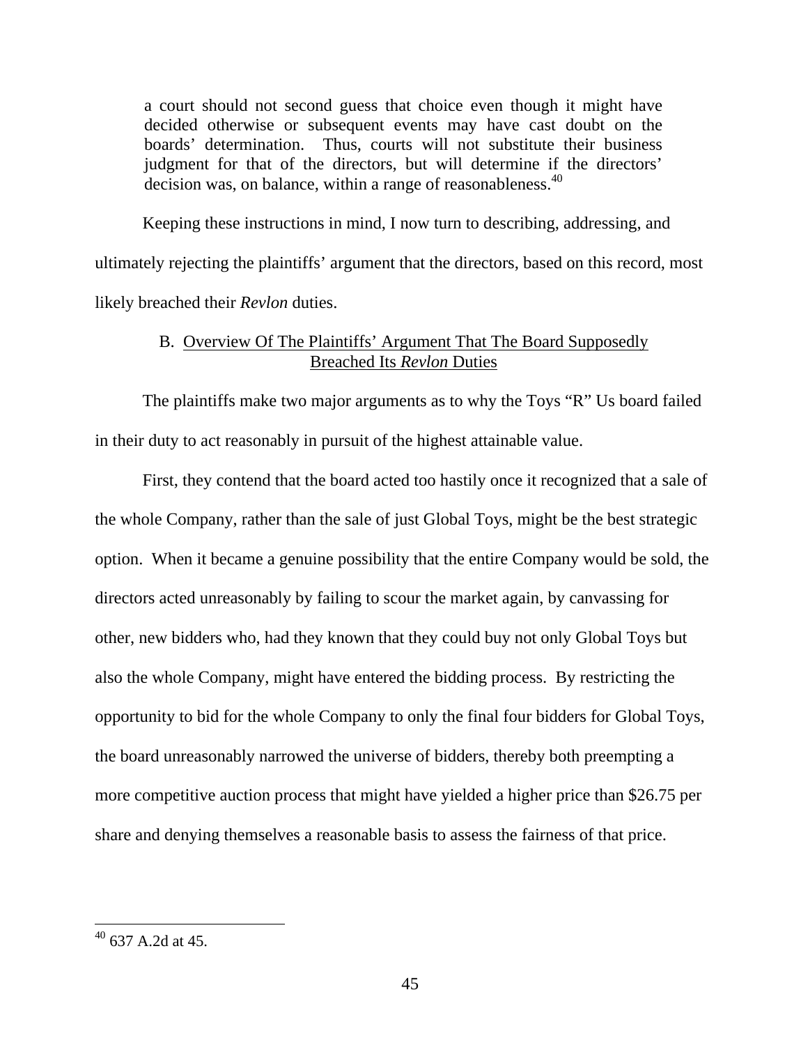> a court should not second guess that choice even though it might have decided otherwise or subsequent events may have cast doubt on the boards' determination. Thus, courts will not substitute their business judgment for that of the directors, but will determine if the directors' decision was, on balance, within a range of reasonableness.[40]

Keeping these instructions in mind, I now turn to describing, addressing, and ultimately rejecting the plaintiffs' argument that the directors, based on this record, most likely breached their *Revlon* duties.

### B. Overview Of The Plaintiffs' Argument That The Board Supposedly Breached Its *Revlon* Duties

The plaintiffs make two major arguments as to why the Toys "R" Us board failed in their duty to act reasonably in pursuit of the highest attainable value.

First, they contend that the board acted too hastily once it recognized that a sale of the whole Company, rather than the sale of just Global Toys, might be the best strategic option. When it became a genuine possibility that the entire Company would be sold, the directors acted unreasonably by failing to scour the market again, by canvassing for other, new bidders who, had they known that they could buy not only Global Toys but also the whole Company, might have entered the bidding process. By restricting the opportunity to bid for the whole Company to only the final four bidders for Global Toys, the board unreasonably narrowed the universe of bidders, thereby both preempting a more competitive auction process that might have yielded a higher price than $26.75 per share and denying themselves a reasonable basis to assess the fairness of that price.

---

[40] 637 A.2d at 45.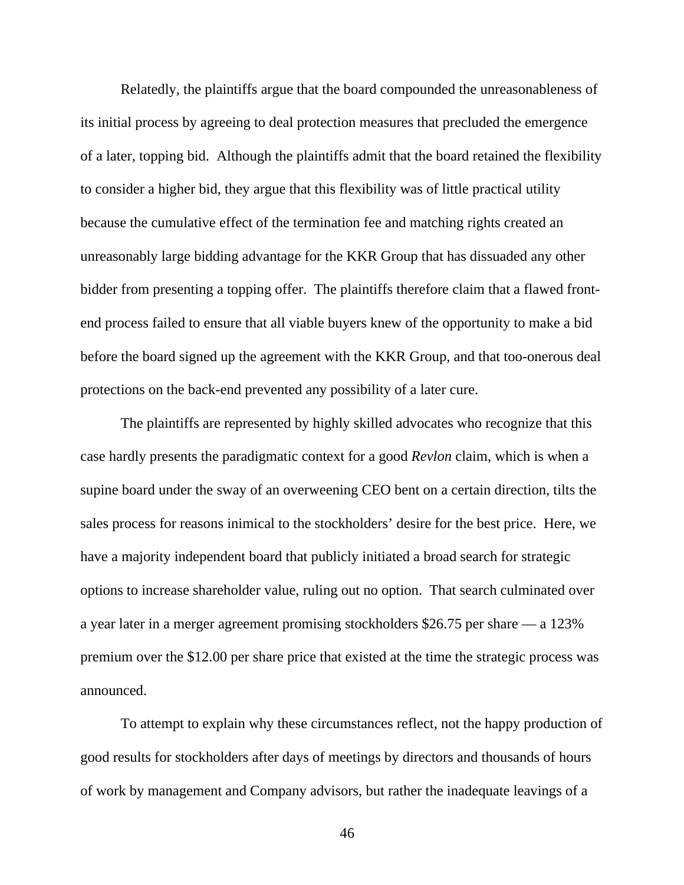Relatedly, the plaintiffs argue that the board compounded the unreasonableness of its initial process by agreeing to deal protection measures that precluded the emergence of a later, topping bid. Although the plaintiffs admit that the board retained the flexibility to consider a higher bid, they argue that this flexibility was of little practical utility because the cumulative effect of the termination fee and matching rights created an unreasonably large bidding advantage for the KKR Group that has dissuaded any other bidder from presenting a topping offer. The plaintiffs therefore claim that a flawed front-end process failed to ensure that all viable buyers knew of the opportunity to make a bid before the board signed up the agreement with the KKR Group, and that too-onerous deal protections on the back-end prevented any possibility of a later cure.

The plaintiffs are represented by highly skilled advocates who recognize that this case hardly presents the paradigmatic context for a good *Revlon* claim, which is when a supine board under the sway of an overweening CEO bent on a certain direction, tilts the sales process for reasons inimical to the stockholders' desire for the best price. Here, we have a majority independent board that publicly initiated a broad search for strategic options to increase shareholder value, ruling out no option. That search culminated over a year later in a merger agreement promising stockholders $26.75 per share — a 123% premium over the $12.00 per share price that existed at the time the strategic process was announced.

To attempt to explain why these circumstances reflect, not the happy production of good results for stockholders after days of meetings by directors and thousands of hours of work by management and Company advisors, but rather the inadequate leavings of a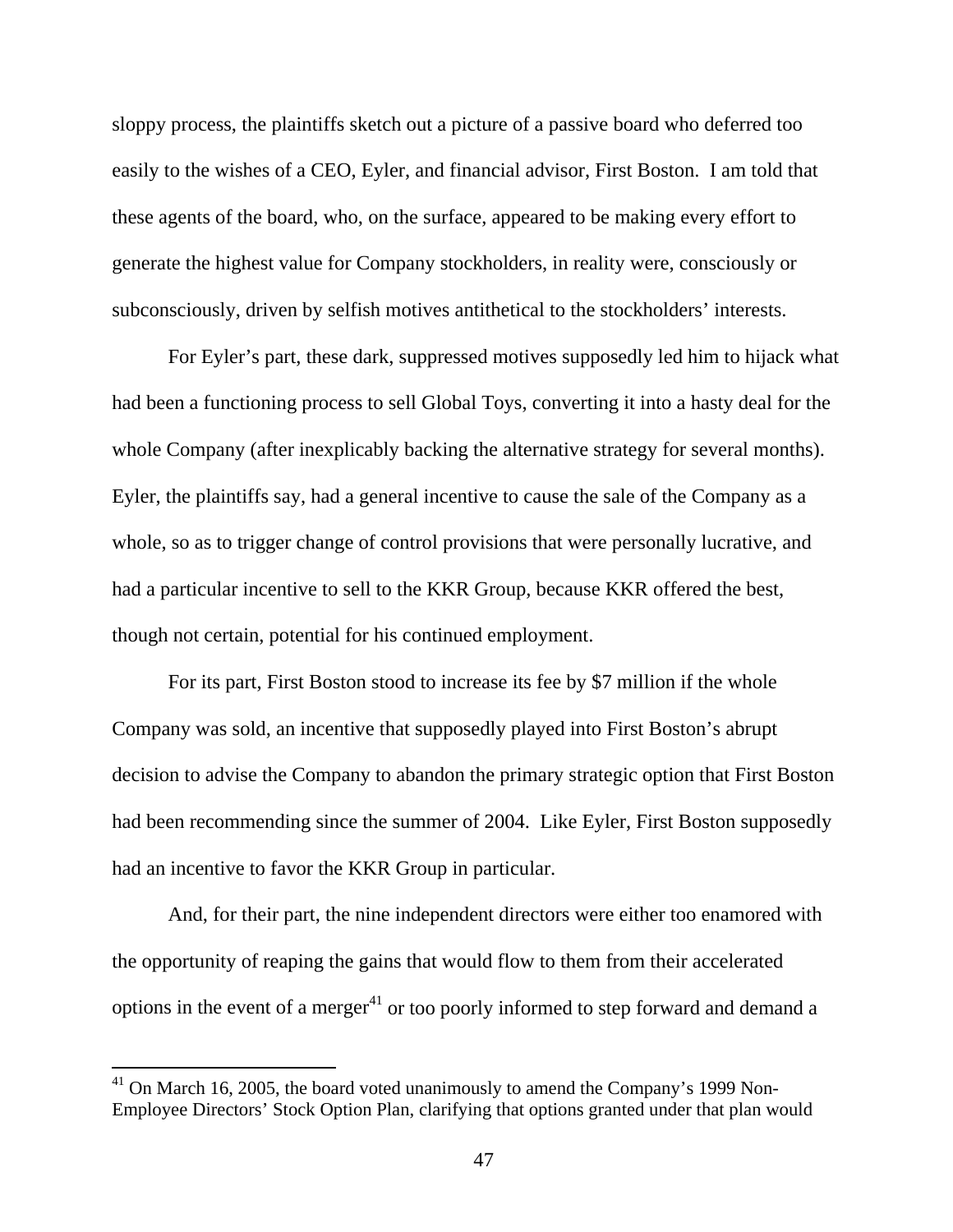sloppy process, the plaintiffs sketch out a picture of a passive board who deferred too easily to the wishes of a CEO, Eyler, and financial advisor, First Boston. I am told that these agents of the board, who, on the surface, appeared to be making every effort to generate the highest value for Company stockholders, in reality were, consciously or subconsciously, driven by selfish motives antithetical to the stockholders' interests.

For Eyler's part, these dark, suppressed motives supposedly led him to hijack what had been a functioning process to sell Global Toys, converting it into a hasty deal for the whole Company (after inexplicably backing the alternative strategy for several months). Eyler, the plaintiffs say, had a general incentive to cause the sale of the Company as a whole, so as to trigger change of control provisions that were personally lucrative, and had a particular incentive to sell to the KKR Group, because KKR offered the best, though not certain, potential for his continued employment.

For its part, First Boston stood to increase its fee by $7 million if the whole Company was sold, an incentive that supposedly played into First Boston's abrupt decision to advise the Company to abandon the primary strategic option that First Boston had been recommending since the summer of 2004. Like Eyler, First Boston supposedly had an incentive to favor the KKR Group in particular.

And, for their part, the nine independent directors were either too enamored with the opportunity of reaping the gains that would flow to them from their accelerated options in the event of a merger[41] or too poorly informed to step forward and demand a

[41] On March 16, 2005, the board voted unanimously to amend the Company's 1999 Non-Employee Directors' Stock Option Plan, clarifying that options granted under that plan would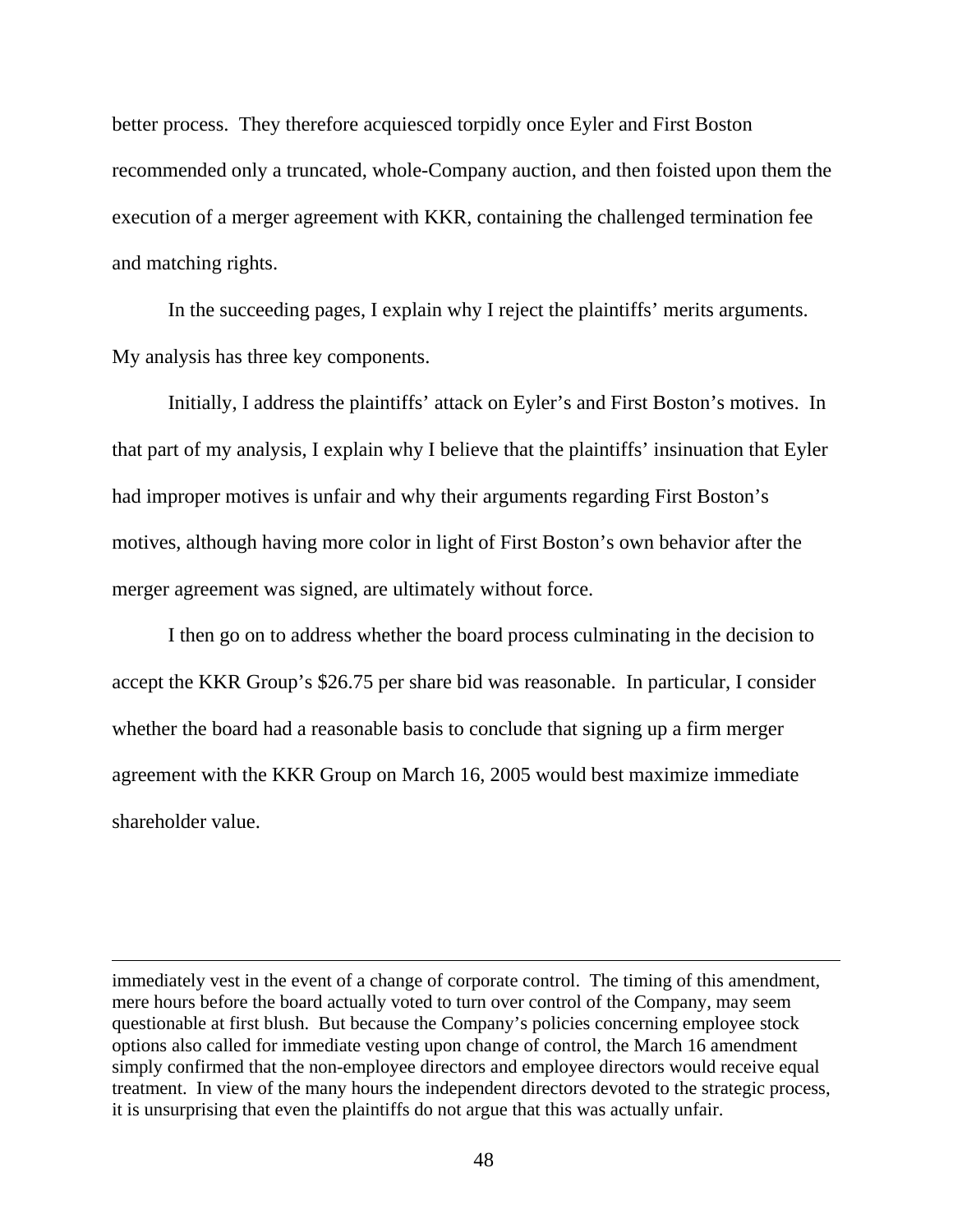better process. They therefore acquiesced torpidly once Eyler and First Boston recommended only a truncated, whole-Company auction, and then foisted upon them the execution of a merger agreement with KKR, containing the challenged termination fee and matching rights.

In the succeeding pages, I explain why I reject the plaintiffs' merits arguments. My analysis has three key components.

Initially, I address the plaintiffs' attack on Eyler's and First Boston's motives. In that part of my analysis, I explain why I believe that the plaintiffs' insinuation that Eyler had improper motives is unfair and why their arguments regarding First Boston's motives, although having more color in light of First Boston's own behavior after the merger agreement was signed, are ultimately without force.

I then go on to address whether the board process culminating in the decision to accept the KKR Group's $26.75 per share bid was reasonable. In particular, I consider whether the board had a reasonable basis to conclude that signing up a firm merger agreement with the KKR Group on March 16, 2005 would best maximize immediate shareholder value.

---

immediately vest in the event of a change of corporate control. The timing of this amendment, mere hours before the board actually voted to turn over control of the Company, may seem questionable at first blush. But because the Company's policies concerning employee stock options also called for immediate vesting upon change of control, the March 16 amendment simply confirmed that the non-employee directors and employee directors would receive equal treatment. In view of the many hours the independent directors devoted to the strategic process, it is unsurprising that even the plaintiffs do not argue that this was actually unfair.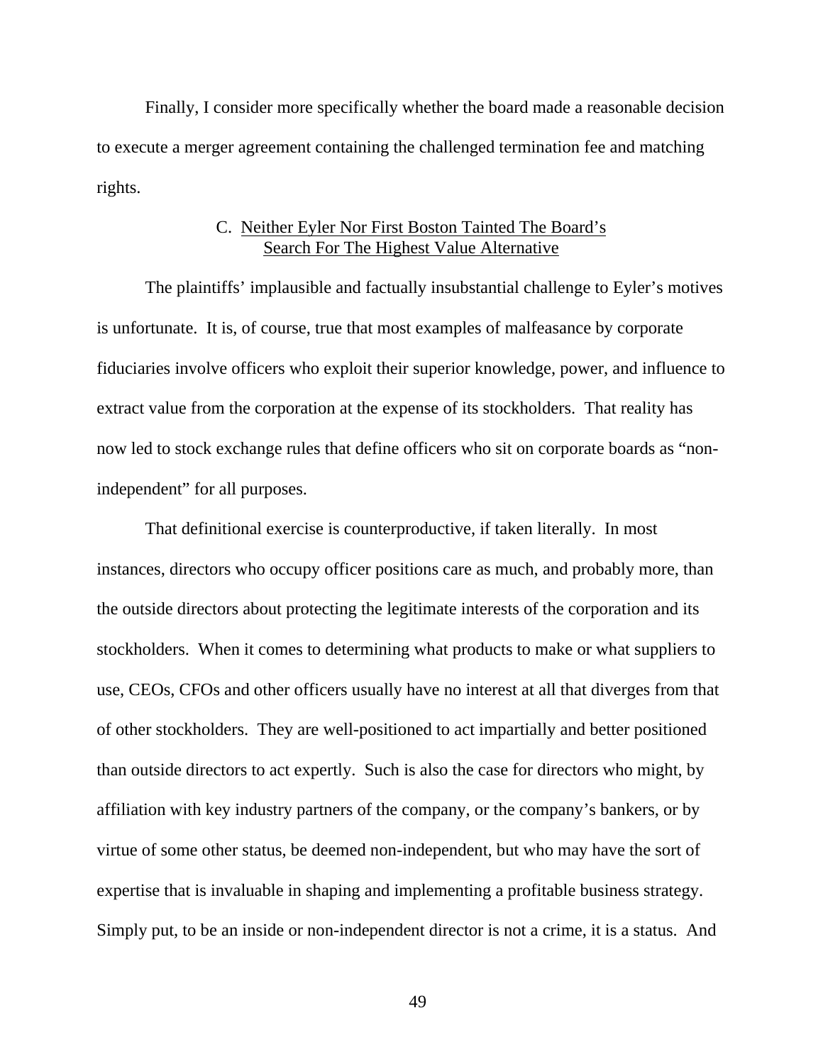Finally, I consider more specifically whether the board made a reasonable decision to execute a merger agreement containing the challenged termination fee and matching rights.

### C. Neither Eyler Nor First Boston Tainted The Board's Search For The Highest Value Alternative

The plaintiffs' implausible and factually insubstantial challenge to Eyler's motives is unfortunate. It is, of course, true that most examples of malfeasance by corporate fiduciaries involve officers who exploit their superior knowledge, power, and influence to extract value from the corporation at the expense of its stockholders. That reality has now led to stock exchange rules that define officers who sit on corporate boards as "non-independent" for all purposes.

That definitional exercise is counterproductive, if taken literally. In most instances, directors who occupy officer positions care as much, and probably more, than the outside directors about protecting the legitimate interests of the corporation and its stockholders. When it comes to determining what products to make or what suppliers to use, CEOs, CFOs and other officers usually have no interest at all that diverges from that of other stockholders. They are well-positioned to act impartially and better positioned than outside directors to act expertly. Such is also the case for directors who might, by affiliation with key industry partners of the company, or the company's bankers, or by virtue of some other status, be deemed non-independent, but who may have the sort of expertise that is invaluable in shaping and implementing a profitable business strategy. Simply put, to be an inside or non-independent director is not a crime, it is a status. And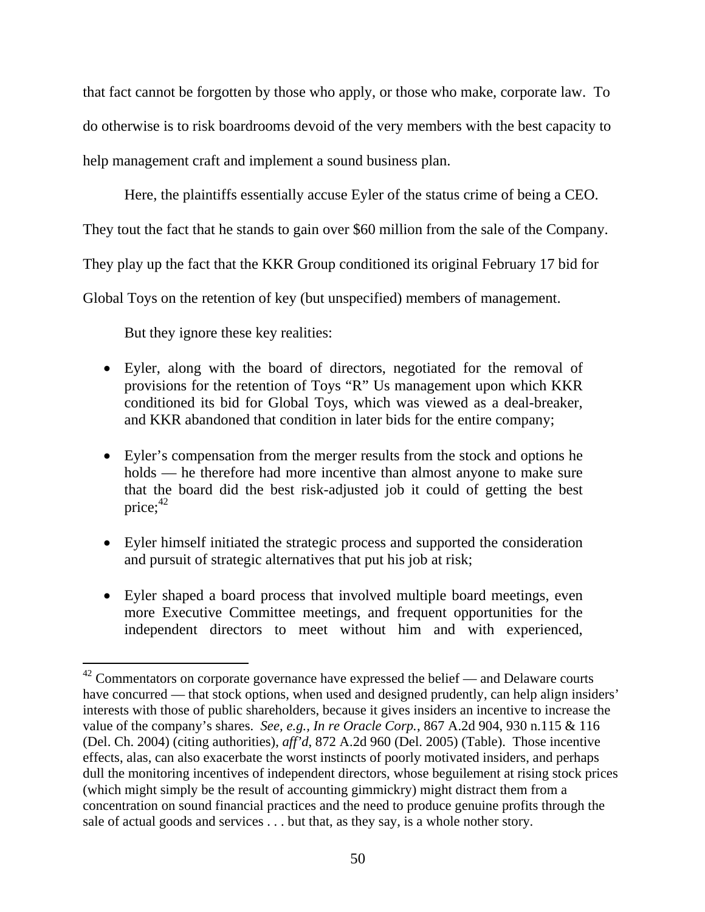that fact cannot be forgotten by those who apply, or those who make, corporate law. To do otherwise is to risk boardrooms devoid of the very members with the best capacity to help management craft and implement a sound business plan.

Here, the plaintiffs essentially accuse Eyler of the status crime of being a CEO. They tout the fact that he stands to gain over $60 million from the sale of the Company. They play up the fact that the KKR Group conditioned its original February 17 bid for Global Toys on the retention of key (but unspecified) members of management.

But they ignore these key realities:

- Eyler, along with the board of directors, negotiated for the removal of provisions for the retention of Toys "R" Us management upon which KKR conditioned its bid for Global Toys, which was viewed as a deal-breaker, and KKR abandoned that condition in later bids for the entire company;

- Eyler's compensation from the merger results from the stock and options he holds — he therefore had more incentive than almost anyone to make sure that the board did the best risk-adjusted job it could of getting the best price;[42]

- Eyler himself initiated the strategic process and supported the consideration and pursuit of strategic alternatives that put his job at risk;

- Eyler shaped a board process that involved multiple board meetings, even more Executive Committee meetings, and frequent opportunities for the independent directors to meet without him and with experienced,

---

[42] Commentators on corporate governance have expressed the belief — and Delaware courts have concurred — that stock options, when used and designed prudently, can help align insiders' interests with those of public shareholders, because it gives insiders an incentive to increase the value of the company's shares. *See, e.g.*, *In re Oracle Corp.*, 867 A.2d 904, 930 n.115 & 116 (Del. Ch. 2004) (citing authorities), *aff'd*, 872 A.2d 960 (Del. 2005) (Table). Those incentive effects, alas, can also exacerbate the worst instincts of poorly motivated insiders, and perhaps dull the monitoring incentives of independent directors, whose beguilement at rising stock prices (which might simply be the result of accounting gimmickry) might distract them from a concentration on sound financial practices and the need to produce genuine profits through the sale of actual goods and services . . . but that, as they say, is a whole nother story.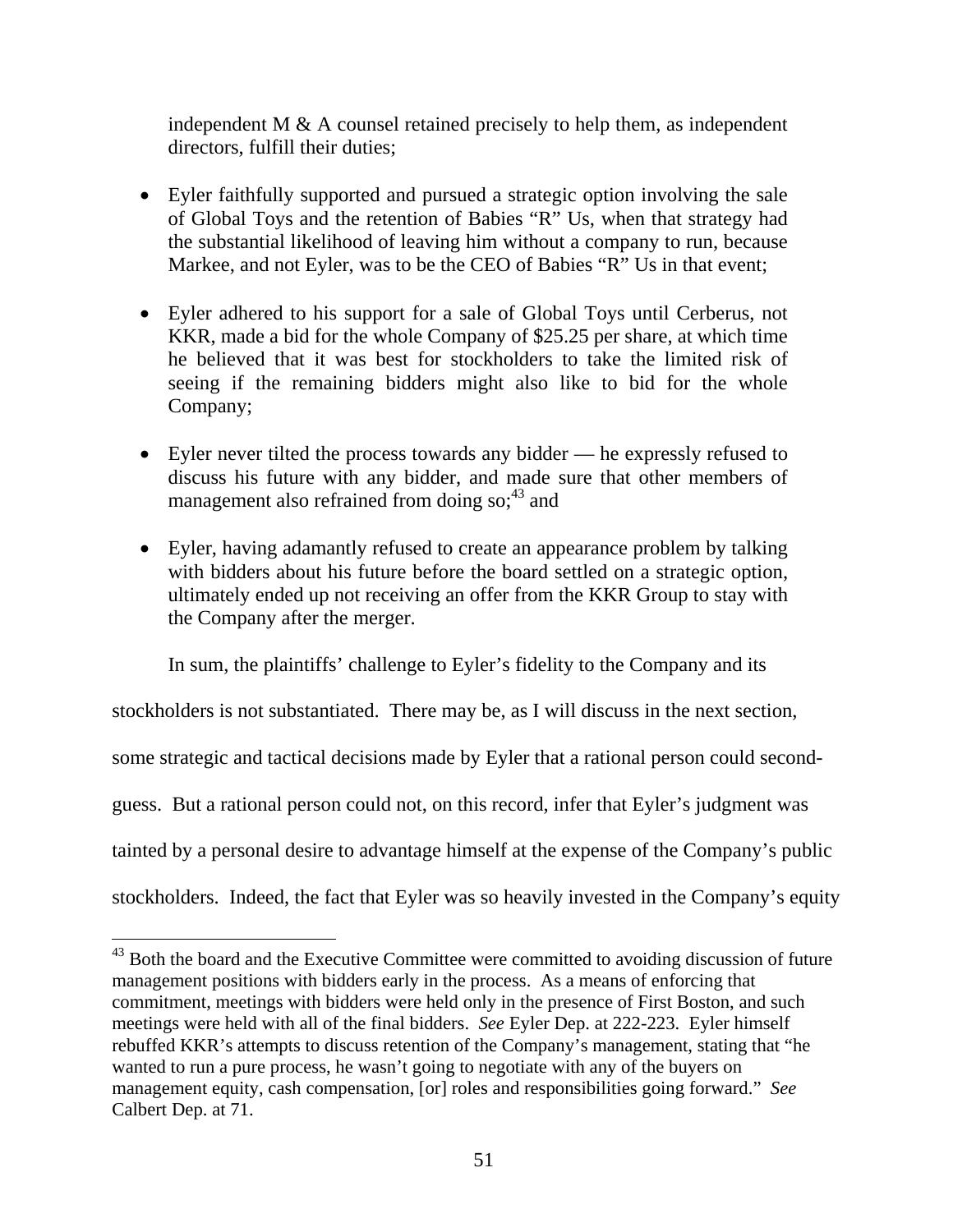independent M & A counsel retained precisely to help them, as independent directors, fulfill their duties;

- Eyler faithfully supported and pursued a strategic option involving the sale of Global Toys and the retention of Babies "R" Us, when that strategy had the substantial likelihood of leaving him without a company to run, because Markee, and not Eyler, was to be the CEO of Babies "R" Us in that event;

- Eyler adhered to his support for a sale of Global Toys until Cerberus, not KKR, made a bid for the whole Company of $25.25 per share, at which time he believed that it was best for stockholders to take the limited risk of seeing if the remaining bidders might also like to bid for the whole Company;

- Eyler never tilted the process towards any bidder — he expressly refused to discuss his future with any bidder, and made sure that other members of management also refrained from doing so;[43] and

- Eyler, having adamantly refused to create an appearance problem by talking with bidders about his future before the board settled on a strategic option, ultimately ended up not receiving an offer from the KKR Group to stay with the Company after the merger.

In sum, the plaintiffs' challenge to Eyler's fidelity to the Company and its stockholders is not substantiated. There may be, as I will discuss in the next section, some strategic and tactical decisions made by Eyler that a rational person could second-guess. But a rational person could not, on this record, infer that Eyler's judgment was tainted by a personal desire to advantage himself at the expense of the Company's public stockholders. Indeed, the fact that Eyler was so heavily invested in the Company's equity

---

[43] Both the board and the Executive Committee were committed to avoiding discussion of future management positions with bidders early in the process. As a means of enforcing that commitment, meetings with bidders were held only in the presence of First Boston, and such meetings were held with all of the final bidders. *See* Eyler Dep. at 222-223. Eyler himself rebuffed KKR's attempts to discuss retention of the Company's management, stating that "he wanted to run a pure process, he wasn't going to negotiate with any of the buyers on management equity, cash compensation, [or] roles and responsibilities going forward." *See* Calbert Dep. at 71.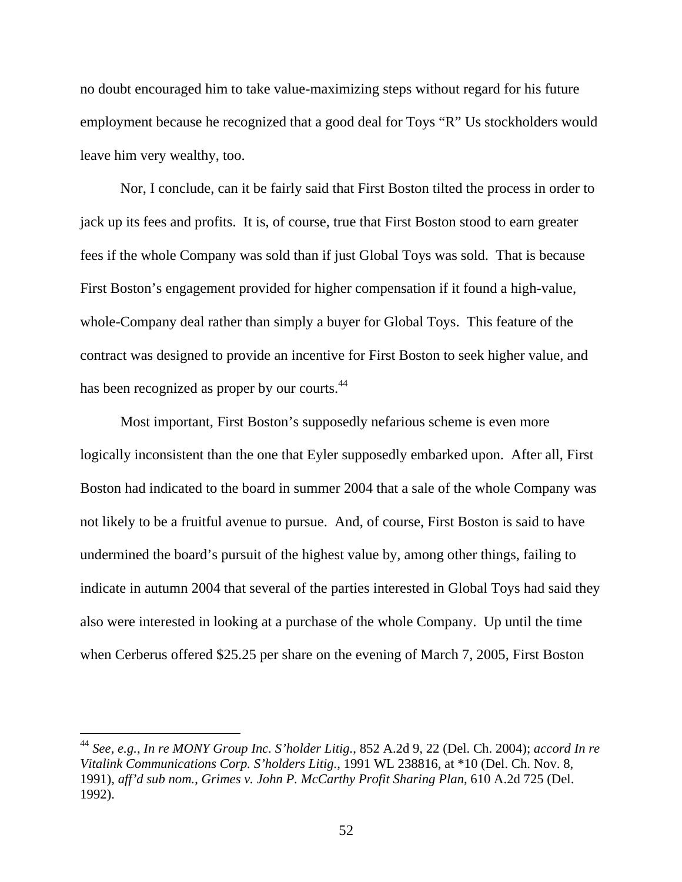no doubt encouraged him to take value-maximizing steps without regard for his future employment because he recognized that a good deal for Toys "R" Us stockholders would leave him very wealthy, too.

Nor, I conclude, can it be fairly said that First Boston tilted the process in order to jack up its fees and profits. It is, of course, true that First Boston stood to earn greater fees if the whole Company was sold than if just Global Toys was sold. That is because First Boston's engagement provided for higher compensation if it found a high-value, whole-Company deal rather than simply a buyer for Global Toys. This feature of the contract was designed to provide an incentive for First Boston to seek higher value, and has been recognized as proper by our courts.[44]

Most important, First Boston's supposedly nefarious scheme is even more logically inconsistent than the one that Eyler supposedly embarked upon. After all, First Boston had indicated to the board in summer 2004 that a sale of the whole Company was not likely to be a fruitful avenue to pursue. And, of course, First Boston is said to have undermined the board's pursuit of the highest value by, among other things, failing to indicate in autumn 2004 that several of the parties interested in Global Toys had said they also were interested in looking at a purchase of the whole Company. Up until the time when Cerberus offered $25.25 per share on the evening of March 7, 2005, First Boston

---

[44] *See, e.g.*, *In re MONY Group Inc. S'holder Litig.*, 852 A.2d 9, 22 (Del. Ch. 2004); *accord In re Vitalink Communications Corp. S'holders Litig.*, 1991 WL 238816, at *10 (Del. Ch. Nov. 8, 1991), *aff'd sub nom.*, *Grimes v. John P. McCarthy Profit Sharing Plan*, 610 A.2d 725 (Del. 1992).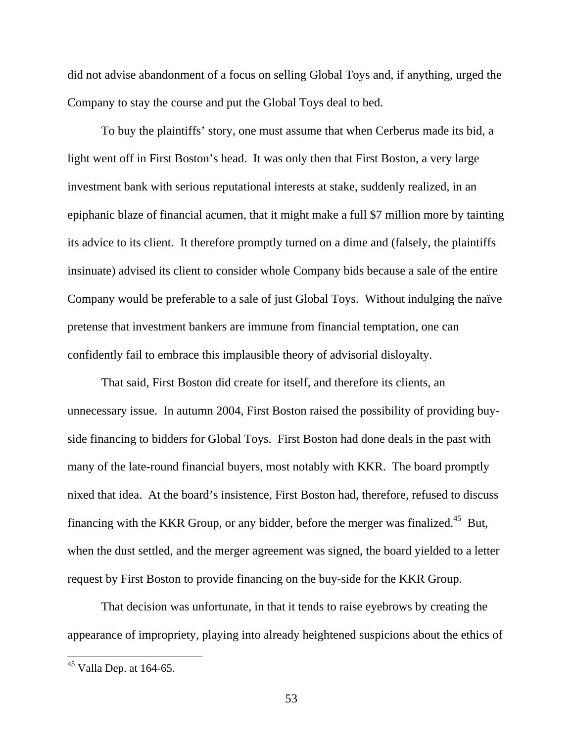did not advise abandonment of a focus on selling Global Toys and, if anything, urged the Company to stay the course and put the Global Toys deal to bed.

To buy the plaintiffs' story, one must assume that when Cerberus made its bid, a light went off in First Boston's head. It was only then that First Boston, a very large investment bank with serious reputational interests at stake, suddenly realized, in an epiphanic blaze of financial acumen, that it might make a full $7 million more by tainting its advice to its client. It therefore promptly turned on a dime and (falsely, the plaintiffs insinuate) advised its client to consider whole Company bids because a sale of the entire Company would be preferable to a sale of just Global Toys. Without indulging the naïve pretense that investment bankers are immune from financial temptation, one can confidently fail to embrace this implausible theory of advisorial disloyalty.

That said, First Boston did create for itself, and therefore its clients, an unnecessary issue. In autumn 2004, First Boston raised the possibility of providing buy-side financing to bidders for Global Toys. First Boston had done deals in the past with many of the late-round financial buyers, most notably with KKR. The board promptly nixed that idea. At the board's insistence, First Boston had, therefore, refused to discuss financing with the KKR Group, or any bidder, before the merger was finalized.[45] But, when the dust settled, and the merger agreement was signed, the board yielded to a letter request by First Boston to provide financing on the buy-side for the KKR Group.

That decision was unfortunate, in that it tends to raise eyebrows by creating the appearance of impropriety, playing into already heightened suspicions about the ethics of

[45] Valla Dep. at 164-65.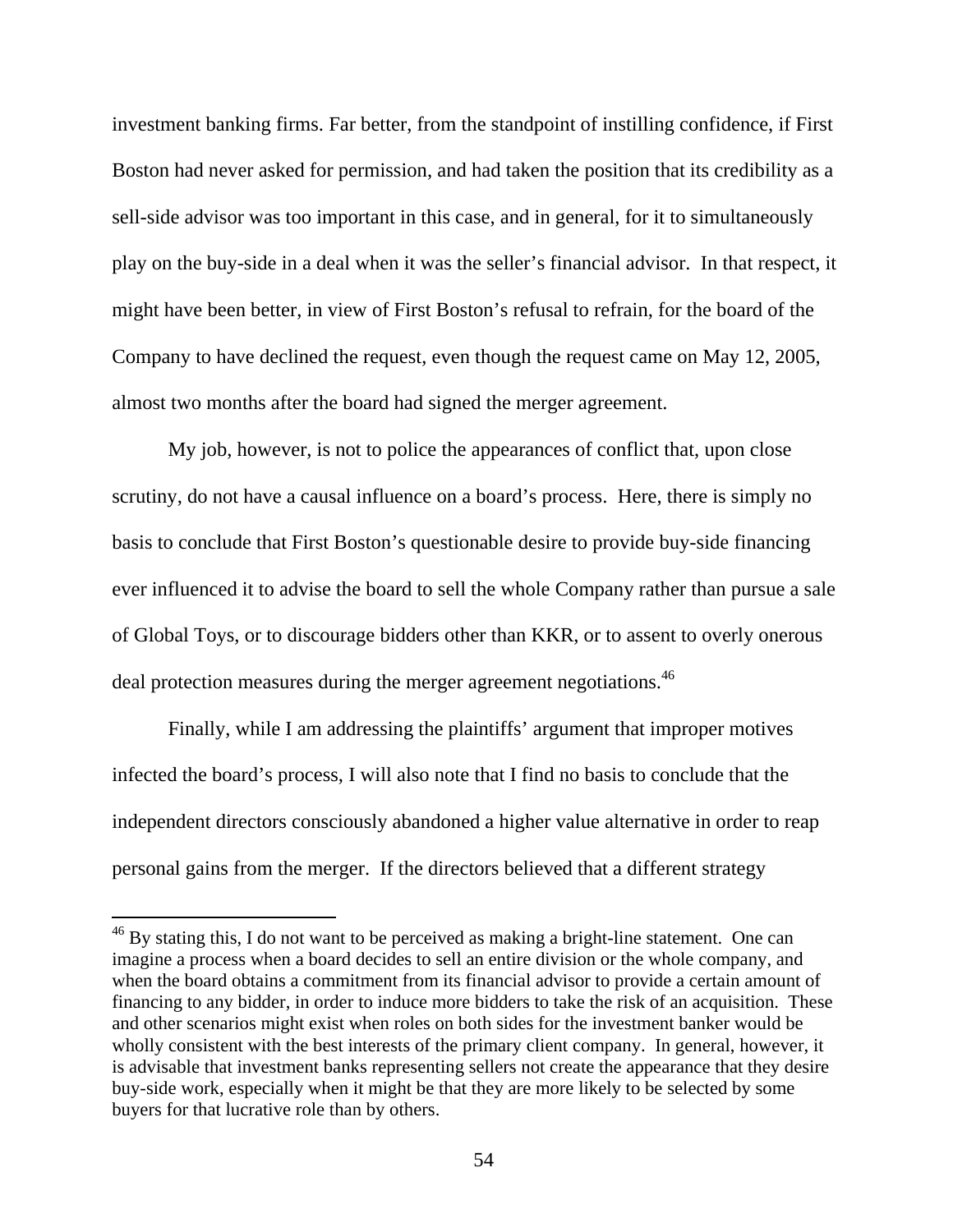investment banking firms. Far better, from the standpoint of instilling confidence, if First Boston had never asked for permission, and had taken the position that its credibility as a sell-side advisor was too important in this case, and in general, for it to simultaneously play on the buy-side in a deal when it was the seller's financial advisor. In that respect, it might have been better, in view of First Boston's refusal to refrain, for the board of the Company to have declined the request, even though the request came on May 12, 2005, almost two months after the board had signed the merger agreement.

My job, however, is not to police the appearances of conflict that, upon close scrutiny, do not have a causal influence on a board's process. Here, there is simply no basis to conclude that First Boston's questionable desire to provide buy-side financing ever influenced it to advise the board to sell the whole Company rather than pursue a sale of Global Toys, or to discourage bidders other than KKR, or to assent to overly onerous deal protection measures during the merger agreement negotiations.[46]

Finally, while I am addressing the plaintiffs' argument that improper motives infected the board's process, I will also note that I find no basis to conclude that the independent directors consciously abandoned a higher value alternative in order to reap personal gains from the merger. If the directors believed that a different strategy

---

[46] By stating this, I do not want to be perceived as making a bright-line statement. One can imagine a process when a board decides to sell an entire division or the whole company, and when the board obtains a commitment from its financial advisor to provide a certain amount of financing to any bidder, in order to induce more bidders to take the risk of an acquisition. These and other scenarios might exist when roles on both sides for the investment banker would be wholly consistent with the best interests of the primary client company. In general, however, it is advisable that investment banks representing sellers not create the appearance that they desire buy-side work, especially when it might be that they are more likely to be selected by some buyers for that lucrative role than by others.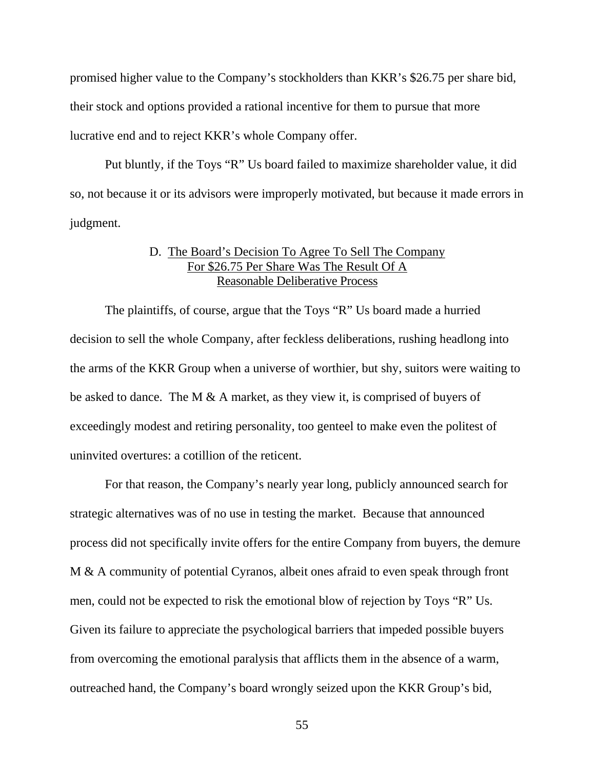promised higher value to the Company's stockholders than KKR's $26.75 per share bid, their stock and options provided a rational incentive for them to pursue that more lucrative end and to reject KKR's whole Company offer.

Put bluntly, if the Toys "R" Us board failed to maximize shareholder value, it did so, not because it or its advisors were improperly motivated, but because it made errors in judgment.

### D. <u>The Board's Decision To Agree To Sell The Company For $26.75 Per Share Was The Result Of A Reasonable Deliberative Process</u>

The plaintiffs, of course, argue that the Toys "R" Us board made a hurried decision to sell the whole Company, after feckless deliberations, rushing headlong into the arms of the KKR Group when a universe of worthier, but shy, suitors were waiting to be asked to dance. The M & A market, as they view it, is comprised of buyers of exceedingly modest and retiring personality, too genteel to make even the politest of uninvited overtures: a cotillion of the reticent.

For that reason, the Company's nearly year long, publicly announced search for strategic alternatives was of no use in testing the market. Because that announced process did not specifically invite offers for the entire Company from buyers, the demure M & A community of potential Cyranos, albeit ones afraid to even speak through front men, could not be expected to risk the emotional blow of rejection by Toys "R" Us. Given its failure to appreciate the psychological barriers that impeded possible buyers from overcoming the emotional paralysis that afflicts them in the absence of a warm, outreached hand, the Company's board wrongly seized upon the KKR Group's bid,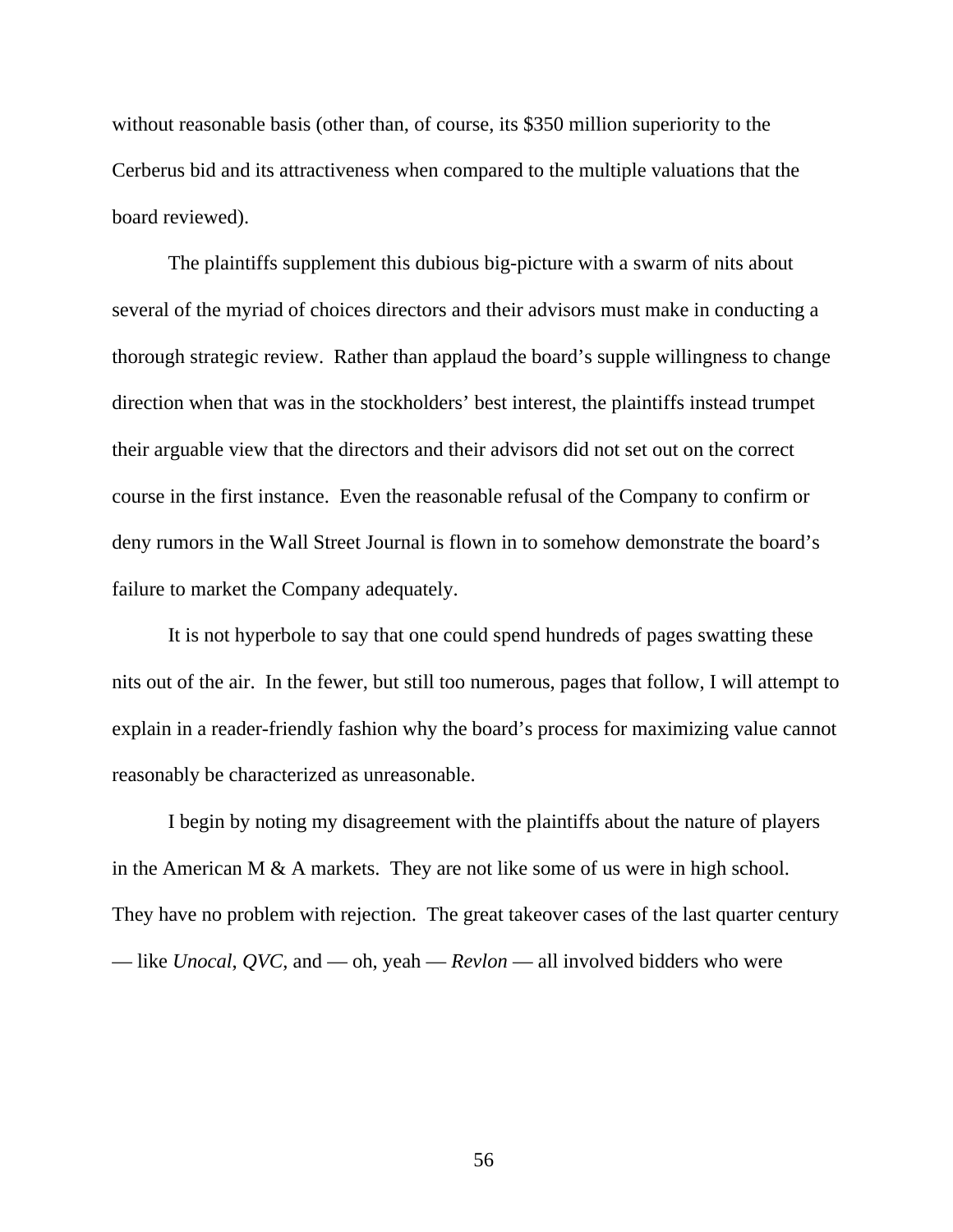without reasonable basis (other than, of course, its $350 million superiority to the Cerberus bid and its attractiveness when compared to the multiple valuations that the board reviewed).

The plaintiffs supplement this dubious big-picture with a swarm of nits about several of the myriad of choices directors and their advisors must make in conducting a thorough strategic review. Rather than applaud the board's supple willingness to change direction when that was in the stockholders' best interest, the plaintiffs instead trumpet their arguable view that the directors and their advisors did not set out on the correct course in the first instance. Even the reasonable refusal of the Company to confirm or deny rumors in the Wall Street Journal is flown in to somehow demonstrate the board's failure to market the Company adequately.

It is not hyperbole to say that one could spend hundreds of pages swatting these nits out of the air. In the fewer, but still too numerous, pages that follow, I will attempt to explain in a reader-friendly fashion why the board's process for maximizing value cannot reasonably be characterized as unreasonable.

I begin by noting my disagreement with the plaintiffs about the nature of players in the American M & A markets. They are not like some of us were in high school. They have no problem with rejection. The great takeover cases of the last quarter century — like *Unocal*, *QVC*, and — oh, yeah — *Revlon* — all involved bidders who were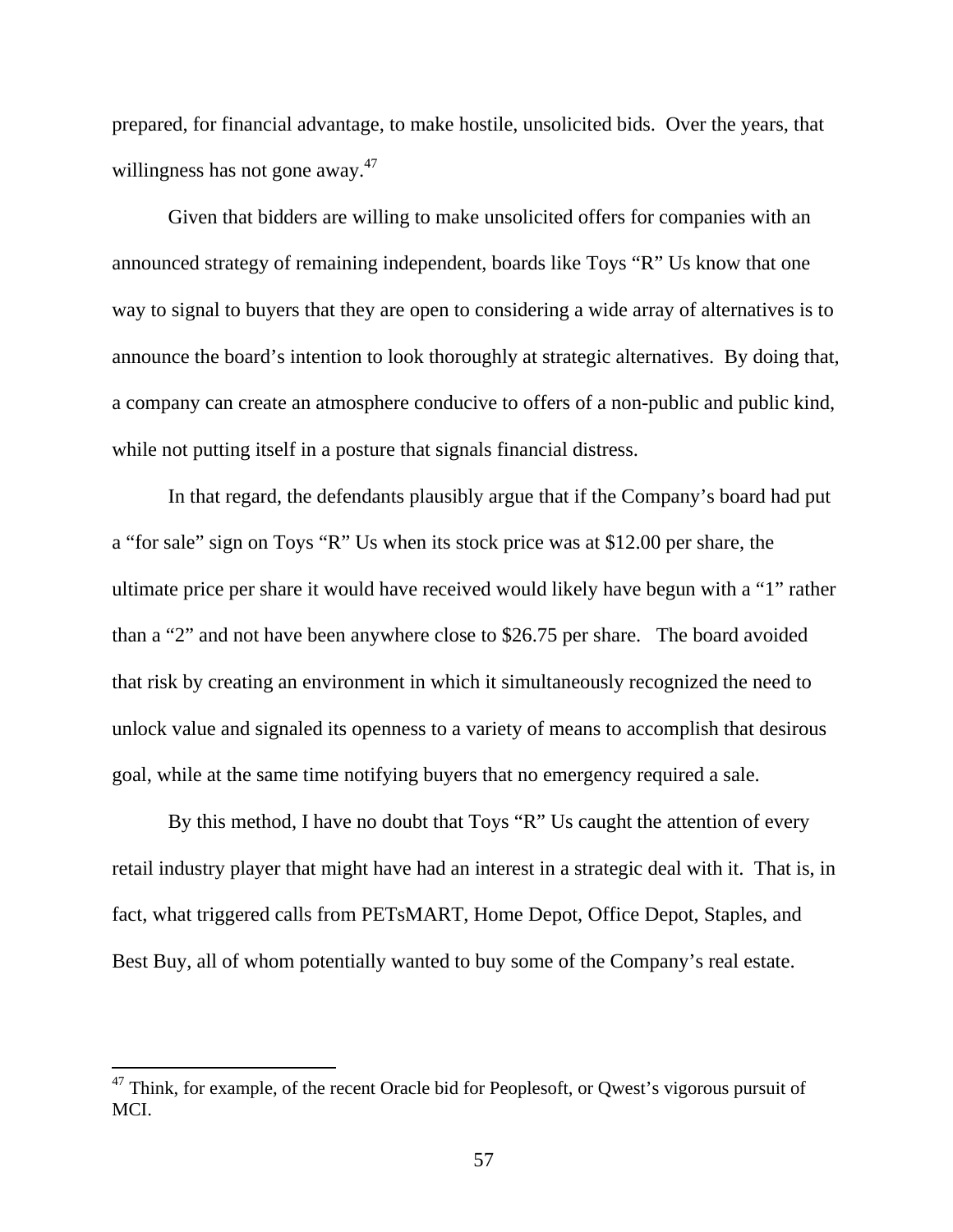prepared, for financial advantage, to make hostile, unsolicited bids. Over the years, that willingness has not gone away.[47]

Given that bidders are willing to make unsolicited offers for companies with an announced strategy of remaining independent, boards like Toys "R" Us know that one way to signal to buyers that they are open to considering a wide array of alternatives is to announce the board's intention to look thoroughly at strategic alternatives. By doing that, a company can create an atmosphere conducive to offers of a non-public and public kind, while not putting itself in a posture that signals financial distress.

In that regard, the defendants plausibly argue that if the Company's board had put a "for sale" sign on Toys "R" Us when its stock price was at $12.00 per share, the ultimate price per share it would have received would likely have begun with a "1" rather than a "2" and not have been anywhere close to $26.75 per share. The board avoided that risk by creating an environment in which it simultaneously recognized the need to unlock value and signaled its openness to a variety of means to accomplish that desirous goal, while at the same time notifying buyers that no emergency required a sale.

By this method, I have no doubt that Toys "R" Us caught the attention of every retail industry player that might have had an interest in a strategic deal with it. That is, in fact, what triggered calls from PETsMART, Home Depot, Office Depot, Staples, and Best Buy, all of whom potentially wanted to buy some of the Company's real estate.

---

[47] Think, for example, of the recent Oracle bid for Peoplesoft, or Qwest's vigorous pursuit of MCI.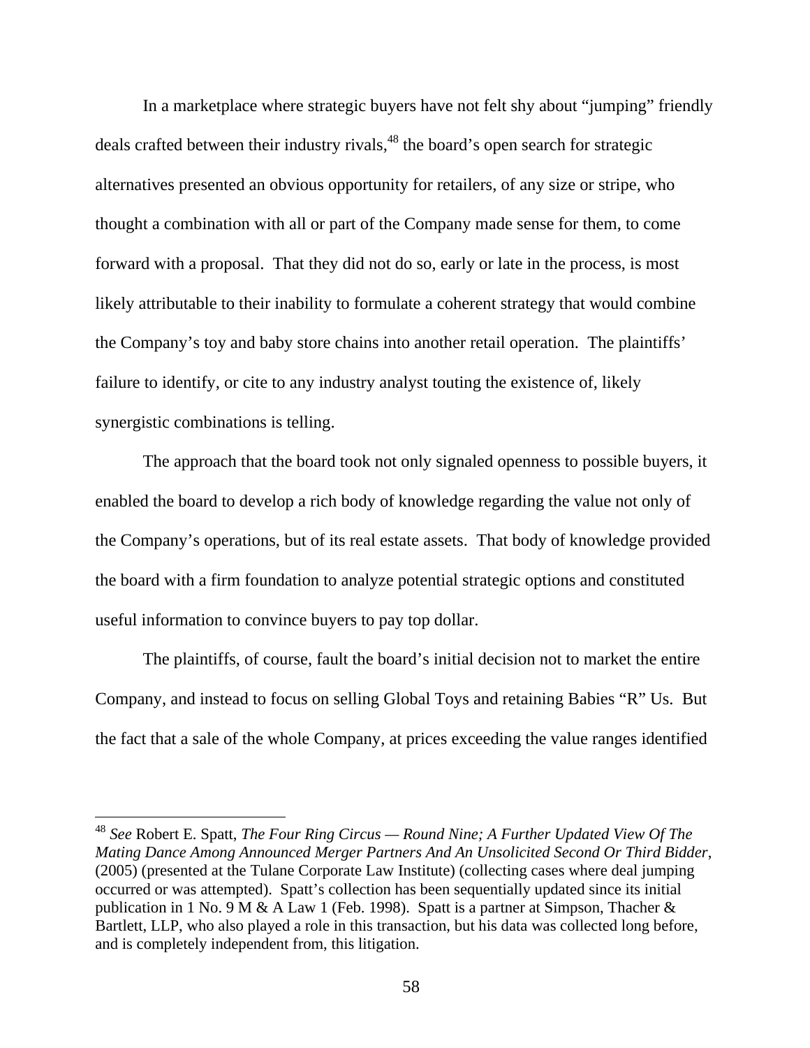In a marketplace where strategic buyers have not felt shy about "jumping" friendly deals crafted between their industry rivals,[48] the board's open search for strategic alternatives presented an obvious opportunity for retailers, of any size or stripe, who thought a combination with all or part of the Company made sense for them, to come forward with a proposal. That they did not do so, early or late in the process, is most likely attributable to their inability to formulate a coherent strategy that would combine the Company's toy and baby store chains into another retail operation. The plaintiffs' failure to identify, or cite to any industry analyst touting the existence of, likely synergistic combinations is telling.

The approach that the board took not only signaled openness to possible buyers, it enabled the board to develop a rich body of knowledge regarding the value not only of the Company's operations, but of its real estate assets. That body of knowledge provided the board with a firm foundation to analyze potential strategic options and constituted useful information to convince buyers to pay top dollar.

The plaintiffs, of course, fault the board's initial decision not to market the entire Company, and instead to focus on selling Global Toys and retaining Babies "R" Us. But the fact that a sale of the whole Company, at prices exceeding the value ranges identified

---

[48] *See* Robert E. Spatt, *The Four Ring Circus — Round Nine; A Further Updated View Of The Mating Dance Among Announced Merger Partners And An Unsolicited Second Or Third Bidder*, (2005) (presented at the Tulane Corporate Law Institute) (collecting cases where deal jumping occurred or was attempted). Spatt's collection has been sequentially updated since its initial publication in 1 No. 9 M & A Law 1 (Feb. 1998). Spatt is a partner at Simpson, Thacher & Bartlett, LLP, who also played a role in this transaction, but his data was collected long before, and is completely independent from, this litigation.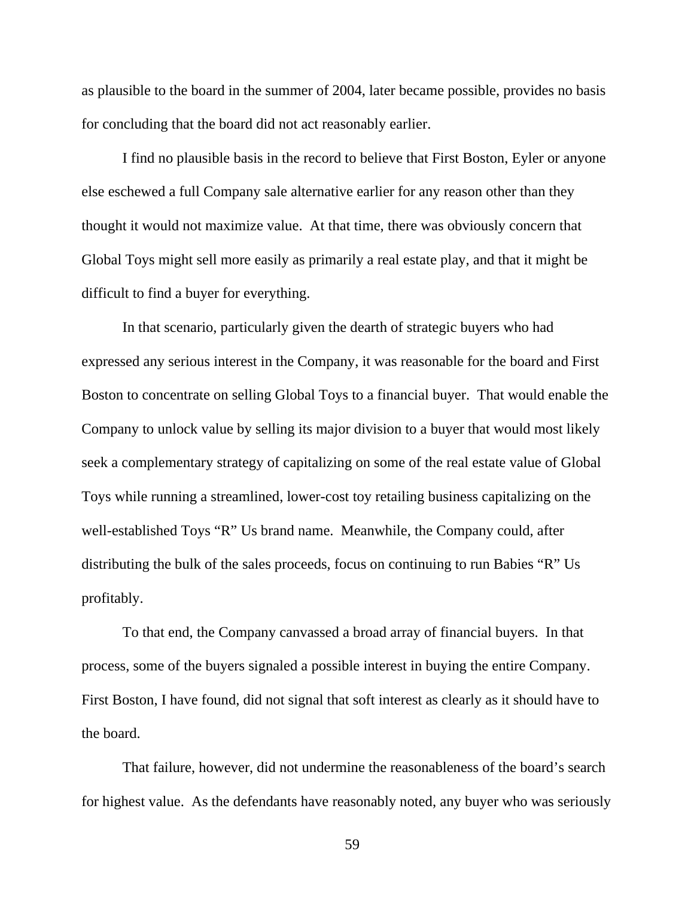as plausible to the board in the summer of 2004, later became possible, provides no basis for concluding that the board did not act reasonably earlier.

I find no plausible basis in the record to believe that First Boston, Eyler or anyone else eschewed a full Company sale alternative earlier for any reason other than they thought it would not maximize value. At that time, there was obviously concern that Global Toys might sell more easily as primarily a real estate play, and that it might be difficult to find a buyer for everything.

In that scenario, particularly given the dearth of strategic buyers who had expressed any serious interest in the Company, it was reasonable for the board and First Boston to concentrate on selling Global Toys to a financial buyer. That would enable the Company to unlock value by selling its major division to a buyer that would most likely seek a complementary strategy of capitalizing on some of the real estate value of Global Toys while running a streamlined, lower-cost toy retailing business capitalizing on the well-established Toys "R" Us brand name. Meanwhile, the Company could, after distributing the bulk of the sales proceeds, focus on continuing to run Babies "R" Us profitably.

To that end, the Company canvassed a broad array of financial buyers. In that process, some of the buyers signaled a possible interest in buying the entire Company. First Boston, I have found, did not signal that soft interest as clearly as it should have to the board.

That failure, however, did not undermine the reasonableness of the board's search for highest value. As the defendants have reasonably noted, any buyer who was seriously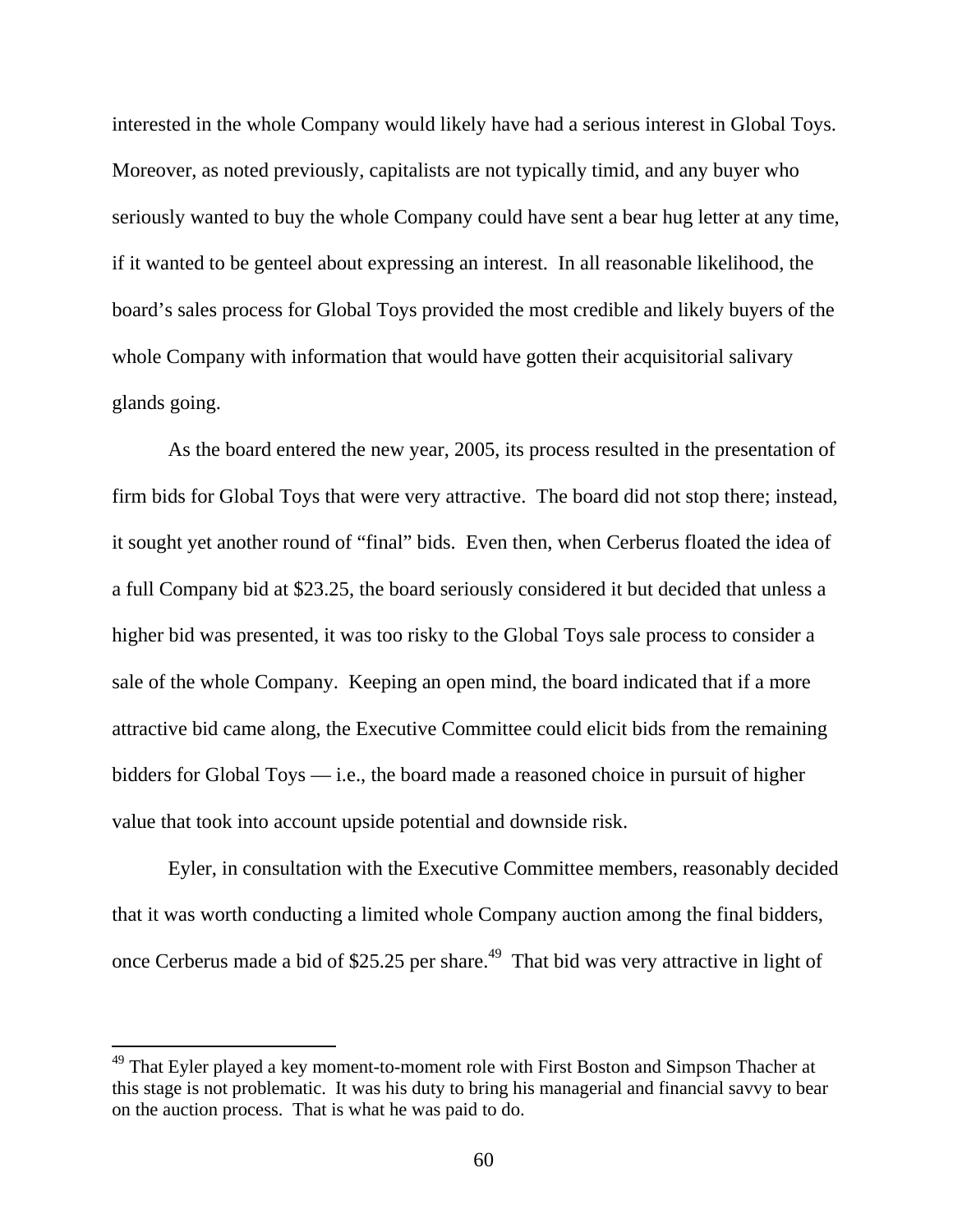interested in the whole Company would likely have had a serious interest in Global Toys. Moreover, as noted previously, capitalists are not typically timid, and any buyer who seriously wanted to buy the whole Company could have sent a bear hug letter at any time, if it wanted to be genteel about expressing an interest. In all reasonable likelihood, the board's sales process for Global Toys provided the most credible and likely buyers of the whole Company with information that would have gotten their acquisitorial salivary glands going.

As the board entered the new year, 2005, its process resulted in the presentation of firm bids for Global Toys that were very attractive. The board did not stop there; instead, it sought yet another round of "final" bids. Even then, when Cerberus floated the idea of a full Company bid at $23.25, the board seriously considered it but decided that unless a higher bid was presented, it was too risky to the Global Toys sale process to consider a sale of the whole Company. Keeping an open mind, the board indicated that if a more attractive bid came along, the Executive Committee could elicit bids from the remaining bidders for Global Toys — i.e., the board made a reasoned choice in pursuit of higher value that took into account upside potential and downside risk.

Eyler, in consultation with the Executive Committee members, reasonably decided that it was worth conducting a limited whole Company auction among the final bidders, once Cerberus made a bid of $25.25 per share.[49] That bid was very attractive in light of

[49] That Eyler played a key moment-to-moment role with First Boston and Simpson Thacher at this stage is not problematic. It was his duty to bring his managerial and financial savvy to bear on the auction process. That is what he was paid to do.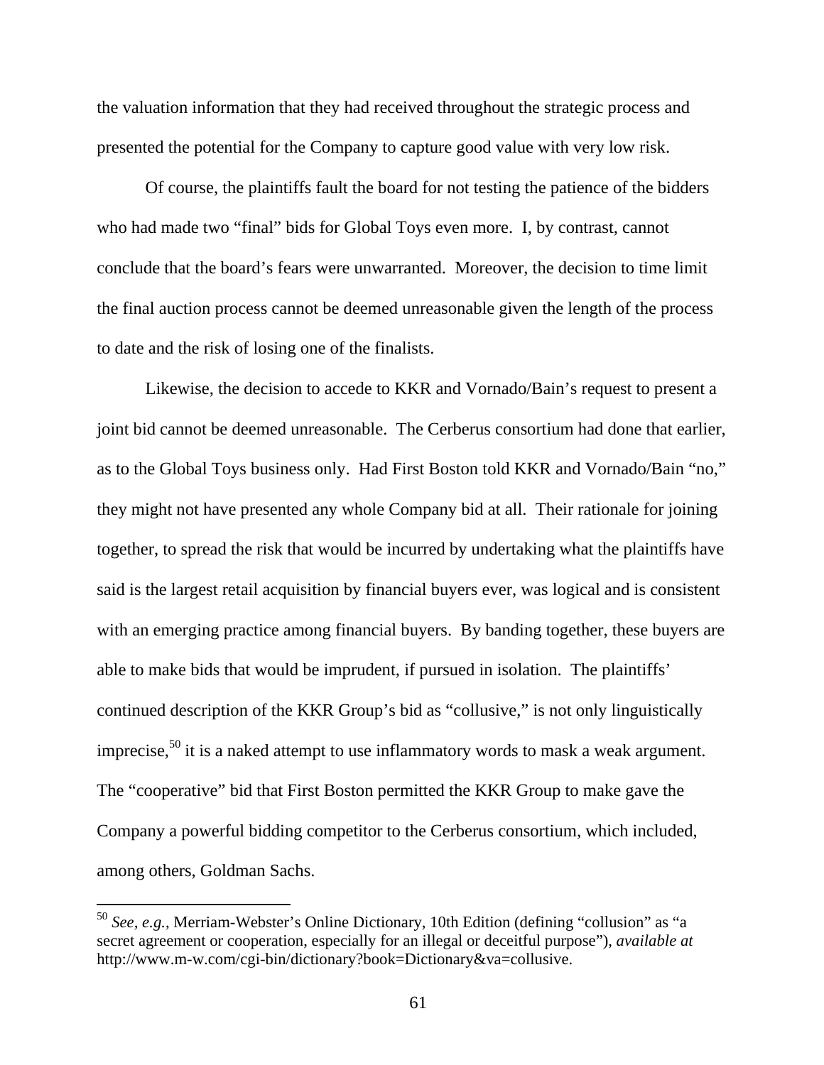the valuation information that they had received throughout the strategic process and presented the potential for the Company to capture good value with very low risk.

Of course, the plaintiffs fault the board for not testing the patience of the bidders who had made two "final" bids for Global Toys even more. I, by contrast, cannot conclude that the board's fears were unwarranted. Moreover, the decision to time limit the final auction process cannot be deemed unreasonable given the length of the process to date and the risk of losing one of the finalists.

Likewise, the decision to accede to KKR and Vornado/Bain's request to present a joint bid cannot be deemed unreasonable. The Cerberus consortium had done that earlier, as to the Global Toys business only. Had First Boston told KKR and Vornado/Bain "no," they might not have presented any whole Company bid at all. Their rationale for joining together, to spread the risk that would be incurred by undertaking what the plaintiffs have said is the largest retail acquisition by financial buyers ever, was logical and is consistent with an emerging practice among financial buyers. By banding together, these buyers are able to make bids that would be imprudent, if pursued in isolation. The plaintiffs' continued description of the KKR Group's bid as "collusive," is not only linguistically imprecise,[50] it is a naked attempt to use inflammatory words to mask a weak argument. The "cooperative" bid that First Boston permitted the KKR Group to make gave the Company a powerful bidding competitor to the Cerberus consortium, which included, among others, Goldman Sachs.

---

[50] *See, e.g.*, Merriam-Webster's Online Dictionary, 10th Edition (defining "collusion" as "a secret agreement or cooperation, especially for an illegal or deceitful purpose"), *available at* http://www.m-w.com/cgi-bin/dictionary?book=Dictionary&va=collusive.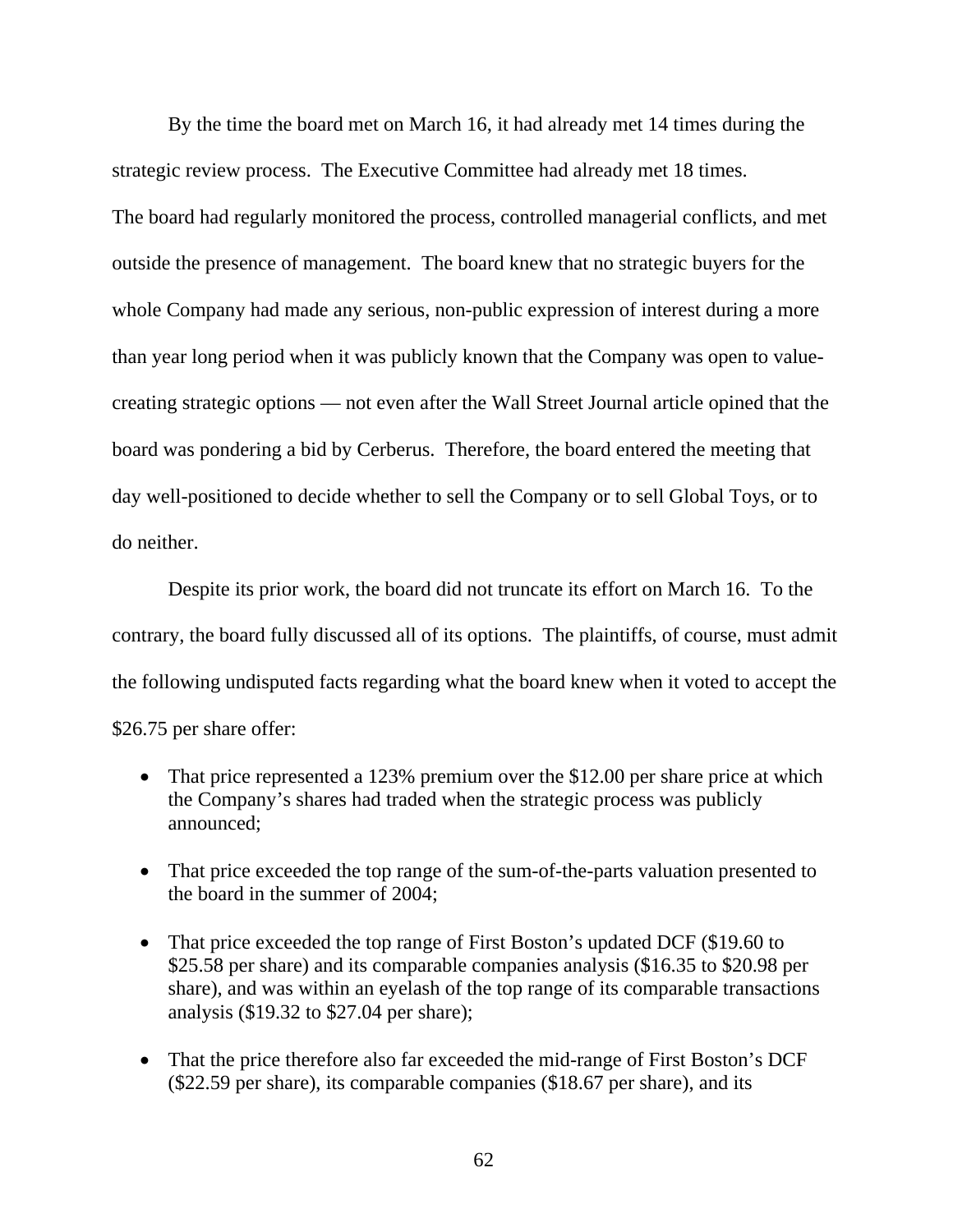By the time the board met on March 16, it had already met 14 times during the strategic review process. The Executive Committee had already met 18 times. The board had regularly monitored the process, controlled managerial conflicts, and met outside the presence of management. The board knew that no strategic buyers for the whole Company had made any serious, non-public expression of interest during a more than year long period when it was publicly known that the Company was open to value-creating strategic options — not even after the Wall Street Journal article opined that the board was pondering a bid by Cerberus. Therefore, the board entered the meeting that day well-positioned to decide whether to sell the Company or to sell Global Toys, or to do neither.

Despite its prior work, the board did not truncate its effort on March 16. To the contrary, the board fully discussed all of its options. The plaintiffs, of course, must admit the following undisputed facts regarding what the board knew when it voted to accept the $26.75 per share offer:

- That price represented a 123% premium over the $12.00 per share price at which the Company's shares had traded when the strategic process was publicly announced;
- That price exceeded the top range of the sum-of-the-parts valuation presented to the board in the summer of 2004;
- That price exceeded the top range of First Boston's updated DCF ($19.60 to $25.58 per share) and its comparable companies analysis ($16.35 to $20.98 per share), and was within an eyelash of the top range of its comparable transactions analysis ($19.32 to $27.04 per share);
- That the price therefore also far exceeded the mid-range of First Boston's DCF ($22.59 per share), its comparable companies ($18.67 per share), and its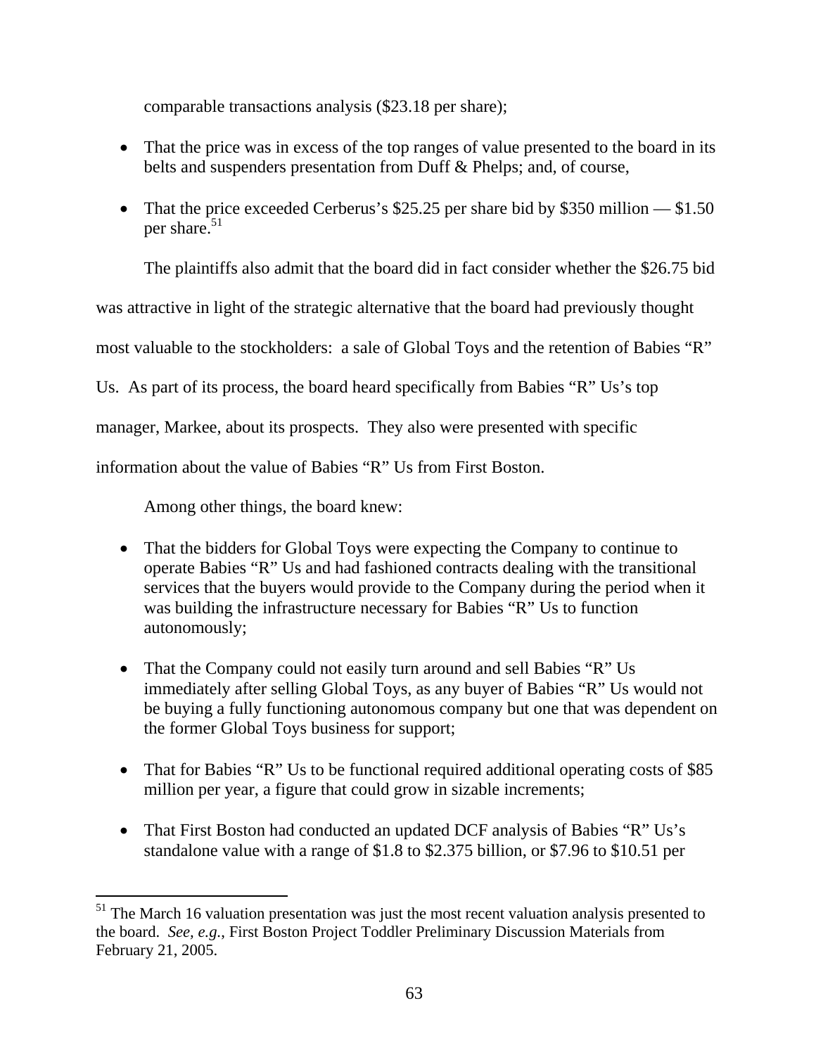comparable transactions analysis ($23.18 per share);

- That the price was in excess of the top ranges of value presented to the board in its belts and suspenders presentation from Duff & Phelps; and, of course,

- That the price exceeded Cerberus's $25.25 per share bid by $350 million — $1.50 per share.[51]

The plaintiffs also admit that the board did in fact consider whether the $26.75 bid was attractive in light of the strategic alternative that the board had previously thought most valuable to the stockholders: a sale of Global Toys and the retention of Babies "R" Us. As part of its process, the board heard specifically from Babies "R" Us's top manager, Markee, about its prospects. They also were presented with specific information about the value of Babies "R" Us from First Boston.

Among other things, the board knew:

- That the bidders for Global Toys were expecting the Company to continue to operate Babies "R" Us and had fashioned contracts dealing with the transitional services that the buyers would provide to the Company during the period when it was building the infrastructure necessary for Babies "R" Us to function autonomously;

- That the Company could not easily turn around and sell Babies "R" Us immediately after selling Global Toys, as any buyer of Babies "R" Us would not be buying a fully functioning autonomous company but one that was dependent on the former Global Toys business for support;

- That for Babies "R" Us to be functional required additional operating costs of $85 million per year, a figure that could grow in sizable increments;

- That First Boston had conducted an updated DCF analysis of Babies "R" Us's standalone value with a range of $1.8 to $2.375 billion, or $7.96 to $10.51 per

---

[51] The March 16 valuation presentation was just the most recent valuation analysis presented to the board. *See, e.g.*, First Boston Project Toddler Preliminary Discussion Materials from February 21, 2005.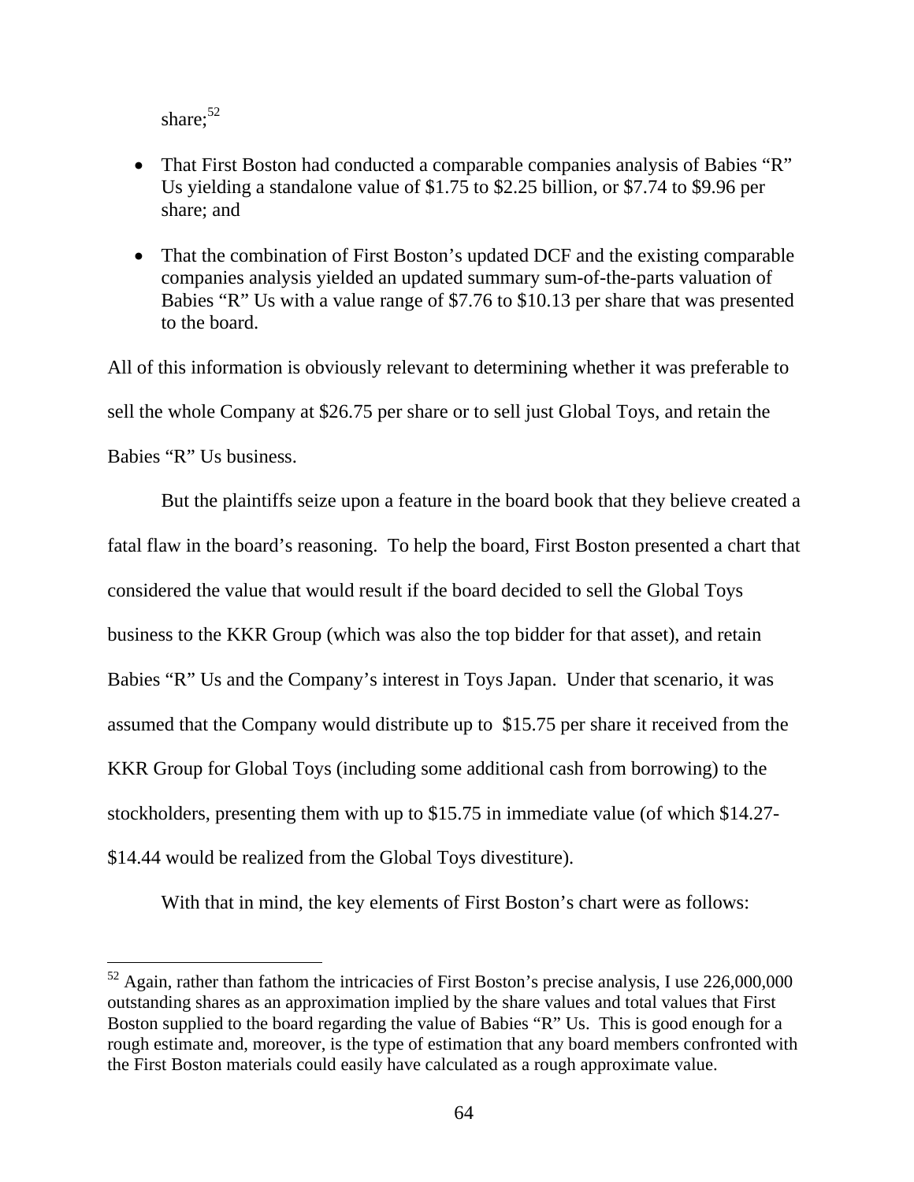share;[52]

- That First Boston had conducted a comparable companies analysis of Babies "R" Us yielding a standalone value of $1.75 to $2.25 billion, or $7.74 to $9.96 per share; and

- That the combination of First Boston's updated DCF and the existing comparable companies analysis yielded an updated summary sum-of-the-parts valuation of Babies "R" Us with a value range of $7.76 to $10.13 per share that was presented to the board.

All of this information is obviously relevant to determining whether it was preferable to sell the whole Company at $26.75 per share or to sell just Global Toys, and retain the Babies "R" Us business.

But the plaintiffs seize upon a feature in the board book that they believe created a fatal flaw in the board's reasoning. To help the board, First Boston presented a chart that considered the value that would result if the board decided to sell the Global Toys business to the KKR Group (which was also the top bidder for that asset), and retain Babies "R" Us and the Company's interest in Toys Japan. Under that scenario, it was assumed that the Company would distribute up to $15.75 per share it received from the KKR Group for Global Toys (including some additional cash from borrowing) to the stockholders, presenting them with up to $15.75 in immediate value (of which $14.27-$14.44 would be realized from the Global Toys divestiture).

With that in mind, the key elements of First Boston's chart were as follows:

---

[52] Again, rather than fathom the intricacies of First Boston's precise analysis, I use 226,000,000 outstanding shares as an approximation implied by the share values and total values that First Boston supplied to the board regarding the value of Babies "R" Us. This is good enough for a rough estimate and, moreover, is the type of estimation that any board members confronted with the First Boston materials could easily have calculated as a rough approximate value.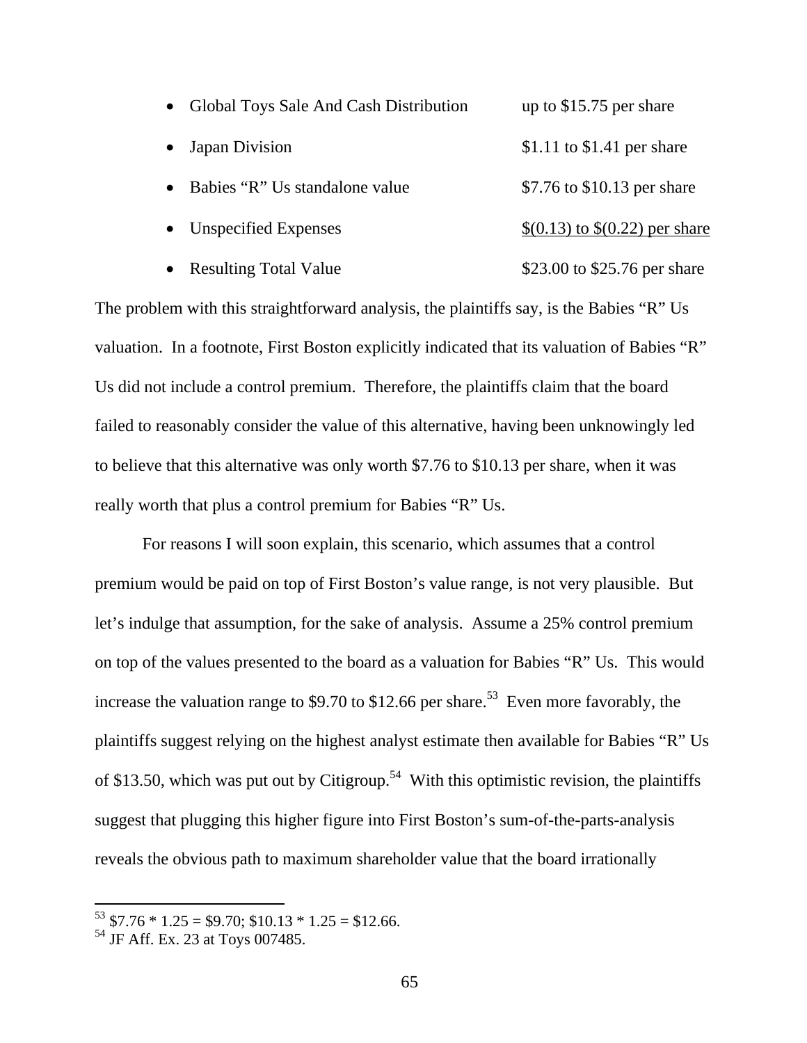- Global Toys Sale And Cash Distribution up to $15.75 per share
- Japan Division $1.11 to $1.41 per share
- Babies "R" Us standalone value $7.76 to $10.13 per share
- Unspecified Expenses $(0.13) to $(0.22) per share
- Resulting Total Value $23.00 to $25.76 per share

The problem with this straightforward analysis, the plaintiffs say, is the Babies "R" Us valuation. In a footnote, First Boston explicitly indicated that its valuation of Babies "R" Us did not include a control premium. Therefore, the plaintiffs claim that the board failed to reasonably consider the value of this alternative, having been unknowingly led to believe that this alternative was only worth $7.76 to $10.13 per share, when it was really worth that plus a control premium for Babies "R" Us.

For reasons I will soon explain, this scenario, which assumes that a control premium would be paid on top of First Boston's value range, is not very plausible. But let's indulge that assumption, for the sake of analysis. Assume a 25% control premium on top of the values presented to the board as a valuation for Babies "R" Us. This would increase the valuation range to $9.70 to $12.66 per share.[53] Even more favorably, the plaintiffs suggest relying on the highest analyst estimate then available for Babies "R" Us of $13.50, which was put out by Citigroup.[54] With this optimistic revision, the plaintiffs suggest that plugging this higher figure into First Boston's sum-of-the-parts-analysis reveals the obvious path to maximum shareholder value that the board irrationally

---

[53] $7.76 * 1.25 = $9.70; $10.13 * 1.25 = $12.66.

[54] JF Aff. Ex. 23 at Toys 007485.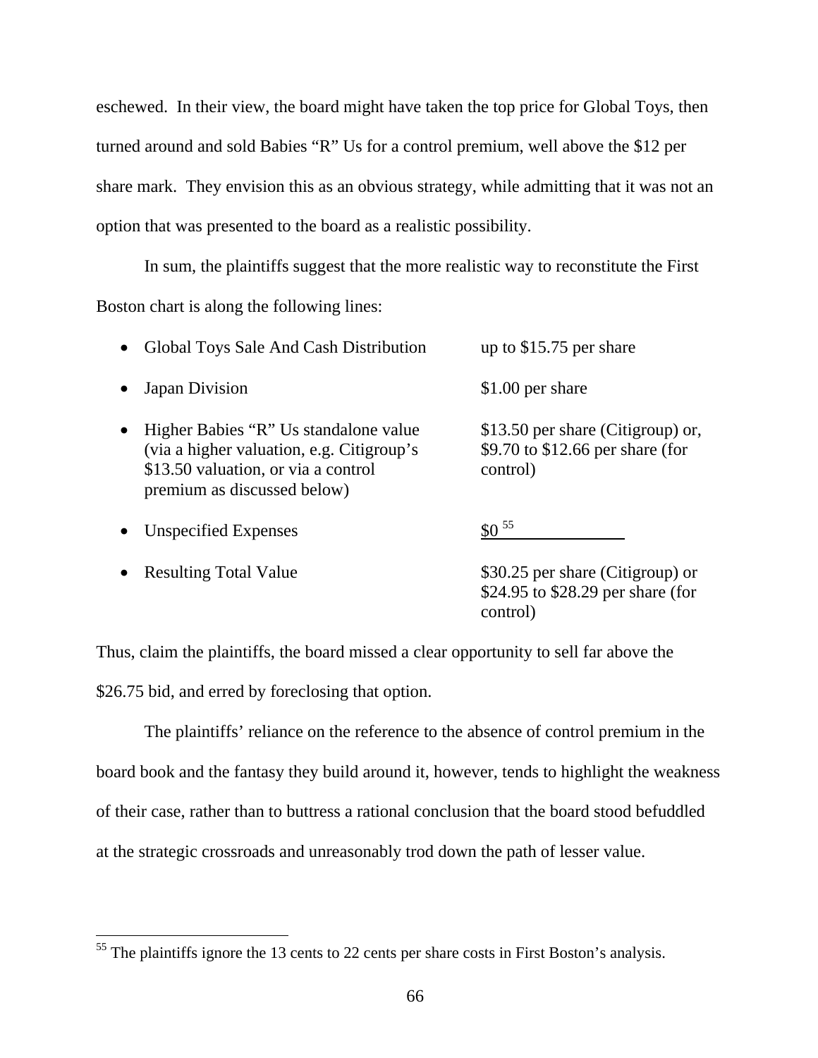eschewed. In their view, the board might have taken the top price for Global Toys, then turned around and sold Babies "R" Us for a control premium, well above the $12 per share mark. They envision this as an obvious strategy, while admitting that it was not an option that was presented to the board as a realistic possibility.

In sum, the plaintiffs suggest that the more realistic way to reconstitute the First Boston chart is along the following lines:

| | |
|---|---|
| • Global Toys Sale And Cash Distribution | up to $15.75 per share |
| • Japan Division | $1.00 per share |
| • Higher Babies "R" Us standalone value (via a higher valuation, e.g. Citigroup's $13.50 valuation, or via a control premium as discussed below) | $13.50 per share (Citigroup) or, $9.70 to $12.66 per share (for control) |
| • Unspecified Expenses | $0 [55] |
| • Resulting Total Value | $30.25 per share (Citigroup) or $24.95 to $28.29 per share (for control) |

Thus, claim the plaintiffs, the board missed a clear opportunity to sell far above the $26.75 bid, and erred by foreclosing that option.

The plaintiffs' reliance on the reference to the absence of control premium in the board book and the fantasy they build around it, however, tends to highlight the weakness of their case, rather than to buttress a rational conclusion that the board stood befuddled at the strategic crossroads and unreasonably trod down the path of lesser value.

---

[55] The plaintiffs ignore the 13 cents to 22 cents per share costs in First Boston's analysis.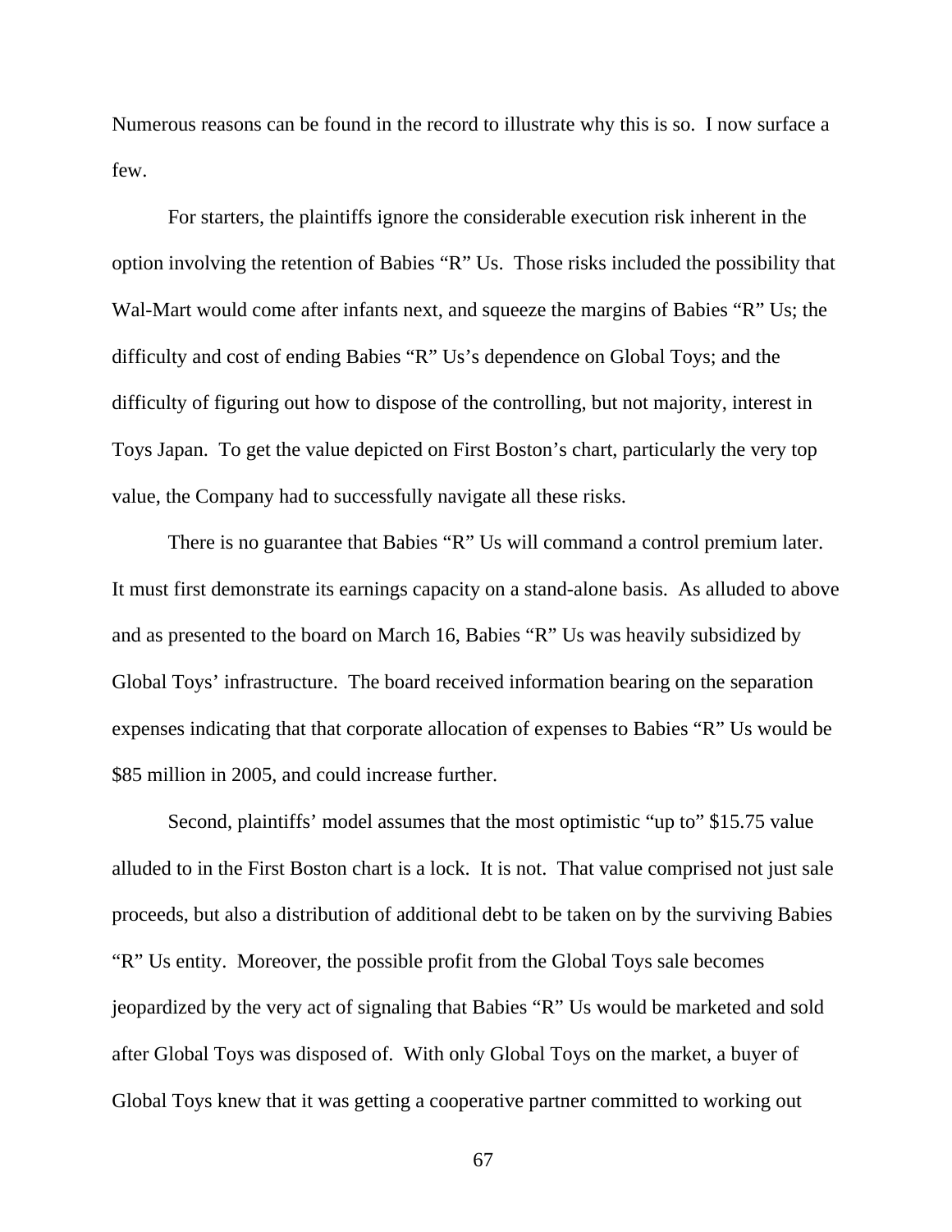Numerous reasons can be found in the record to illustrate why this is so. I now surface a few.

For starters, the plaintiffs ignore the considerable execution risk inherent in the option involving the retention of Babies "R" Us. Those risks included the possibility that Wal-Mart would come after infants next, and squeeze the margins of Babies "R" Us; the difficulty and cost of ending Babies "R" Us's dependence on Global Toys; and the difficulty of figuring out how to dispose of the controlling, but not majority, interest in Toys Japan. To get the value depicted on First Boston's chart, particularly the very top value, the Company had to successfully navigate all these risks.

There is no guarantee that Babies "R" Us will command a control premium later. It must first demonstrate its earnings capacity on a stand-alone basis. As alluded to above and as presented to the board on March 16, Babies "R" Us was heavily subsidized by Global Toys' infrastructure. The board received information bearing on the separation expenses indicating that that corporate allocation of expenses to Babies "R" Us would be $85 million in 2005, and could increase further.

Second, plaintiffs' model assumes that the most optimistic "up to" $15.75 value alluded to in the First Boston chart is a lock. It is not. That value comprised not just sale proceeds, but also a distribution of additional debt to be taken on by the surviving Babies "R" Us entity. Moreover, the possible profit from the Global Toys sale becomes jeopardized by the very act of signaling that Babies "R" Us would be marketed and sold after Global Toys was disposed of. With only Global Toys on the market, a buyer of Global Toys knew that it was getting a cooperative partner committed to working out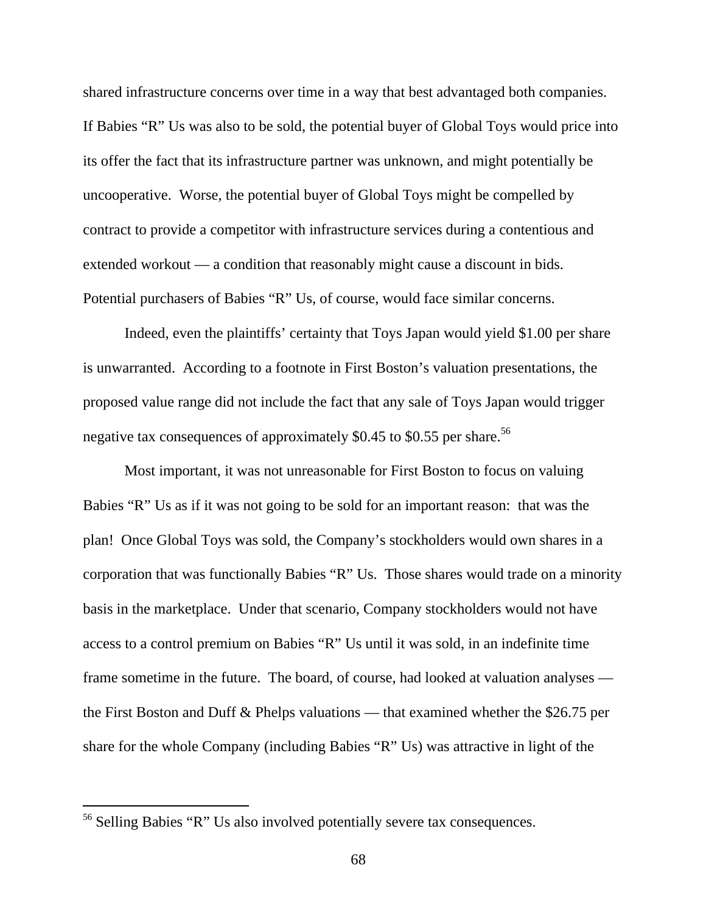shared infrastructure concerns over time in a way that best advantaged both companies. If Babies "R" Us was also to be sold, the potential buyer of Global Toys would price into its offer the fact that its infrastructure partner was unknown, and might potentially be uncooperative. Worse, the potential buyer of Global Toys might be compelled by contract to provide a competitor with infrastructure services during a contentious and extended workout — a condition that reasonably might cause a discount in bids. Potential purchasers of Babies "R" Us, of course, would face similar concerns.

Indeed, even the plaintiffs' certainty that Toys Japan would yield $1.00 per share is unwarranted. According to a footnote in First Boston's valuation presentations, the proposed value range did not include the fact that any sale of Toys Japan would trigger negative tax consequences of approximately $0.45 to $0.55 per share.[56]

Most important, it was not unreasonable for First Boston to focus on valuing Babies "R" Us as if it was not going to be sold for an important reason: that was the plan! Once Global Toys was sold, the Company's stockholders would own shares in a corporation that was functionally Babies "R" Us. Those shares would trade on a minority basis in the marketplace. Under that scenario, Company stockholders would not have access to a control premium on Babies "R" Us until it was sold, in an indefinite time frame sometime in the future. The board, of course, had looked at valuation analyses — the First Boston and Duff & Phelps valuations — that examined whether the $26.75 per share for the whole Company (including Babies "R" Us) was attractive in light of the

[56] Selling Babies "R" Us also involved potentially severe tax consequences.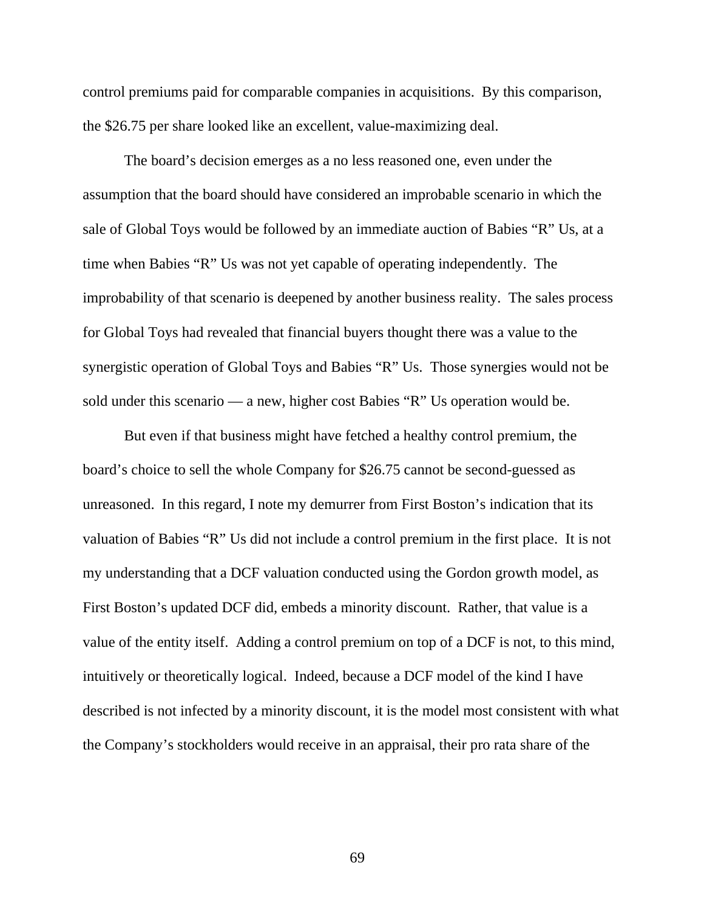control premiums paid for comparable companies in acquisitions. By this comparison, the $26.75 per share looked like an excellent, value-maximizing deal.

The board's decision emerges as a no less reasoned one, even under the assumption that the board should have considered an improbable scenario in which the sale of Global Toys would be followed by an immediate auction of Babies "R" Us, at a time when Babies "R" Us was not yet capable of operating independently. The improbability of that scenario is deepened by another business reality. The sales process for Global Toys had revealed that financial buyers thought there was a value to the synergistic operation of Global Toys and Babies "R" Us. Those synergies would not be sold under this scenario — a new, higher cost Babies "R" Us operation would be.

But even if that business might have fetched a healthy control premium, the board's choice to sell the whole Company for $26.75 cannot be second-guessed as unreasoned. In this regard, I note my demurrer from First Boston's indication that its valuation of Babies "R" Us did not include a control premium in the first place. It is not my understanding that a DCF valuation conducted using the Gordon growth model, as First Boston's updated DCF did, embeds a minority discount. Rather, that value is a value of the entity itself. Adding a control premium on top of a DCF is not, to this mind, intuitively or theoretically logical. Indeed, because a DCF model of the kind I have described is not infected by a minority discount, it is the model most consistent with what the Company's stockholders would receive in an appraisal, their pro rata share of the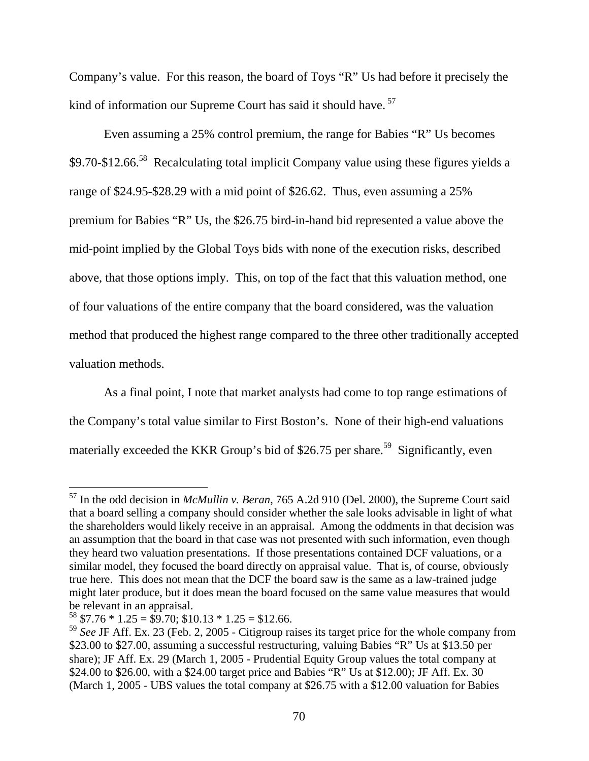Company's value. For this reason, the board of Toys "R" Us had before it precisely the kind of information our Supreme Court has said it should have.[57]

Even assuming a 25% control premium, the range for Babies "R" Us becomes $9.70-$12.66.[58] Recalculating total implicit Company value using these figures yields a range of $24.95-$28.29 with a mid point of $26.62. Thus, even assuming a 25% premium for Babies "R" Us, the $26.75 bird-in-hand bid represented a value above the mid-point implied by the Global Toys bids with none of the execution risks, described above, that those options imply. This, on top of the fact that this valuation method, one of four valuations of the entire company that the board considered, was the valuation method that produced the highest range compared to the three other traditionally accepted valuation methods.

As a final point, I note that market analysts had come to top range estimations of the Company's total value similar to First Boston's. None of their high-end valuations materially exceeded the KKR Group's bid of $26.75 per share.[59] Significantly, even

---

[57] In the odd decision in *McMullin v. Beran*, 765 A.2d 910 (Del. 2000), the Supreme Court said that a board selling a company should consider whether the sale looks advisable in light of what the shareholders would likely receive in an appraisal. Among the oddments in that decision was an assumption that the board in that case was not presented with such information, even though they heard two valuation presentations. If those presentations contained DCF valuations, or a similar model, they focused the board directly on appraisal value. That is, of course, obviously true here. This does not mean that the DCF the board saw is the same as a law-trained judge might later produce, but it does mean the board focused on the same value measures that would be relevant in an appraisal.

[58] $7.76 * 1.25 = $9.70; $10.13 * 1.25 = $12.66.

[59] *See* JF Aff. Ex. 23 (Feb. 2, 2005 - Citigroup raises its target price for the whole company from $23.00 to $27.00, assuming a successful restructuring, valuing Babies "R" Us at $13.50 per share); JF Aff. Ex. 29 (March 1, 2005 - Prudential Equity Group values the total company at $24.00 to $26.00, with a $24.00 target price and Babies "R" Us at $12.00); JF Aff. Ex. 30 (March 1, 2005 - UBS values the total company at $26.75 with a $12.00 valuation for Babies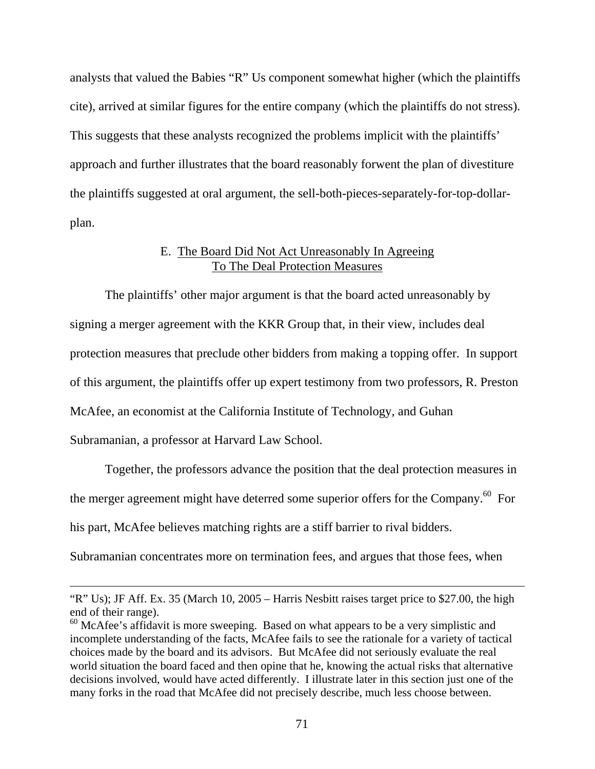analysts that valued the Babies "R" Us component somewhat higher (which the plaintiffs cite), arrived at similar figures for the entire company (which the plaintiffs do not stress). This suggests that these analysts recognized the problems implicit with the plaintiffs' approach and further illustrates that the board reasonably forwent the plan of divestiture the plaintiffs suggested at oral argument, the sell-both-pieces-separately-for-top-dollar-plan.

### E. The Board Did Not Act Unreasonably In Agreeing To The Deal Protection Measures

The plaintiffs' other major argument is that the board acted unreasonably by signing a merger agreement with the KKR Group that, in their view, includes deal protection measures that preclude other bidders from making a topping offer. In support of this argument, the plaintiffs offer up expert testimony from two professors, R. Preston McAfee, an economist at the California Institute of Technology, and Guhan Subramanian, a professor at Harvard Law School.

Together, the professors advance the position that the deal protection measures in the merger agreement might have deterred some superior offers for the Company.[60] For his part, McAfee believes matching rights are a stiff barrier to rival bidders. Subramanian concentrates more on termination fees, and argues that those fees, when

---

"R" Us); JF Aff. Ex. 35 (March 10, 2005 – Harris Nesbitt raises target price to $27.00, the high end of their range).

[60] McAfee's affidavit is more sweeping. Based on what appears to be a very simplistic and incomplete understanding of the facts, McAfee fails to see the rationale for a variety of tactical choices made by the board and its advisors. But McAfee did not seriously evaluate the real world situation the board faced and then opine that he, knowing the actual risks that alternative decisions involved, would have acted differently. I illustrate later in this section just one of the many forks in the road that McAfee did not precisely describe, much less choose between.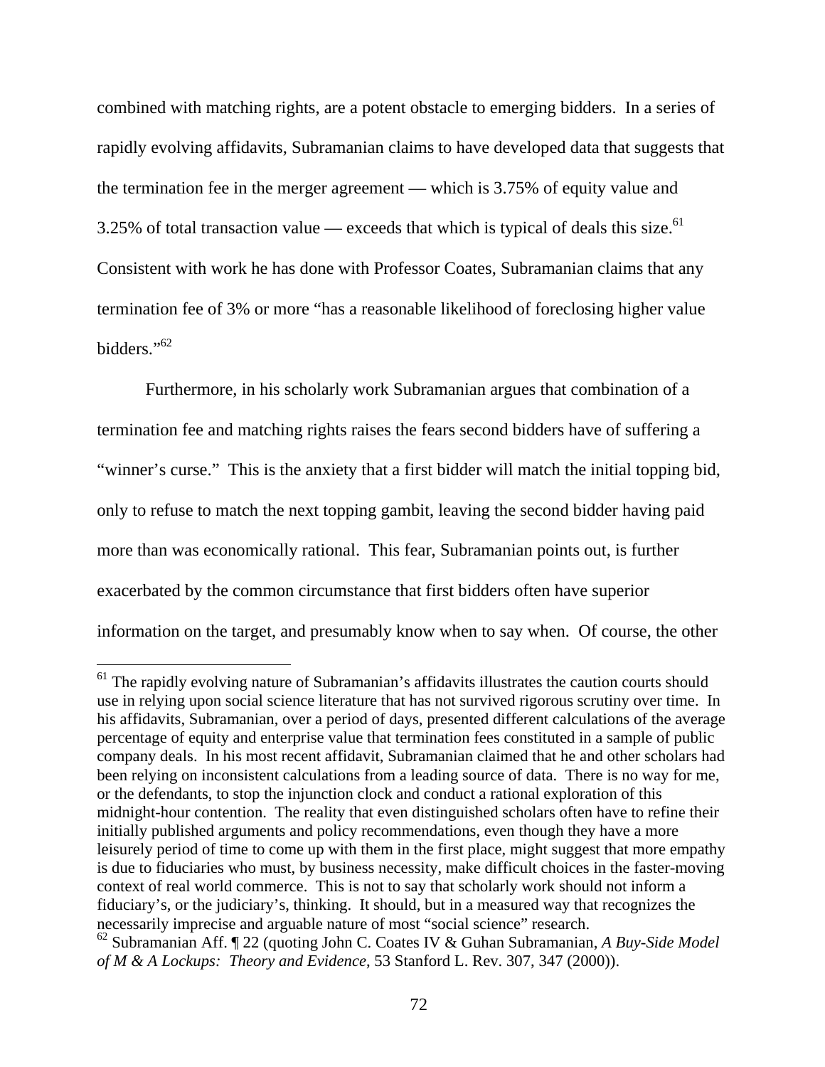combined with matching rights, are a potent obstacle to emerging bidders. In a series of rapidly evolving affidavits, Subramanian claims to have developed data that suggests that the termination fee in the merger agreement — which is 3.75% of equity value and 3.25% of total transaction value — exceeds that which is typical of deals this size.[61] Consistent with work he has done with Professor Coates, Subramanian claims that any termination fee of 3% or more "has a reasonable likelihood of foreclosing higher value bidders."[62]

Furthermore, in his scholarly work Subramanian argues that combination of a termination fee and matching rights raises the fears second bidders have of suffering a "winner's curse." This is the anxiety that a first bidder will match the initial topping bid, only to refuse to match the next topping gambit, leaving the second bidder having paid more than was economically rational. This fear, Subramanian points out, is further exacerbated by the common circumstance that first bidders often have superior information on the target, and presumably know when to say when. Of course, the other

---

[61] The rapidly evolving nature of Subramanian's affidavits illustrates the caution courts should use in relying upon social science literature that has not survived rigorous scrutiny over time. In his affidavits, Subramanian, over a period of days, presented different calculations of the average percentage of equity and enterprise value that termination fees constituted in a sample of public company deals. In his most recent affidavit, Subramanian claimed that he and other scholars had been relying on inconsistent calculations from a leading source of data. There is no way for me, or the defendants, to stop the injunction clock and conduct a rational exploration of this midnight-hour contention. The reality that even distinguished scholars often have to refine their initially published arguments and policy recommendations, even though they have a more leisurely period of time to come up with them in the first place, might suggest that more empathy is due to fiduciaries who must, by business necessity, make difficult choices in the faster-moving context of real world commerce. This is not to say that scholarly work should not inform a fiduciary's, or the judiciary's, thinking. It should, but in a measured way that recognizes the necessarily imprecise and arguable nature of most "social science" research.

[62] Subramanian Aff. ¶ 22 (quoting John C. Coates IV & Guhan Subramanian, *A Buy-Side Model of M & A Lockups: Theory and Evidence*, 53 Stanford L. Rev. 307, 347 (2000)).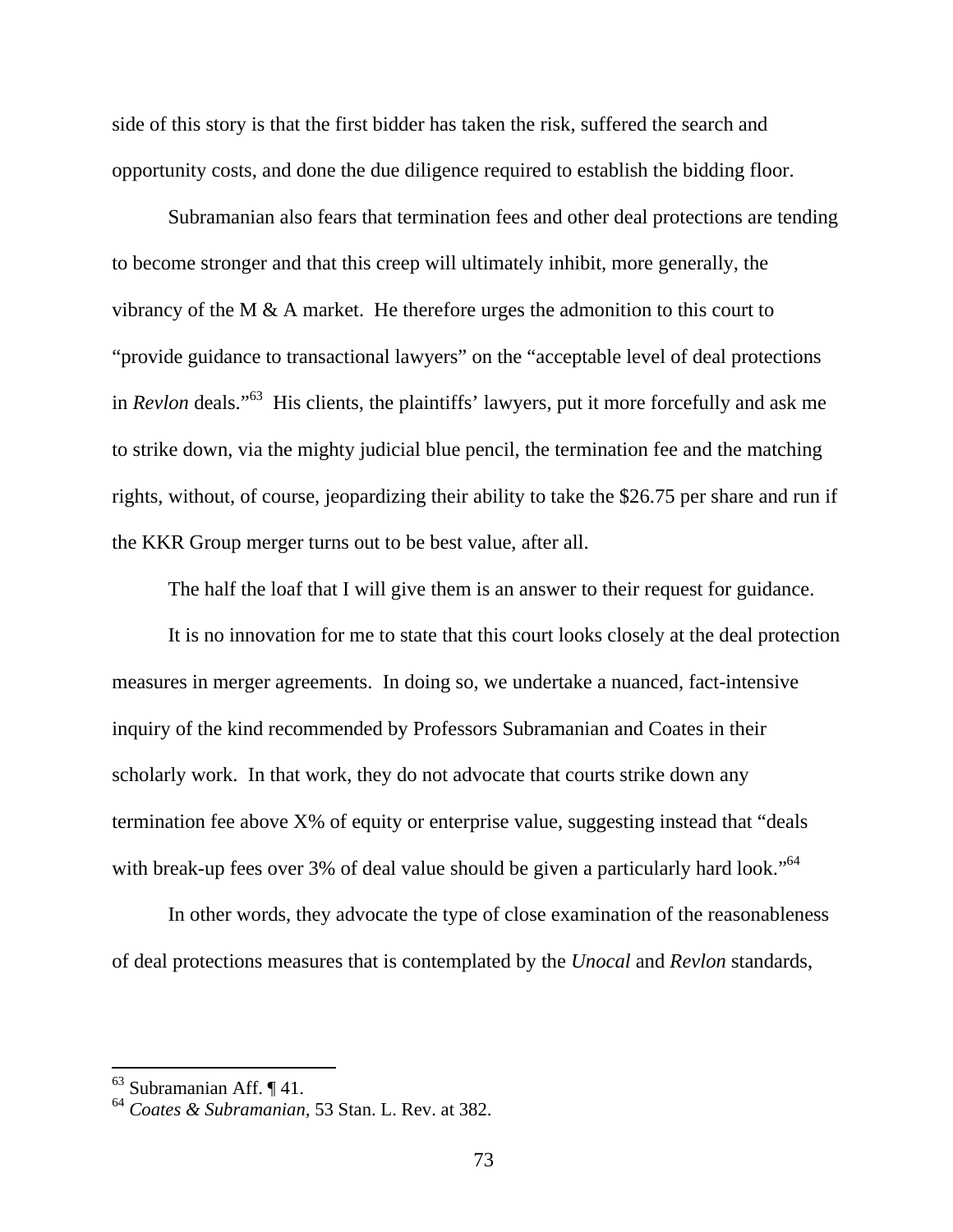side of this story is that the first bidder has taken the risk, suffered the search and opportunity costs, and done the due diligence required to establish the bidding floor.

Subramanian also fears that termination fees and other deal protections are tending to become stronger and that this creep will ultimately inhibit, more generally, the vibrancy of the M & A market. He therefore urges the admonition to this court to "provide guidance to transactional lawyers" on the "acceptable level of deal protections in *Revlon* deals."[63] His clients, the plaintiffs' lawyers, put it more forcefully and ask me to strike down, via the mighty judicial blue pencil, the termination fee and the matching rights, without, of course, jeopardizing their ability to take the $26.75 per share and run if the KKR Group merger turns out to be best value, after all.

The half the loaf that I will give them is an answer to their request for guidance.

It is no innovation for me to state that this court looks closely at the deal protection measures in merger agreements. In doing so, we undertake a nuanced, fact-intensive inquiry of the kind recommended by Professors Subramanian and Coates in their scholarly work. In that work, they do not advocate that courts strike down any termination fee above X% of equity or enterprise value, suggesting instead that "deals with break-up fees over 3% of deal value should be given a particularly hard look."[64]

In other words, they advocate the type of close examination of the reasonableness of deal protections measures that is contemplated by the *Unocal* and *Revlon* standards,

---

[63] Subramanian Aff. ¶ 41.

[64] *Coates & Subramanian*, 53 Stan. L. Rev. at 382.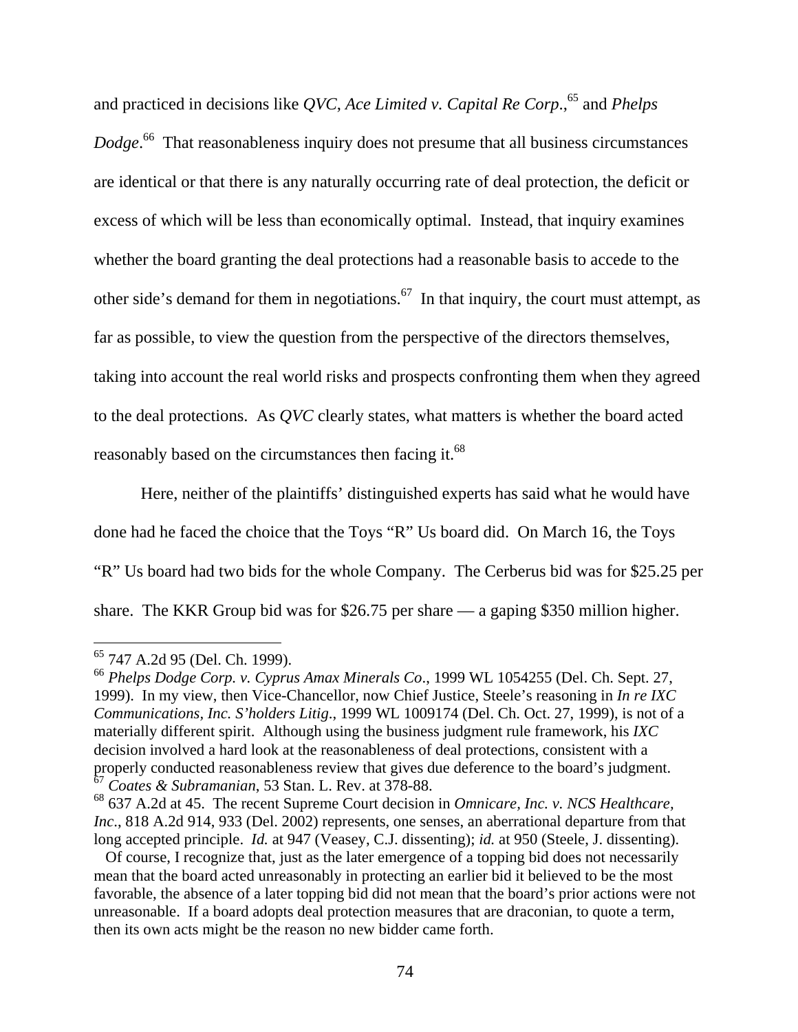and practiced in decisions like *QVC*, *Ace Limited v. Capital Re Corp.*,[65] and *Phelps Dodge*.[66] That reasonableness inquiry does not presume that all business circumstances are identical or that there is any naturally occurring rate of deal protection, the deficit or excess of which will be less than economically optimal. Instead, that inquiry examines whether the board granting the deal protections had a reasonable basis to accede to the other side's demand for them in negotiations.[67] In that inquiry, the court must attempt, as far as possible, to view the question from the perspective of the directors themselves, taking into account the real world risks and prospects confronting them when they agreed to the deal protections. As *QVC* clearly states, what matters is whether the board acted reasonably based on the circumstances then facing it.[68]

Here, neither of the plaintiffs' distinguished experts has said what he would have done had he faced the choice that the Toys "R" Us board did. On March 16, the Toys "R" Us board had two bids for the whole Company. The Cerberus bid was for $25.25 per share. The KKR Group bid was for $26.75 per share — a gaping $350 million higher.

---

[65] 747 A.2d 95 (Del. Ch. 1999).

[66] *Phelps Dodge Corp. v. Cyprus Amax Minerals Co*., 1999 WL 1054255 (Del. Ch. Sept. 27, 1999). In my view, then Vice-Chancellor, now Chief Justice, Steele's reasoning in *In re IXC Communications, Inc. S'holders Litig*., 1999 WL 1009174 (Del. Ch. Oct. 27, 1999), is not of a materially different spirit. Although using the business judgment rule framework, his *IXC* decision involved a hard look at the reasonableness of deal protections, consistent with a properly conducted reasonableness review that gives due deference to the board's judgment.

[67] *Coates & Subramanian*, 53 Stan. L. Rev. at 378-88.

[68] 637 A.2d at 45. The recent Supreme Court decision in *Omnicare, Inc. v. NCS Healthcare, Inc*., 818 A.2d 914, 933 (Del. 2002) represents, one senses, an aberrational departure from that long accepted principle. *Id.* at 947 (Veasey, C.J. dissenting); *id.* at 950 (Steele, J. dissenting).

Of course, I recognize that, just as the later emergence of a topping bid does not necessarily mean that the board acted unreasonably in protecting an earlier bid it believed to be the most favorable, the absence of a later topping bid did not mean that the board's prior actions were not unreasonable. If a board adopts deal protection measures that are draconian, to quote a term, then its own acts might be the reason no new bidder came forth.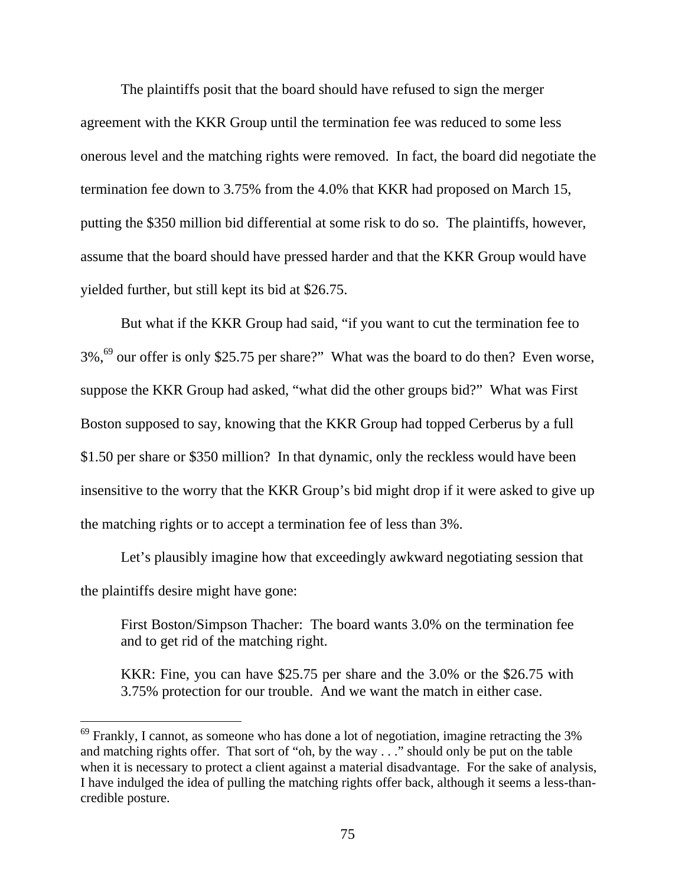The plaintiffs posit that the board should have refused to sign the merger agreement with the KKR Group until the termination fee was reduced to some less onerous level and the matching rights were removed. In fact, the board did negotiate the termination fee down to 3.75% from the 4.0% that KKR had proposed on March 15, putting the $350 million bid differential at some risk to do so. The plaintiffs, however, assume that the board should have pressed harder and that the KKR Group would have yielded further, but still kept its bid at $26.75.

But what if the KKR Group had said, "if you want to cut the termination fee to 3%,[69] our offer is only $25.75 per share?" What was the board to do then? Even worse, suppose the KKR Group had asked, "what did the other groups bid?" What was First Boston supposed to say, knowing that the KKR Group had topped Cerberus by a full $1.50 per share or $350 million? In that dynamic, only the reckless would have been insensitive to the worry that the KKR Group's bid might drop if it were asked to give up the matching rights or to accept a termination fee of less than 3%.

Let's plausibly imagine how that exceedingly awkward negotiating session that the plaintiffs desire might have gone:

> First Boston/Simpson Thacher: The board wants 3.0% on the termination fee and to get rid of the matching right.
>
> KKR: Fine, you can have $25.75 per share and the 3.0% or the $26.75 with 3.75% protection for our trouble. And we want the match in either case.

[69] Frankly, I cannot, as someone who has done a lot of negotiation, imagine retracting the 3% and matching rights offer. That sort of "oh, by the way . . ." should only be put on the table when it is necessary to protect a client against a material disadvantage. For the sake of analysis, I have indulged the idea of pulling the matching rights offer back, although it seems a less-than-credible posture.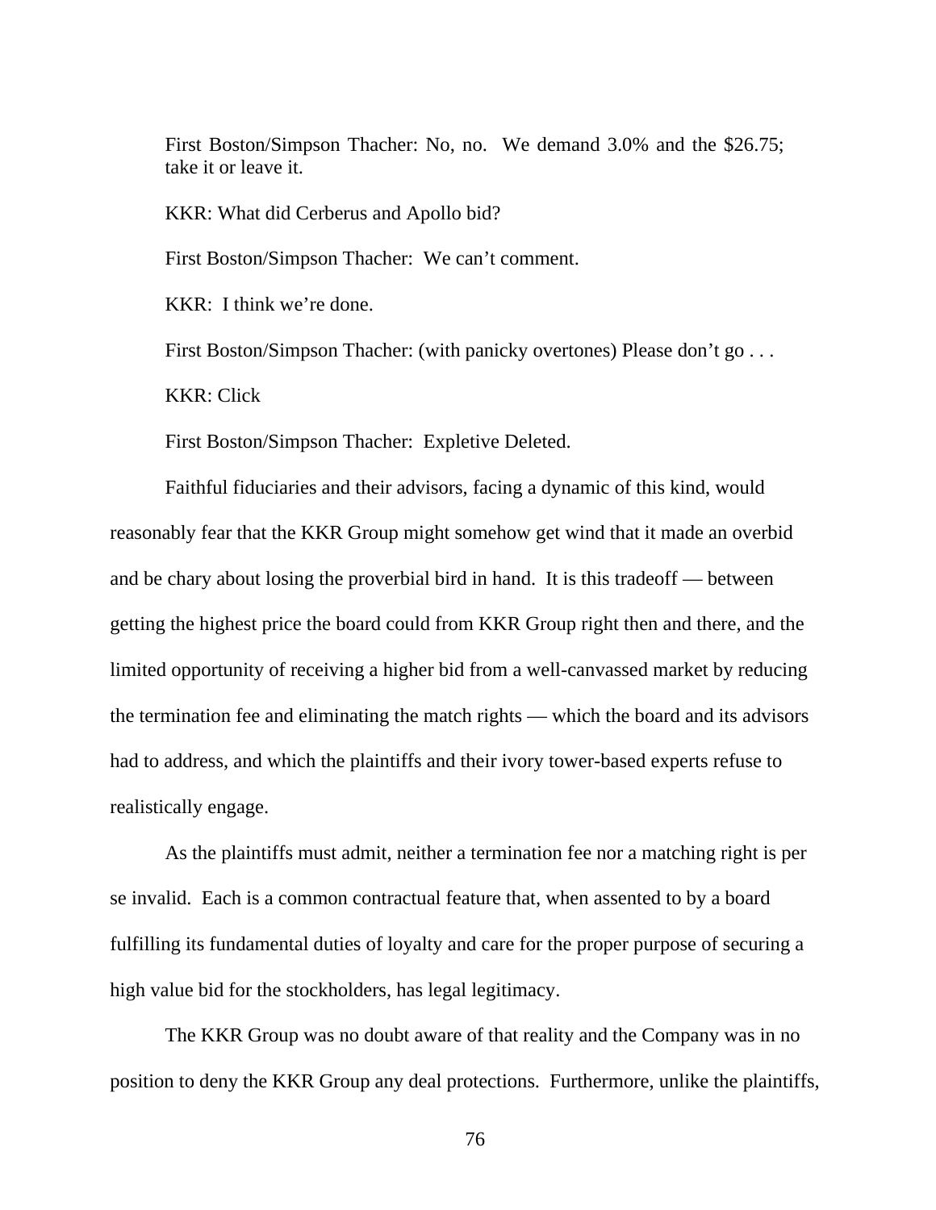First Boston/Simpson Thacher: No, no. We demand 3.0% and the $26.75; take it or leave it.

KKR: What did Cerberus and Apollo bid?

First Boston/Simpson Thacher: We can't comment.

KKR: I think we're done.

First Boston/Simpson Thacher: (with panicky overtones) Please don't go . . .

KKR: Click

First Boston/Simpson Thacher: Expletive Deleted.

Faithful fiduciaries and their advisors, facing a dynamic of this kind, would reasonably fear that the KKR Group might somehow get wind that it made an overbid and be chary about losing the proverbial bird in hand. It is this tradeoff — between getting the highest price the board could from KKR Group right then and there, and the limited opportunity of receiving a higher bid from a well-canvassed market by reducing the termination fee and eliminating the match rights — which the board and its advisors had to address, and which the plaintiffs and their ivory tower-based experts refuse to realistically engage.

As the plaintiffs must admit, neither a termination fee nor a matching right is per se invalid. Each is a common contractual feature that, when assented to by a board fulfilling its fundamental duties of loyalty and care for the proper purpose of securing a high value bid for the stockholders, has legal legitimacy.

The KKR Group was no doubt aware of that reality and the Company was in no position to deny the KKR Group any deal protections. Furthermore, unlike the plaintiffs,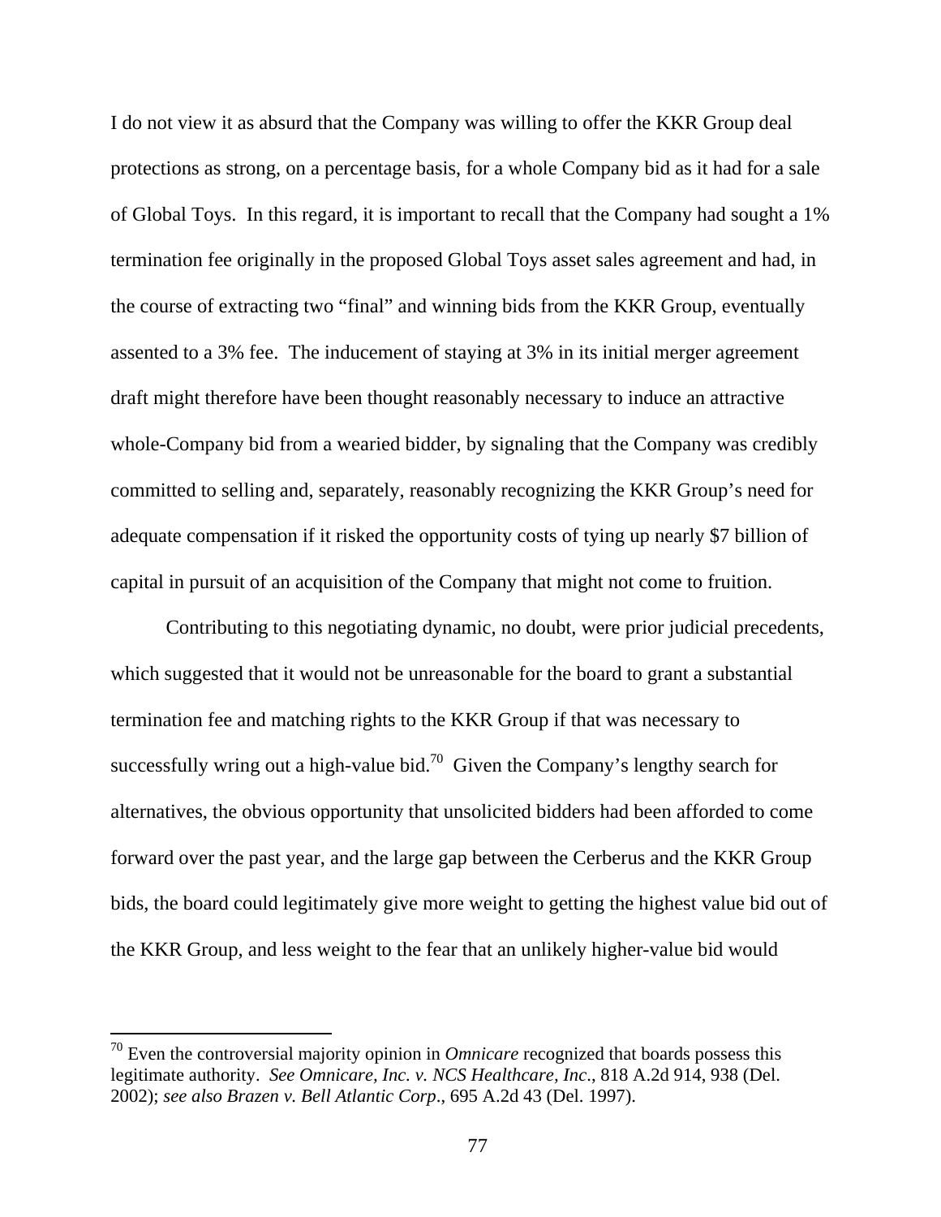I do not view it as absurd that the Company was willing to offer the KKR Group deal protections as strong, on a percentage basis, for a whole Company bid as it had for a sale of Global Toys. In this regard, it is important to recall that the Company had sought a 1% termination fee originally in the proposed Global Toys asset sales agreement and had, in the course of extracting two "final" and winning bids from the KKR Group, eventually assented to a 3% fee. The inducement of staying at 3% in its initial merger agreement draft might therefore have been thought reasonably necessary to induce an attractive whole-Company bid from a wearied bidder, by signaling that the Company was credibly committed to selling and, separately, reasonably recognizing the KKR Group's need for adequate compensation if it risked the opportunity costs of tying up nearly $7 billion of capital in pursuit of an acquisition of the Company that might not come to fruition.

Contributing to this negotiating dynamic, no doubt, were prior judicial precedents, which suggested that it would not be unreasonable for the board to grant a substantial termination fee and matching rights to the KKR Group if that was necessary to successfully wring out a high-value bid.[70] Given the Company's lengthy search for alternatives, the obvious opportunity that unsolicited bidders had been afforded to come forward over the past year, and the large gap between the Cerberus and the KKR Group bids, the board could legitimately give more weight to getting the highest value bid out of the KKR Group, and less weight to the fear that an unlikely higher-value bid would

---

[70] Even the controversial majority opinion in *Omnicare* recognized that boards possess this legitimate authority. *See Omnicare, Inc. v. NCS Healthcare, Inc*., 818 A.2d 914, 938 (Del. 2002); *see also Brazen v. Bell Atlantic Corp*., 695 A.2d 43 (Del. 1997).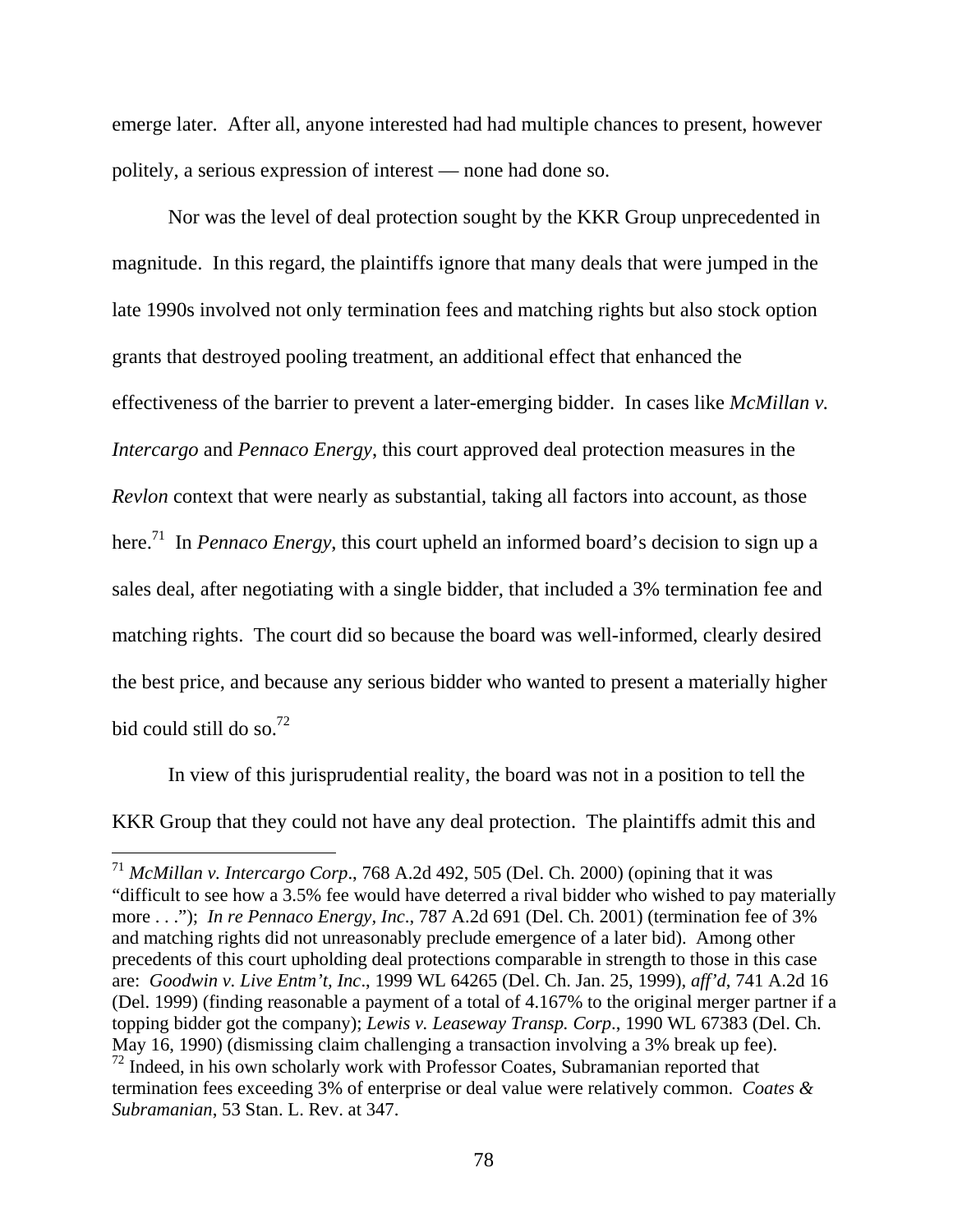emerge later. After all, anyone interested had had multiple chances to present, however politely, a serious expression of interest — none had done so.

Nor was the level of deal protection sought by the KKR Group unprecedented in magnitude. In this regard, the plaintiffs ignore that many deals that were jumped in the late 1990s involved not only termination fees and matching rights but also stock option grants that destroyed pooling treatment, an additional effect that enhanced the effectiveness of the barrier to prevent a later-emerging bidder. In cases like *McMillan v. Intercargo* and *Pennaco Energy*, this court approved deal protection measures in the *Revlon* context that were nearly as substantial, taking all factors into account, as those here.[71] In *Pennaco Energy*, this court upheld an informed board's decision to sign up a sales deal, after negotiating with a single bidder, that included a 3% termination fee and matching rights. The court did so because the board was well-informed, clearly desired the best price, and because any serious bidder who wanted to present a materially higher bid could still do so.[72]

In view of this jurisprudential reality, the board was not in a position to tell the KKR Group that they could not have any deal protection. The plaintiffs admit this and

---

[71] *McMillan v. Intercargo Corp*., 768 A.2d 492, 505 (Del. Ch. 2000) (opining that it was "difficult to see how a 3.5% fee would have deterred a rival bidder who wished to pay materially more . . ."); *In re Pennaco Energy, Inc*., 787 A.2d 691 (Del. Ch. 2001) (termination fee of 3% and matching rights did not unreasonably preclude emergence of a later bid). Among other precedents of this court upholding deal protections comparable in strength to those in this case are: *Goodwin v. Live Entm't, Inc*., 1999 WL 64265 (Del. Ch. Jan. 25, 1999), *aff'd*, 741 A.2d 16 (Del. 1999) (finding reasonable a payment of a total of 4.167% to the original merger partner if a topping bidder got the company); *Lewis v. Leaseway Transp. Corp*., 1990 WL 67383 (Del. Ch. May 16, 1990) (dismissing claim challenging a transaction involving a 3% break up fee).

[72] Indeed, in his own scholarly work with Professor Coates, Subramanian reported that termination fees exceeding 3% of enterprise or deal value were relatively common. *Coates & Subramanian*, 53 Stan. L. Rev. at 347.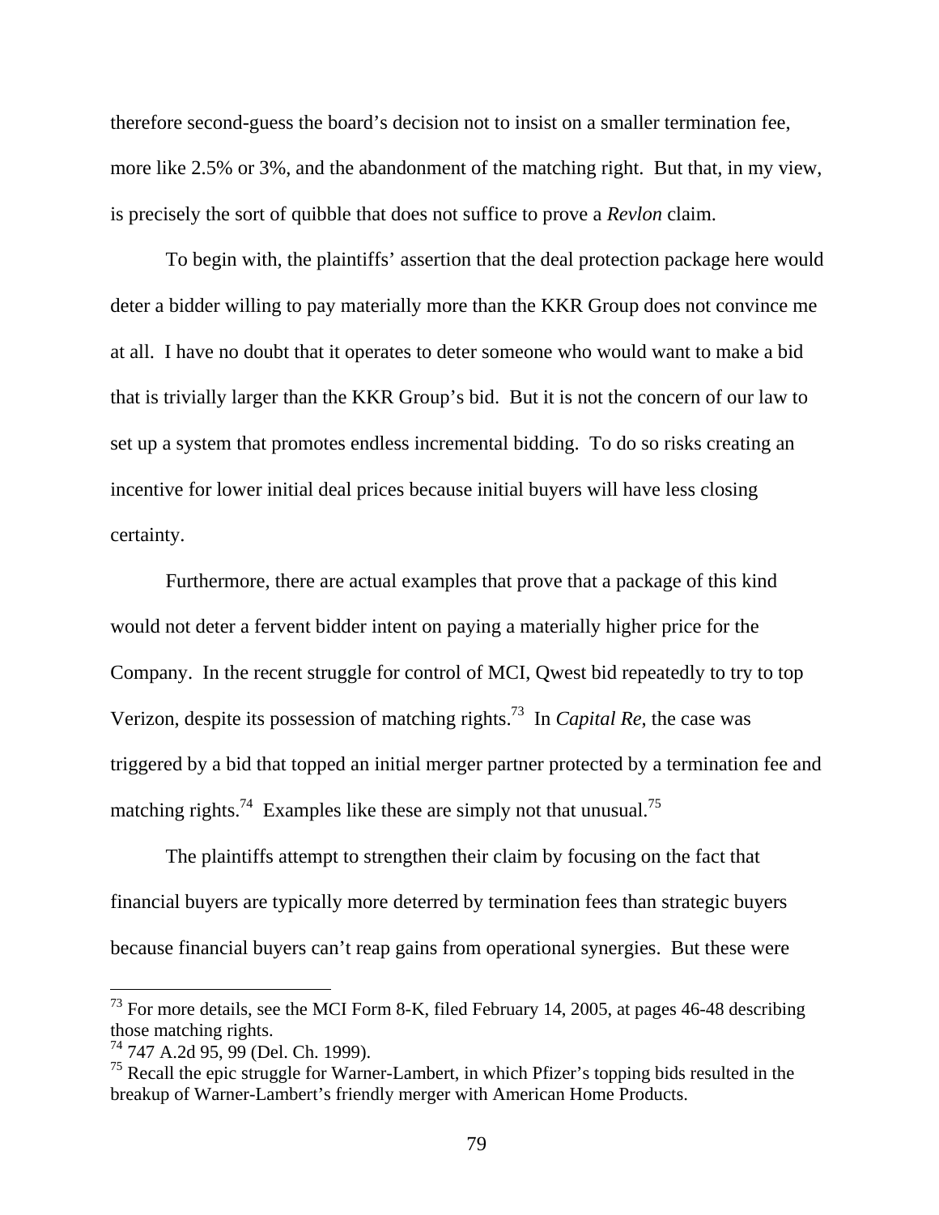therefore second-guess the board's decision not to insist on a smaller termination fee, more like 2.5% or 3%, and the abandonment of the matching right. But that, in my view, is precisely the sort of quibble that does not suffice to prove a *Revlon* claim.

To begin with, the plaintiffs' assertion that the deal protection package here would deter a bidder willing to pay materially more than the KKR Group does not convince me at all. I have no doubt that it operates to deter someone who would want to make a bid that is trivially larger than the KKR Group's bid. But it is not the concern of our law to set up a system that promotes endless incremental bidding. To do so risks creating an incentive for lower initial deal prices because initial buyers will have less closing certainty.

Furthermore, there are actual examples that prove that a package of this kind would not deter a fervent bidder intent on paying a materially higher price for the Company. In the recent struggle for control of MCI, Qwest bid repeatedly to try to top Verizon, despite its possession of matching rights.[73] In *Capital Re*, the case was triggered by a bid that topped an initial merger partner protected by a termination fee and matching rights.[74] Examples like these are simply not that unusual.[75]

The plaintiffs attempt to strengthen their claim by focusing on the fact that financial buyers are typically more deterred by termination fees than strategic buyers because financial buyers can't reap gains from operational synergies. But these were

---

[73] For more details, see the MCI Form 8-K, filed February 14, 2005, at pages 46-48 describing those matching rights.

[74] 747 A.2d 95, 99 (Del. Ch. 1999).

[75] Recall the epic struggle for Warner-Lambert, in which Pfizer's topping bids resulted in the breakup of Warner-Lambert's friendly merger with American Home Products.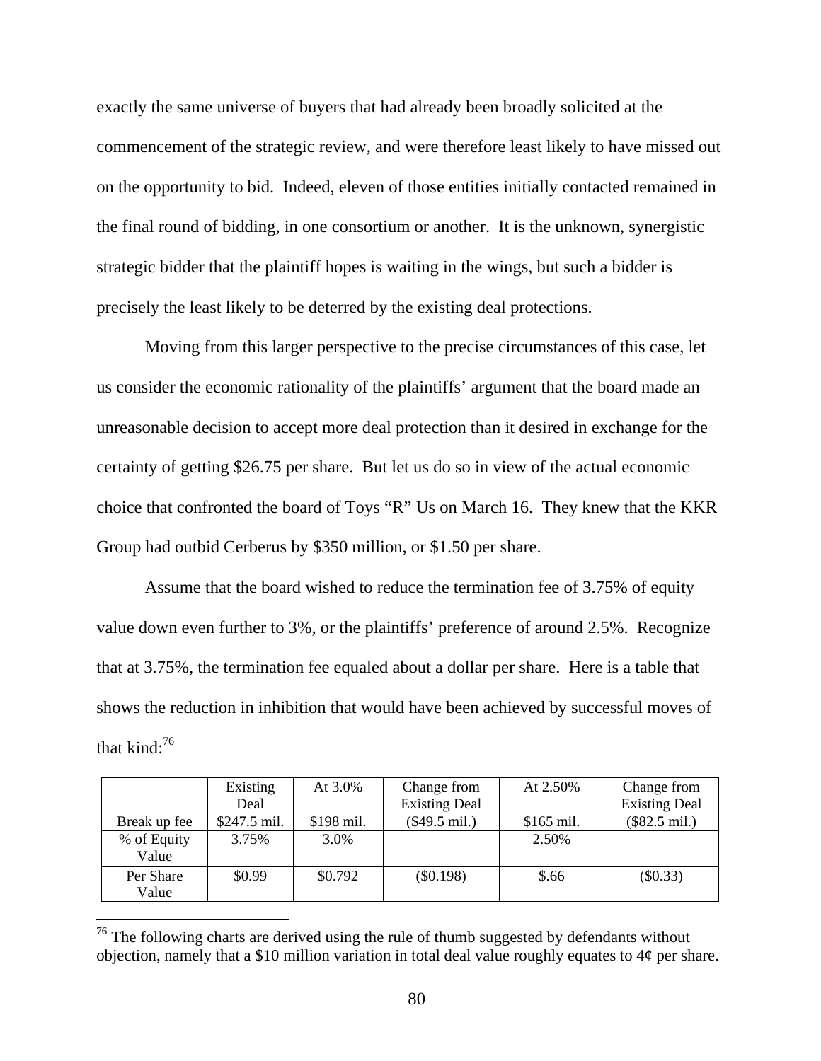exactly the same universe of buyers that had already been broadly solicited at the commencement of the strategic review, and were therefore least likely to have missed out on the opportunity to bid. Indeed, eleven of those entities initially contacted remained in the final round of bidding, in one consortium or another. It is the unknown, synergistic strategic bidder that the plaintiff hopes is waiting in the wings, but such a bidder is precisely the least likely to be deterred by the existing deal protections.

Moving from this larger perspective to the precise circumstances of this case, let us consider the economic rationality of the plaintiffs' argument that the board made an unreasonable decision to accept more deal protection than it desired in exchange for the certainty of getting \$26.75 per share. But let us do so in view of the actual economic choice that confronted the board of Toys "R" Us on March 16. They knew that the KKR Group had outbid Cerberus by \$350 million, or \$1.50 per share.

Assume that the board wished to reduce the termination fee of 3.75% of equity value down even further to 3%, or the plaintiffs' preference of around 2.5%. Recognize that at 3.75%, the termination fee equaled about a dollar per share. Here is a table that shows the reduction in inhibition that would have been achieved by successful moves of that kind:[76]

| | Existing Deal | At 3.0% | Change from Existing Deal | At 2.50% | Change from Existing Deal |
|---|---|---|---|---|---|
| Break up fee | \$247.5 mil. | \$198 mil. | (\$49.5 mil.) | \$165 mil. | (\$82.5 mil.) |
| % of Equity Value | 3.75% | 3.0% | | 2.50% | |
| Per Share Value | \$0.99 | \$0.792 | (\$0.198) | \$.66 | (\$0.33) |

[76] The following charts are derived using the rule of thumb suggested by defendants without objection, namely that a \$10 million variation in total deal value roughly equates to 4¢ per share.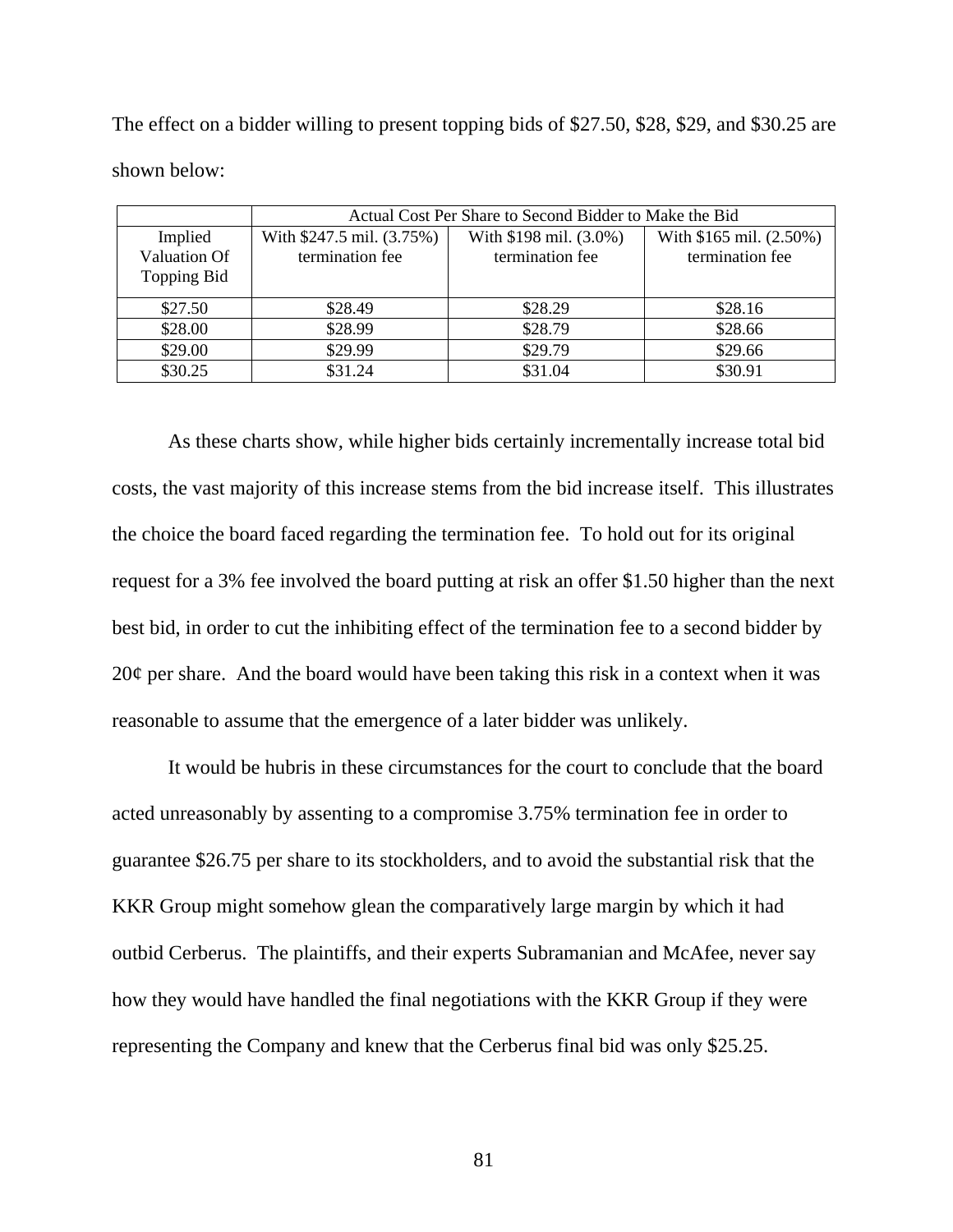The effect on a bidder willing to present topping bids of $27.50, $28, $29, and $30.25 are shown below:

| | Actual Cost Per Share to Second Bidder to Make the Bid | | |
|---|---|---|---|
| Implied Valuation Of Topping Bid | With $247.5 mil. (3.75%) termination fee | With $198 mil. (3.0%) termination fee | With $165 mil. (2.50%) termination fee |
| $27.50 | $28.49 | $28.29 | $28.16 |
| $28.00 | $28.99 | $28.79 | $28.66 |
| $29.00 | $29.99 | $29.79 | $29.66 |
| $30.25 | $31.24 | $31.04 | $30.91 |

As these charts show, while higher bids certainly incrementally increase total bid costs, the vast majority of this increase stems from the bid increase itself. This illustrates the choice the board faced regarding the termination fee. To hold out for its original request for a 3% fee involved the board putting at risk an offer $1.50 higher than the next best bid, in order to cut the inhibiting effect of the termination fee to a second bidder by 20¢ per share. And the board would have been taking this risk in a context when it was reasonable to assume that the emergence of a later bidder was unlikely.

It would be hubris in these circumstances for the court to conclude that the board acted unreasonably by assenting to a compromise 3.75% termination fee in order to guarantee $26.75 per share to its stockholders, and to avoid the substantial risk that the KKR Group might somehow glean the comparatively large margin by which it had outbid Cerberus. The plaintiffs, and their experts Subramanian and McAfee, never say how they would have handled the final negotiations with the KKR Group if they were representing the Company and knew that the Cerberus final bid was only $25.25.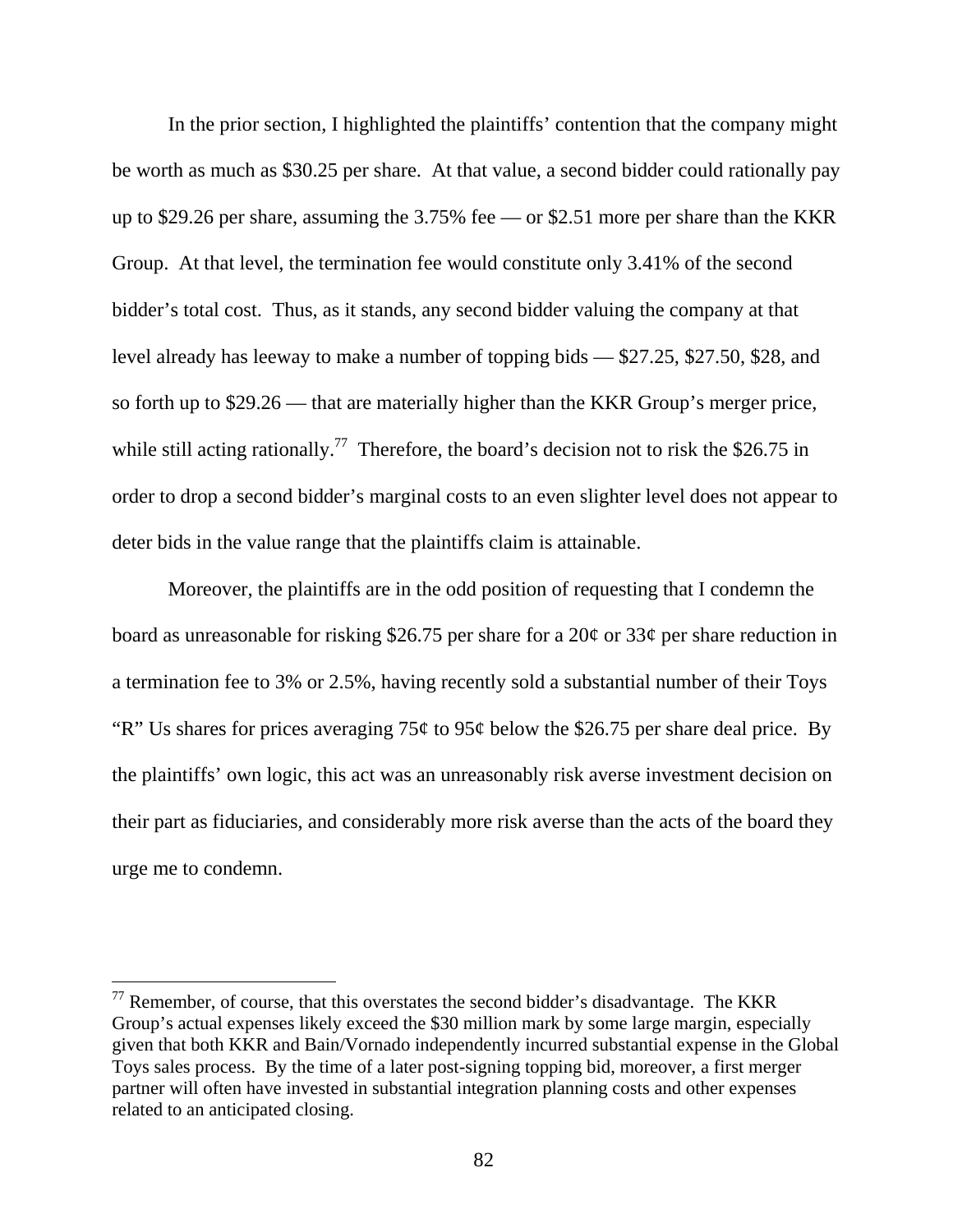In the prior section, I highlighted the plaintiffs' contention that the company might be worth as much as \$30.25 per share. At that value, a second bidder could rationally pay up to \$29.26 per share, assuming the 3.75% fee — or \$2.51 more per share than the KKR Group. At that level, the termination fee would constitute only 3.41% of the second bidder's total cost. Thus, as it stands, any second bidder valuing the company at that level already has leeway to make a number of topping bids — \$27.25, \$27.50, \$28, and so forth up to \$29.26 — that are materially higher than the KKR Group's merger price, while still acting rationally.[77] Therefore, the board's decision not to risk the \$26.75 in order to drop a second bidder's marginal costs to an even slighter level does not appear to deter bids in the value range that the plaintiffs claim is attainable.

Moreover, the plaintiffs are in the odd position of requesting that I condemn the board as unreasonable for risking \$26.75 per share for a 20¢ or 33¢ per share reduction in a termination fee to 3% or 2.5%, having recently sold a substantial number of their Toys "R" Us shares for prices averaging 75¢ to 95¢ below the \$26.75 per share deal price. By the plaintiffs' own logic, this act was an unreasonably risk averse investment decision on their part as fiduciaries, and considerably more risk averse than the acts of the board they urge me to condemn.

---

[77] Remember, of course, that this overstates the second bidder's disadvantage. The KKR Group's actual expenses likely exceed the \$30 million mark by some large margin, especially given that both KKR and Bain/Vornado independently incurred substantial expense in the Global Toys sales process. By the time of a later post-signing topping bid, moreover, a first merger partner will often have invested in substantial integration planning costs and other expenses related to an anticipated closing.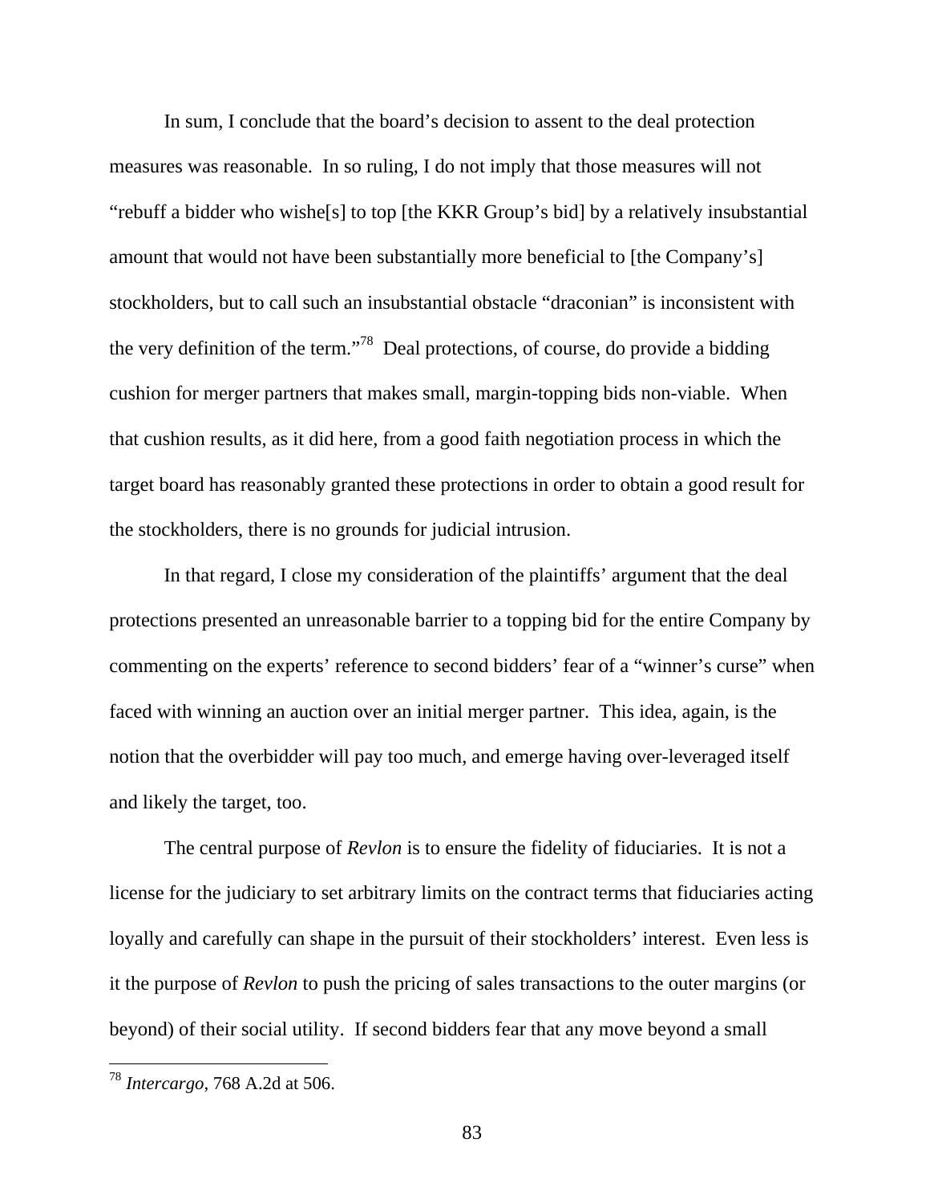In sum, I conclude that the board's decision to assent to the deal protection measures was reasonable. In so ruling, I do not imply that those measures will not "rebuff a bidder who wishe[s] to top [the KKR Group's bid] by a relatively insubstantial amount that would not have been substantially more beneficial to [the Company's] stockholders, but to call such an insubstantial obstacle "draconian" is inconsistent with the very definition of the term."[78] Deal protections, of course, do provide a bidding cushion for merger partners that makes small, margin-topping bids non-viable. When that cushion results, as it did here, from a good faith negotiation process in which the target board has reasonably granted these protections in order to obtain a good result for the stockholders, there is no grounds for judicial intrusion.

In that regard, I close my consideration of the plaintiffs' argument that the deal protections presented an unreasonable barrier to a topping bid for the entire Company by commenting on the experts' reference to second bidders' fear of a "winner's curse" when faced with winning an auction over an initial merger partner. This idea, again, is the notion that the overbidder will pay too much, and emerge having over-leveraged itself and likely the target, too.

The central purpose of *Revlon* is to ensure the fidelity of fiduciaries. It is not a license for the judiciary to set arbitrary limits on the contract terms that fiduciaries acting loyally and carefully can shape in the pursuit of their stockholders' interest. Even less is it the purpose of *Revlon* to push the pricing of sales transactions to the outer margins (or beyond) of their social utility. If second bidders fear that any move beyond a small

---

[78] *Intercargo*, 768 A.2d at 506.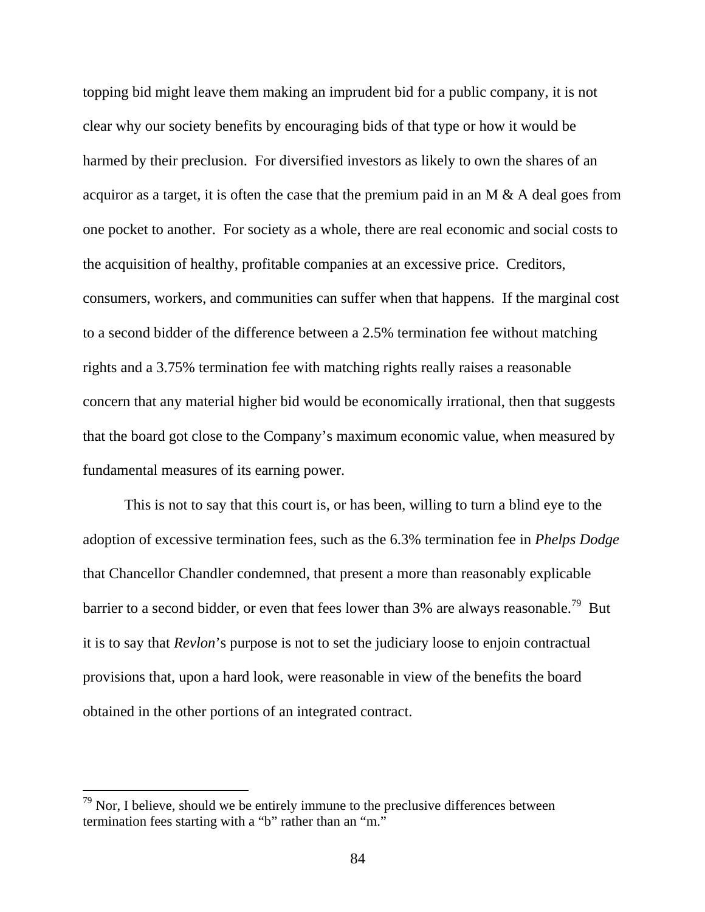topping bid might leave them making an imprudent bid for a public company, it is not clear why our society benefits by encouraging bids of that type or how it would be harmed by their preclusion. For diversified investors as likely to own the shares of an acquiror as a target, it is often the case that the premium paid in an M & A deal goes from one pocket to another. For society as a whole, there are real economic and social costs to the acquisition of healthy, profitable companies at an excessive price. Creditors, consumers, workers, and communities can suffer when that happens. If the marginal cost to a second bidder of the difference between a 2.5% termination fee without matching rights and a 3.75% termination fee with matching rights really raises a reasonable concern that any material higher bid would be economically irrational, then that suggests that the board got close to the Company's maximum economic value, when measured by fundamental measures of its earning power.

This is not to say that this court is, or has been, willing to turn a blind eye to the adoption of excessive termination fees, such as the 6.3% termination fee in *Phelps Dodge* that Chancellor Chandler condemned, that present a more than reasonably explicable barrier to a second bidder, or even that fees lower than 3% are always reasonable.[79] But it is to say that *Revlon*'s purpose is not to set the judiciary loose to enjoin contractual provisions that, upon a hard look, were reasonable in view of the benefits the board obtained in the other portions of an integrated contract.

---

[79] Nor, I believe, should we be entirely immune to the preclusive differences between termination fees starting with a "b" rather than an "m."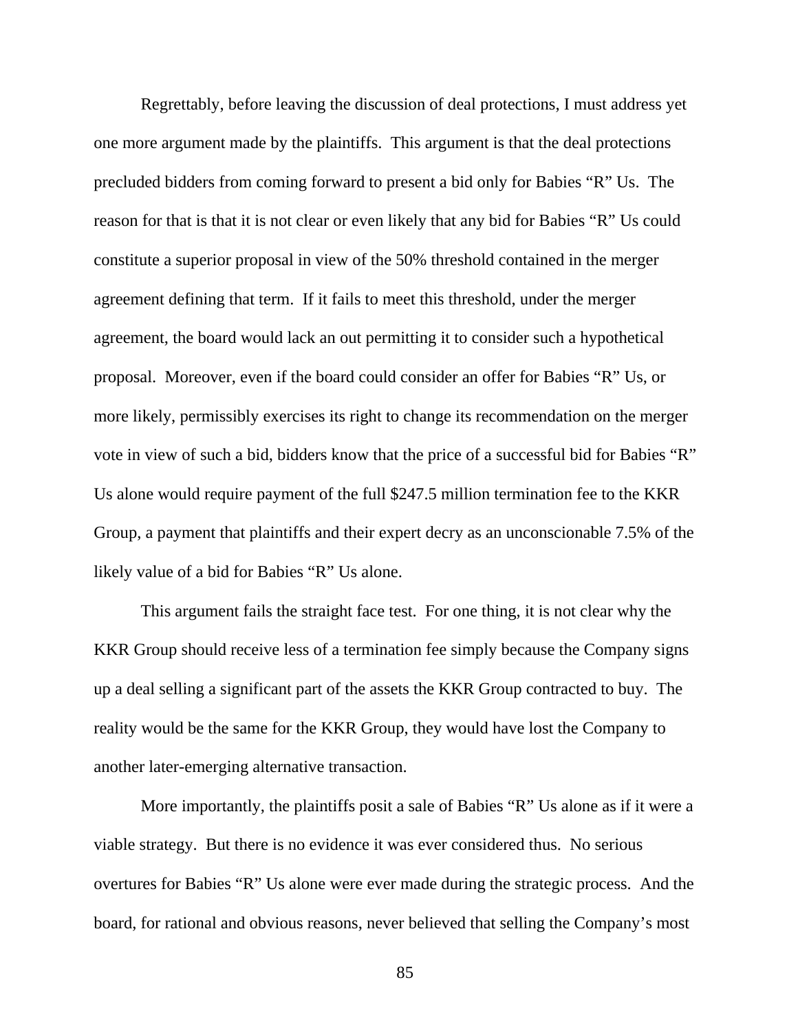Regrettably, before leaving the discussion of deal protections, I must address yet one more argument made by the plaintiffs. This argument is that the deal protections precluded bidders from coming forward to present a bid only for Babies "R" Us. The reason for that is that it is not clear or even likely that any bid for Babies "R" Us could constitute a superior proposal in view of the 50% threshold contained in the merger agreement defining that term. If it fails to meet this threshold, under the merger agreement, the board would lack an out permitting it to consider such a hypothetical proposal. Moreover, even if the board could consider an offer for Babies "R" Us, or more likely, permissibly exercises its right to change its recommendation on the merger vote in view of such a bid, bidders know that the price of a successful bid for Babies "R" Us alone would require payment of the full $247.5 million termination fee to the KKR Group, a payment that plaintiffs and their expert decry as an unconscionable 7.5% of the likely value of a bid for Babies "R" Us alone.

This argument fails the straight face test. For one thing, it is not clear why the KKR Group should receive less of a termination fee simply because the Company signs up a deal selling a significant part of the assets the KKR Group contracted to buy. The reality would be the same for the KKR Group, they would have lost the Company to another later-emerging alternative transaction.

More importantly, the plaintiffs posit a sale of Babies "R" Us alone as if it were a viable strategy. But there is no evidence it was ever considered thus. No serious overtures for Babies "R" Us alone were ever made during the strategic process. And the board, for rational and obvious reasons, never believed that selling the Company's most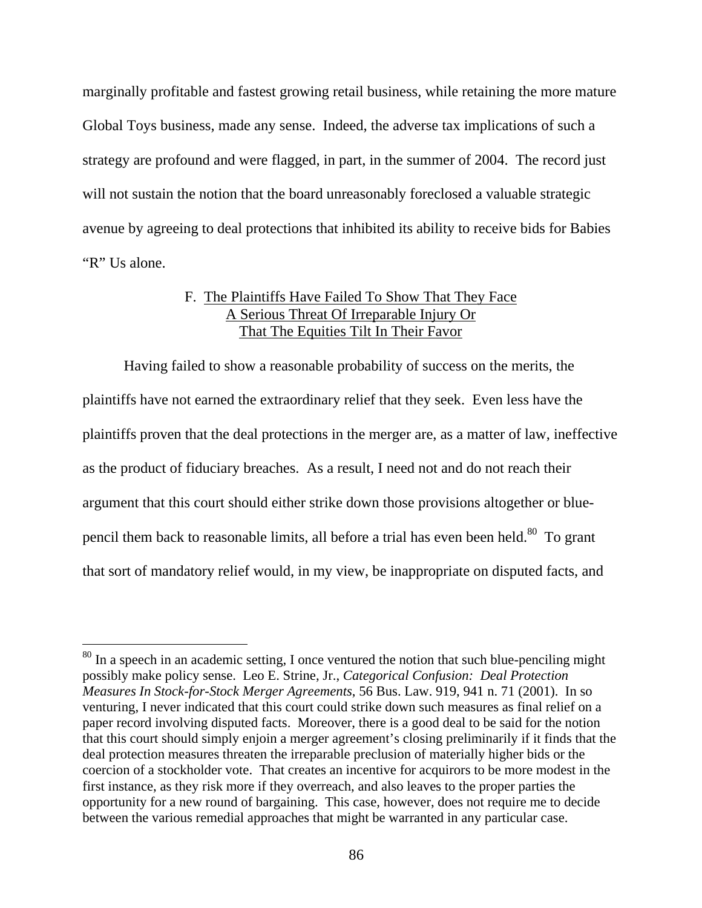marginally profitable and fastest growing retail business, while retaining the more mature Global Toys business, made any sense. Indeed, the adverse tax implications of such a strategy are profound and were flagged, in part, in the summer of 2004. The record just will not sustain the notion that the board unreasonably foreclosed a valuable strategic avenue by agreeing to deal protections that inhibited its ability to receive bids for Babies "R" Us alone.

### F. The Plaintiffs Have Failed To Show That They Face A Serious Threat Of Irreparable Injury Or That The Equities Tilt In Their Favor

Having failed to show a reasonable probability of success on the merits, the plaintiffs have not earned the extraordinary relief that they seek. Even less have the plaintiffs proven that the deal protections in the merger are, as a matter of law, ineffective as the product of fiduciary breaches. As a result, I need not and do not reach their argument that this court should either strike down those provisions altogether or blue-pencil them back to reasonable limits, all before a trial has even been held.[80] To grant that sort of mandatory relief would, in my view, be inappropriate on disputed facts, and

---

[80] In a speech in an academic setting, I once ventured the notion that such blue-penciling might possibly make policy sense. Leo E. Strine, Jr., *Categorical Confusion: Deal Protection Measures In Stock-for-Stock Merger Agreements*, 56 Bus. Law. 919, 941 n. 71 (2001). In so venturing, I never indicated that this court could strike down such measures as final relief on a paper record involving disputed facts. Moreover, there is a good deal to be said for the notion that this court should simply enjoin a merger agreement's closing preliminarily if it finds that the deal protection measures threaten the irreparable preclusion of materially higher bids or the coercion of a stockholder vote. That creates an incentive for acquirors to be more modest in the first instance, as they risk more if they overreach, and also leaves to the proper parties the opportunity for a new round of bargaining. This case, however, does not require me to decide between the various remedial approaches that might be warranted in any particular case.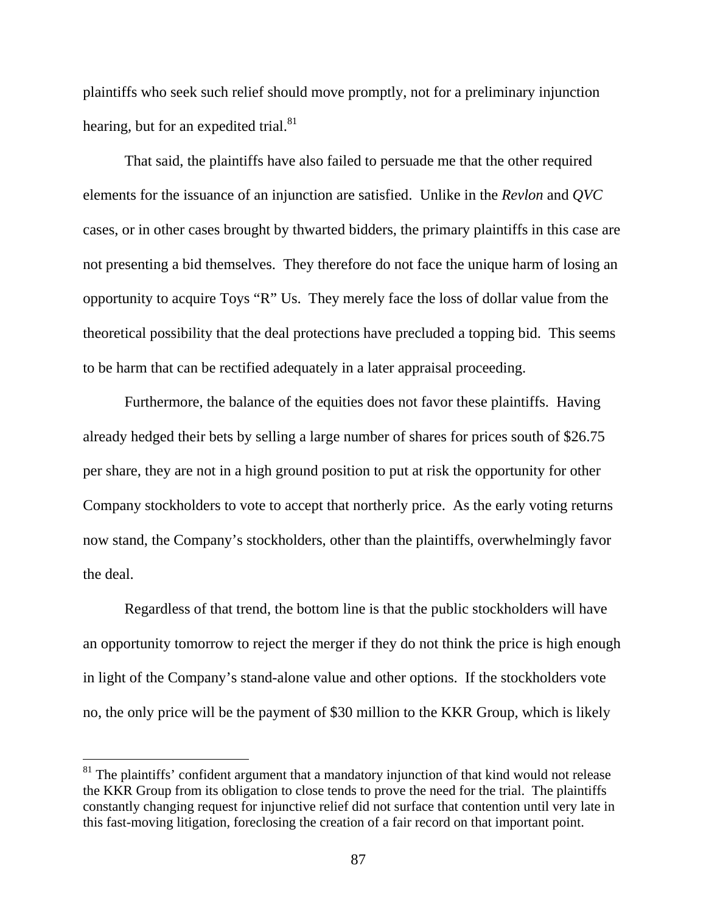plaintiffs who seek such relief should move promptly, not for a preliminary injunction hearing, but for an expedited trial.[81]

That said, the plaintiffs have also failed to persuade me that the other required elements for the issuance of an injunction are satisfied. Unlike in the *Revlon* and *QVC* cases, or in other cases brought by thwarted bidders, the primary plaintiffs in this case are not presenting a bid themselves. They therefore do not face the unique harm of losing an opportunity to acquire Toys "R" Us. They merely face the loss of dollar value from the theoretical possibility that the deal protections have precluded a topping bid. This seems to be harm that can be rectified adequately in a later appraisal proceeding.

Furthermore, the balance of the equities does not favor these plaintiffs. Having already hedged their bets by selling a large number of shares for prices south of $26.75 per share, they are not in a high ground position to put at risk the opportunity for other Company stockholders to vote to accept that northerly price. As the early voting returns now stand, the Company's stockholders, other than the plaintiffs, overwhelmingly favor the deal.

Regardless of that trend, the bottom line is that the public stockholders will have an opportunity tomorrow to reject the merger if they do not think the price is high enough in light of the Company's stand-alone value and other options. If the stockholders vote no, the only price will be the payment of $30 million to the KKR Group, which is likely

[81] The plaintiffs' confident argument that a mandatory injunction of that kind would not release the KKR Group from its obligation to close tends to prove the need for the trial. The plaintiffs constantly changing request for injunctive relief did not surface that contention until very late in this fast-moving litigation, foreclosing the creation of a fair record on that important point.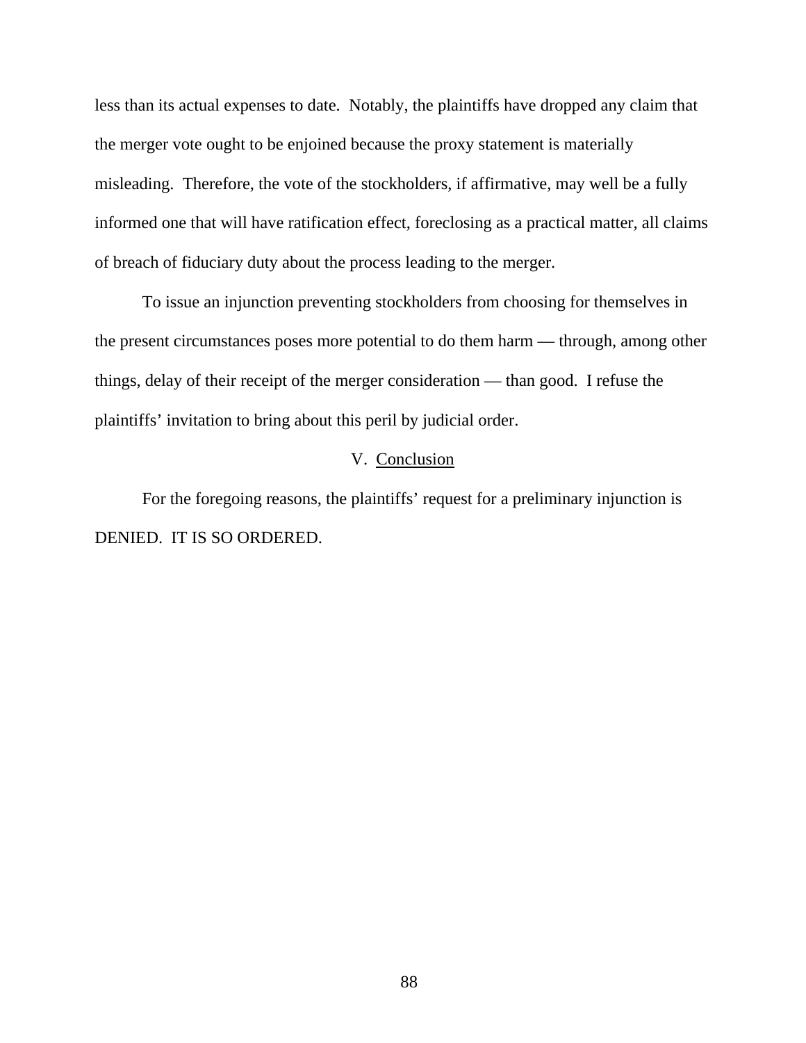less than its actual expenses to date. Notably, the plaintiffs have dropped any claim that the merger vote ought to be enjoined because the proxy statement is materially misleading. Therefore, the vote of the stockholders, if affirmative, may well be a fully informed one that will have ratification effect, foreclosing as a practical matter, all claims of breach of fiduciary duty about the process leading to the merger.

To issue an injunction preventing stockholders from choosing for themselves in the present circumstances poses more potential to do them harm — through, among other things, delay of their receipt of the merger consideration — than good. I refuse the plaintiffs' invitation to bring about this peril by judicial order.

## V. Conclusion

For the foregoing reasons, the plaintiffs' request for a preliminary injunction is DENIED. IT IS SO ORDERED.